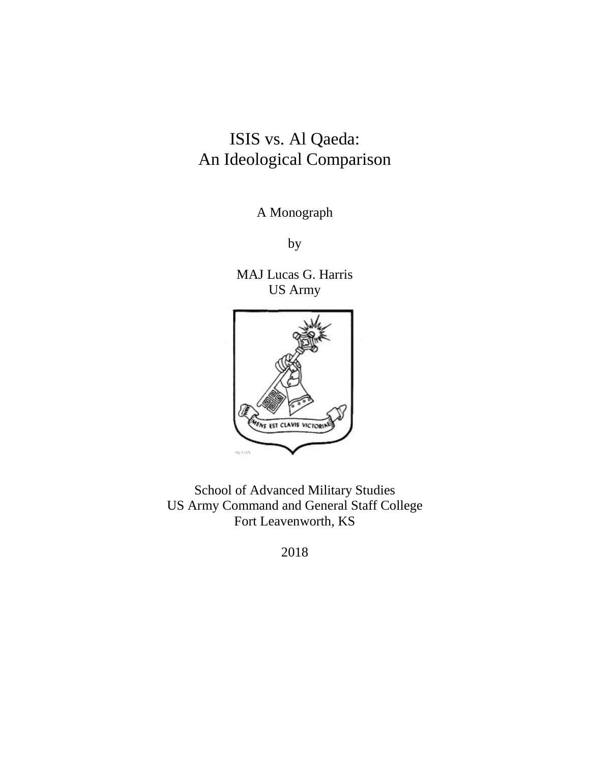# ISIS vs. Al Qaeda: An Ideological Comparison

A Monograph

by

MAJ Lucas G. Harris
US Army

School of Advanced Military Studies
US Army Command and General Staff College
Fort Leavenworth, KS

2018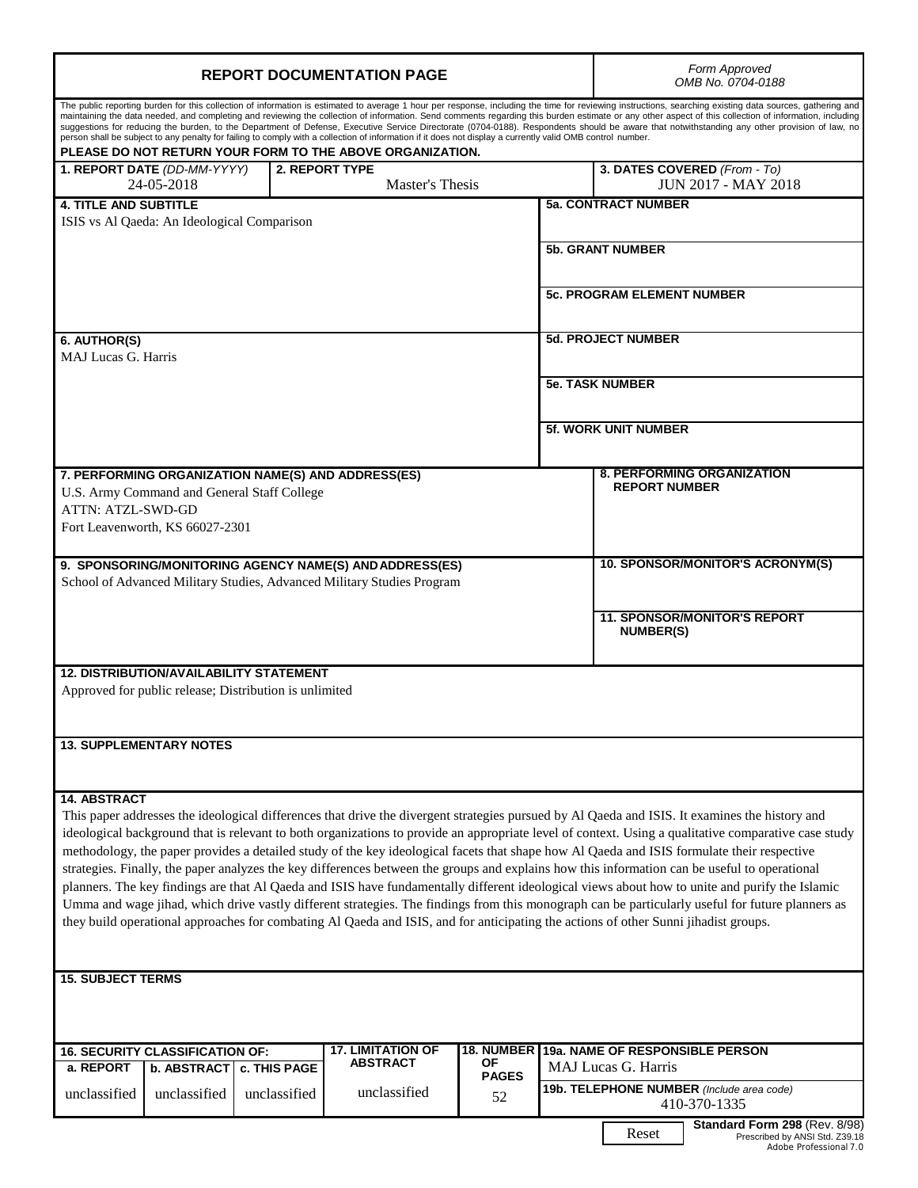# REPORT DOCUMENTATION PAGE

*Form Approved OMB No. 0704-0188*

The public reporting burden for this collection of information is estimated to average 1 hour per response, including the time for reviewing instructions, searching existing data sources, gathering and maintaining the data needed, and completing and reviewing the collection of information. Send comments regarding this burden estimate or any other aspect of this collection of information, including suggestions for reducing the burden, to the Department of Defense, Executive Service Directorate (0704-0188). Respondents should be aware that notwithstanding any other provision of law, no person shall be subject to any penalty for failing to comply with a collection of information if it does not display a currently valid OMB control number.

**PLEASE DO NOT RETURN YOUR FORM TO THE ABOVE ORGANIZATION.**

| **1. REPORT DATE** *(DD-MM-YYYY)* | **2. REPORT TYPE** | **3. DATES COVERED** *(From - To)* |
|---|---|---|
| 24-05-2018 | Master's Thesis | JUN 2017 - MAY 2018 |

**4. TITLE AND SUBTITLE**
ISIS vs Al Qaeda: An Ideological Comparison

**5a. CONTRACT NUMBER**

**5b. GRANT NUMBER**

**5c. PROGRAM ELEMENT NUMBER**

**6. AUTHOR(S)**
MAJ Lucas G. Harris

**5d. PROJECT NUMBER**

**5e. TASK NUMBER**

**5f. WORK UNIT NUMBER**

**7. PERFORMING ORGANIZATION NAME(S) AND ADDRESS(ES)**
U.S. Army Command and General Staff College
ATTN: ATZL-SWD-GD
Fort Leavenworth, KS 66027-2301

**8. PERFORMING ORGANIZATION REPORT NUMBER**

**9. SPONSORING/MONITORING AGENCY NAME(S) AND ADDRESS(ES)**
School of Advanced Military Studies, Advanced Military Studies Program

**10. SPONSOR/MONITOR'S ACRONYM(S)**

**11. SPONSOR/MONITOR'S REPORT NUMBER(S)**

**12. DISTRIBUTION/AVAILABILITY STATEMENT**
Approved for public release; Distribution is unlimited

**13. SUPPLEMENTARY NOTES**

**14. ABSTRACT**
This paper addresses the ideological differences that drive the divergent strategies pursued by Al Qaeda and ISIS. It examines the history and ideological background that is relevant to both organizations to provide an appropriate level of context. Using a qualitative comparative case study methodology, the paper provides a detailed study of the key ideological facets that shape how Al Qaeda and ISIS formulate their respective strategies. Finally, the paper analyzes the key differences between the groups and explains how this information can be useful to operational planners. The key findings are that Al Qaeda and ISIS have fundamentally different ideological views about how to unite and purify the Islamic Umma and wage jihad, which drive vastly different strategies. The findings from this monograph can be particularly useful for future planners as they build operational approaches for combating Al Qaeda and ISIS, and for anticipating the actions of other Sunni jihadist groups.

**15. SUBJECT TERMS**

| **16. SECURITY CLASSIFICATION OF:** | | | **17. LIMITATION OF ABSTRACT** | **18. NUMBER OF PAGES** | **19a. NAME OF RESPONSIBLE PERSON** |
|---|---|---|---|---|---|
| **a. REPORT** | **b. ABSTRACT** | **c. THIS PAGE** | | | MAJ Lucas G. Harris |
| unclassified | unclassified | unclassified | unclassified | 52 | **19b. TELEPHONE NUMBER** *(Include area code)* 410-370-1335 |

Reset

**Standard Form 298** (Rev. 8/98)
Prescribed by ANSI Std. Z39.18
Adobe Professional 7.0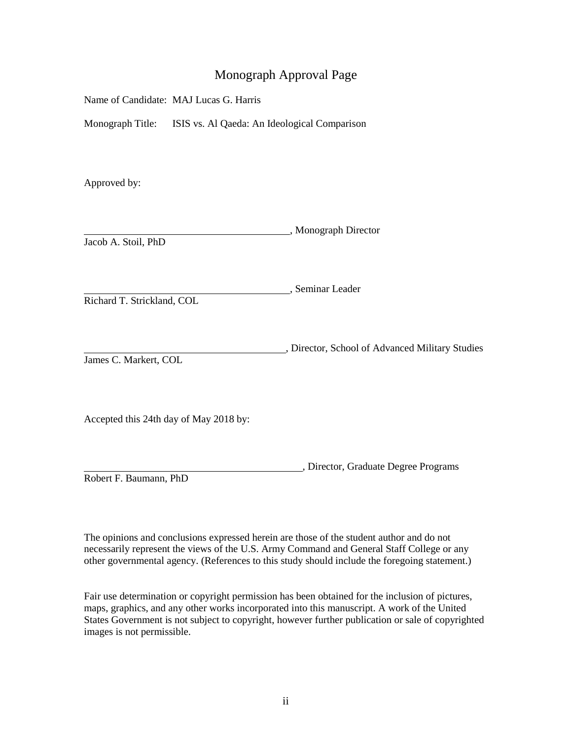# Monograph Approval Page

Name of Candidate: MAJ Lucas G. Harris

Monograph Title: ISIS vs. Al Qaeda: An Ideological Comparison

Approved by:

\_\_\_\_\_\_\_\_\_\_\_\_\_\_\_\_\_\_\_\_\_\_\_\_\_\_\_\_\_\_\_\_\_\_\_\_\_\_\_\_, Monograph Director
Jacob A. Stoil, PhD

\_\_\_\_\_\_\_\_\_\_\_\_\_\_\_\_\_\_\_\_\_\_\_\_\_\_\_\_\_\_\_\_\_\_\_\_\_\_\_\_, Seminar Leader
Richard T. Strickland, COL

\_\_\_\_\_\_\_\_\_\_\_\_\_\_\_\_\_\_\_\_\_\_\_\_\_\_\_\_\_\_\_\_\_\_\_\_\_\_\_\_, Director, School of Advanced Military Studies
James C. Markert, COL

Accepted this 24th day of May 2018 by:

\_\_\_\_\_\_\_\_\_\_\_\_\_\_\_\_\_\_\_\_\_\_\_\_\_\_\_\_\_\_\_\_\_\_\_\_\_\_\_\_, Director, Graduate Degree Programs
Robert F. Baumann, PhD

The opinions and conclusions expressed herein are those of the student author and do not necessarily represent the views of the U.S. Army Command and General Staff College or any other governmental agency. (References to this study should include the foregoing statement.)

Fair use determination or copyright permission has been obtained for the inclusion of pictures, maps, graphics, and any other works incorporated into this manuscript. A work of the United States Government is not subject to copyright, however further publication or sale of copyrighted images is not permissible.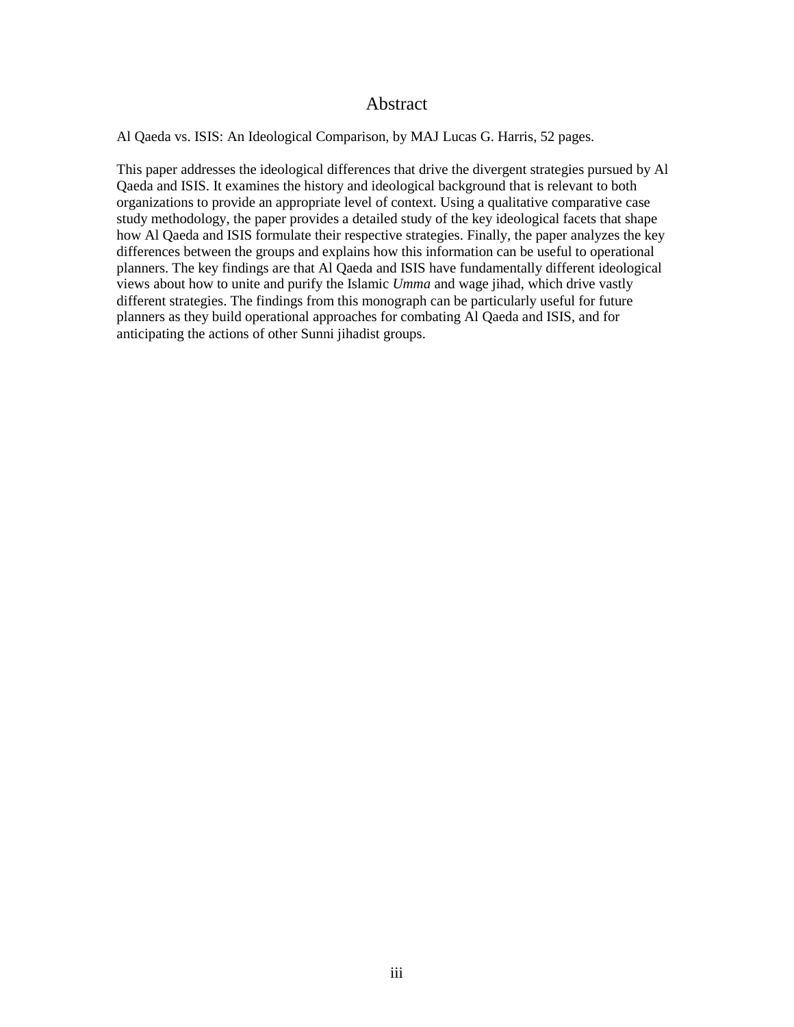# Abstract

Al Qaeda vs. ISIS: An Ideological Comparison, by MAJ Lucas G. Harris, 52 pages.

This paper addresses the ideological differences that drive the divergent strategies pursued by Al Qaeda and ISIS. It examines the history and ideological background that is relevant to both organizations to provide an appropriate level of context. Using a qualitative comparative case study methodology, the paper provides a detailed study of the key ideological facets that shape how Al Qaeda and ISIS formulate their respective strategies. Finally, the paper analyzes the key differences between the groups and explains how this information can be useful to operational planners. The key findings are that Al Qaeda and ISIS have fundamentally different ideological views about how to unite and purify the Islamic *Umma* and wage jihad, which drive vastly different strategies. The findings from this monograph can be particularly useful for future planners as they build operational approaches for combating Al Qaeda and ISIS, and for anticipating the actions of other Sunni jihadist groups.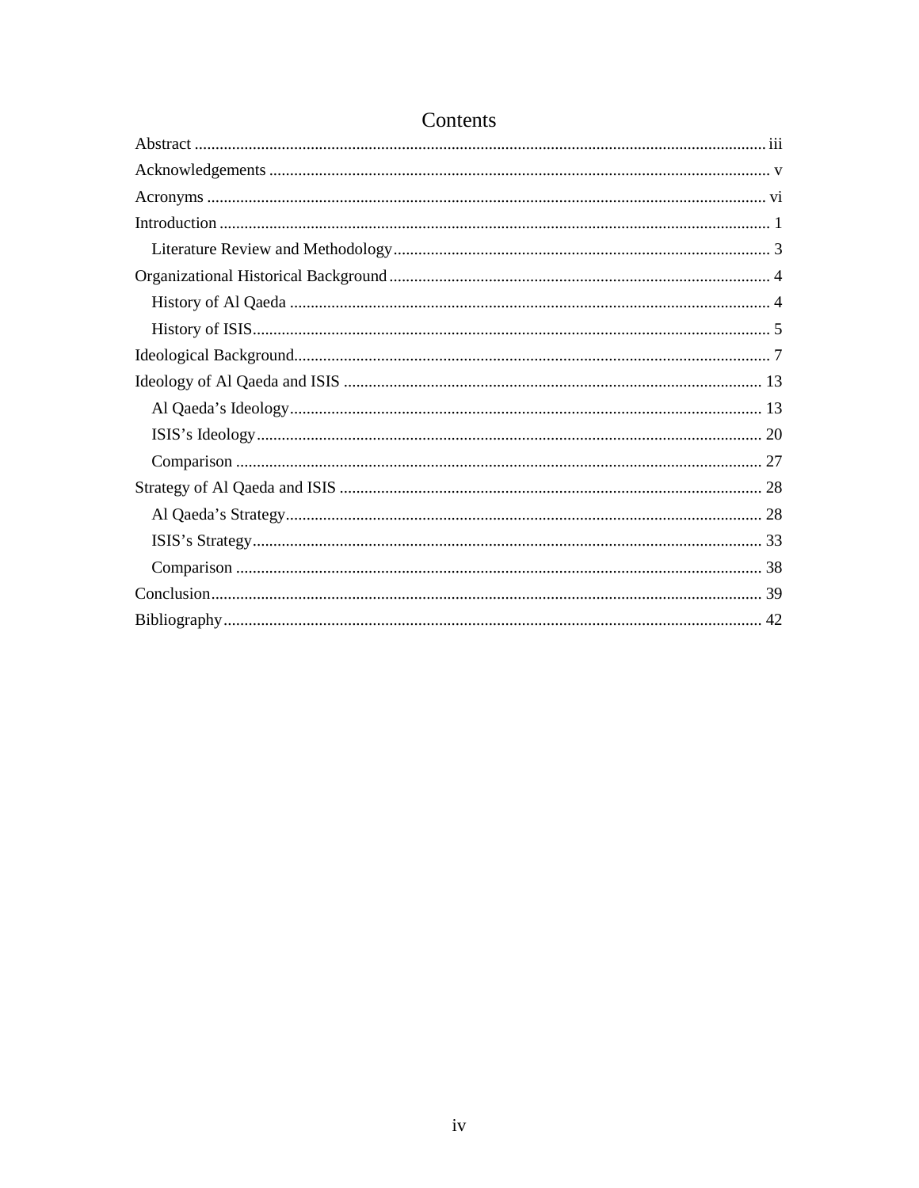# Contents

Abstract ..... iii

Acknowledgements ..... v

Acronyms ..... vi

Introduction ..... 1

- Literature Review and Methodology ..... 3

Organizational Historical Background ..... 4

- History of Al Qaeda ..... 4
- History of ISIS ..... 5

Ideological Background ..... 7

Ideology of Al Qaeda and ISIS ..... 13

- Al Qaeda's Ideology ..... 13
- ISIS's Ideology ..... 20
- Comparison ..... 27

Strategy of Al Qaeda and ISIS ..... 28

- Al Qaeda's Strategy ..... 28
- ISIS's Strategy ..... 33
- Comparison ..... 38

Conclusion ..... 39

Bibliography ..... 42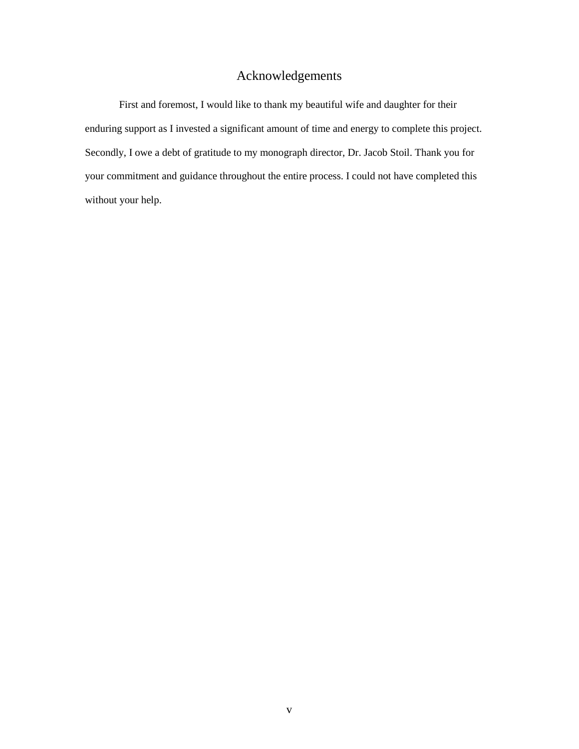# Acknowledgements

First and foremost, I would like to thank my beautiful wife and daughter for their enduring support as I invested a significant amount of time and energy to complete this project. Secondly, I owe a debt of gratitude to my monograph director, Dr. Jacob Stoil. Thank you for your commitment and guidance throughout the entire process. I could not have completed this without your help.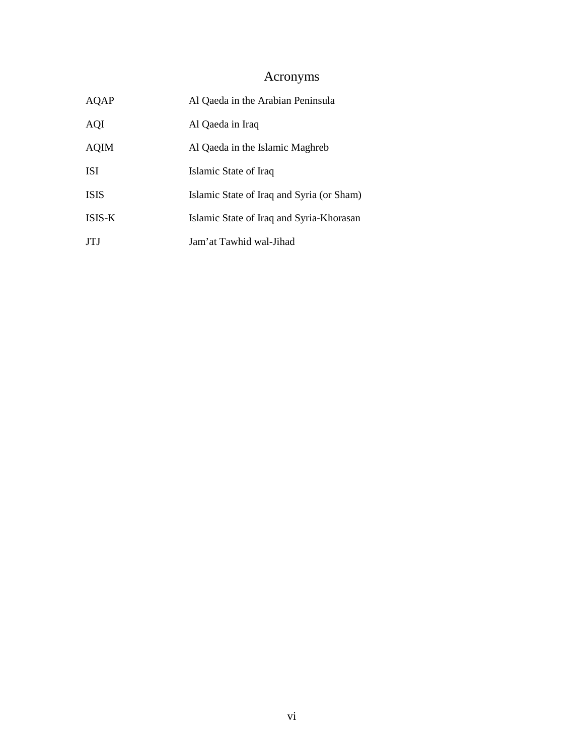# Acronyms

| | |
|---|---|
| AQAP | Al Qaeda in the Arabian Peninsula |
| AQI | Al Qaeda in Iraq |
| AQIM | Al Qaeda in the Islamic Maghreb |
| ISI | Islamic State of Iraq |
| ISIS | Islamic State of Iraq and Syria (or Sham) |
| ISIS-K | Islamic State of Iraq and Syria-Khorasan |
| JTJ | Jam'at Tawhid wal-Jihad |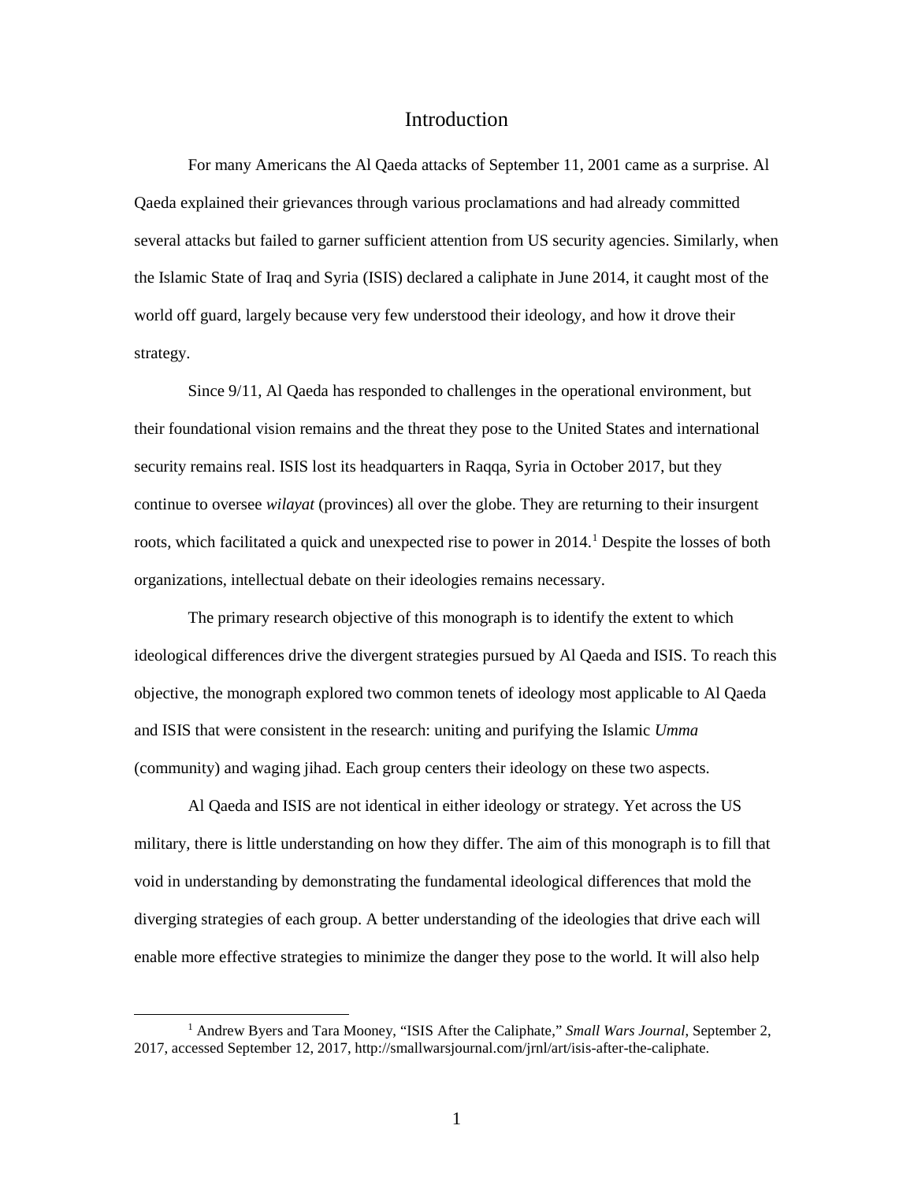# Introduction

For many Americans the Al Qaeda attacks of September 11, 2001 came as a surprise. Al Qaeda explained their grievances through various proclamations and had already committed several attacks but failed to garner sufficient attention from US security agencies. Similarly, when the Islamic State of Iraq and Syria (ISIS) declared a caliphate in June 2014, it caught most of the world off guard, largely because very few understood their ideology, and how it drove their strategy.

Since 9/11, Al Qaeda has responded to challenges in the operational environment, but their foundational vision remains and the threat they pose to the United States and international security remains real. ISIS lost its headquarters in Raqqa, Syria in October 2017, but they continue to oversee *wilayat* (provinces) all over the globe. They are returning to their insurgent roots, which facilitated a quick and unexpected rise to power in 2014.[1] Despite the losses of both organizations, intellectual debate on their ideologies remains necessary.

The primary research objective of this monograph is to identify the extent to which ideological differences drive the divergent strategies pursued by Al Qaeda and ISIS. To reach this objective, the monograph explored two common tenets of ideology most applicable to Al Qaeda and ISIS that were consistent in the research: uniting and purifying the Islamic *Umma* (community) and waging jihad. Each group centers their ideology on these two aspects.

Al Qaeda and ISIS are not identical in either ideology or strategy. Yet across the US military, there is little understanding on how they differ. The aim of this monograph is to fill that void in understanding by demonstrating the fundamental ideological differences that mold the diverging strategies of each group. A better understanding of the ideologies that drive each will enable more effective strategies to minimize the danger they pose to the world. It will also help

[1] Andrew Byers and Tara Mooney, "ISIS After the Caliphate," *Small Wars Journal*, September 2, 2017, accessed September 12, 2017, http://smallwarsjournal.com/jrnl/art/isis-after-the-caliphate.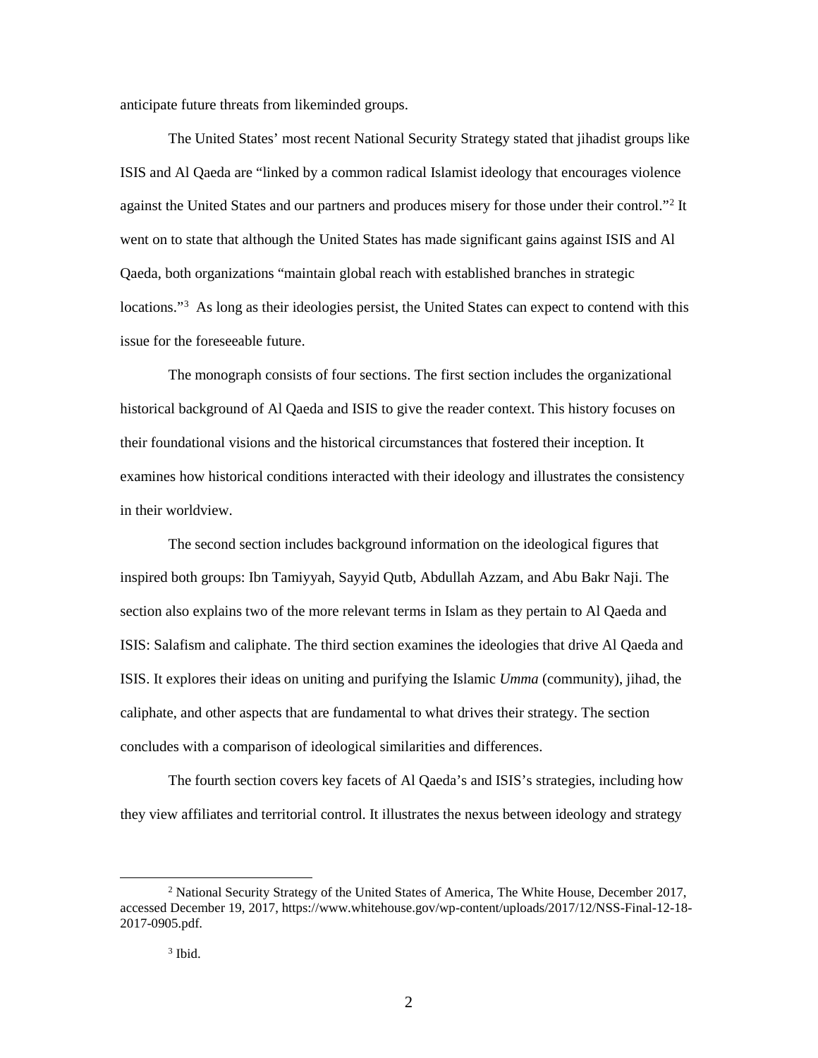anticipate future threats from likeminded groups.

The United States' most recent National Security Strategy stated that jihadist groups like ISIS and Al Qaeda are "linked by a common radical Islamist ideology that encourages violence against the United States and our partners and produces misery for those under their control."[2] It went on to state that although the United States has made significant gains against ISIS and Al Qaeda, both organizations "maintain global reach with established branches in strategic locations."[3] As long as their ideologies persist, the United States can expect to contend with this issue for the foreseeable future.

The monograph consists of four sections. The first section includes the organizational historical background of Al Qaeda and ISIS to give the reader context. This history focuses on their foundational visions and the historical circumstances that fostered their inception. It examines how historical conditions interacted with their ideology and illustrates the consistency in their worldview.

The second section includes background information on the ideological figures that inspired both groups: Ibn Tamiyyah, Sayyid Qutb, Abdullah Azzam, and Abu Bakr Naji. The section also explains two of the more relevant terms in Islam as they pertain to Al Qaeda and ISIS: Salafism and caliphate. The third section examines the ideologies that drive Al Qaeda and ISIS. It explores their ideas on uniting and purifying the Islamic *Umma* (community), jihad, the caliphate, and other aspects that are fundamental to what drives their strategy. The section concludes with a comparison of ideological similarities and differences.

The fourth section covers key facets of Al Qaeda's and ISIS's strategies, including how they view affiliates and territorial control. It illustrates the nexus between ideology and strategy

---

[2] National Security Strategy of the United States of America, The White House, December 2017, accessed December 19, 2017, https://www.whitehouse.gov/wp-content/uploads/2017/12/NSS-Final-12-18-2017-0905.pdf.

[3] Ibid.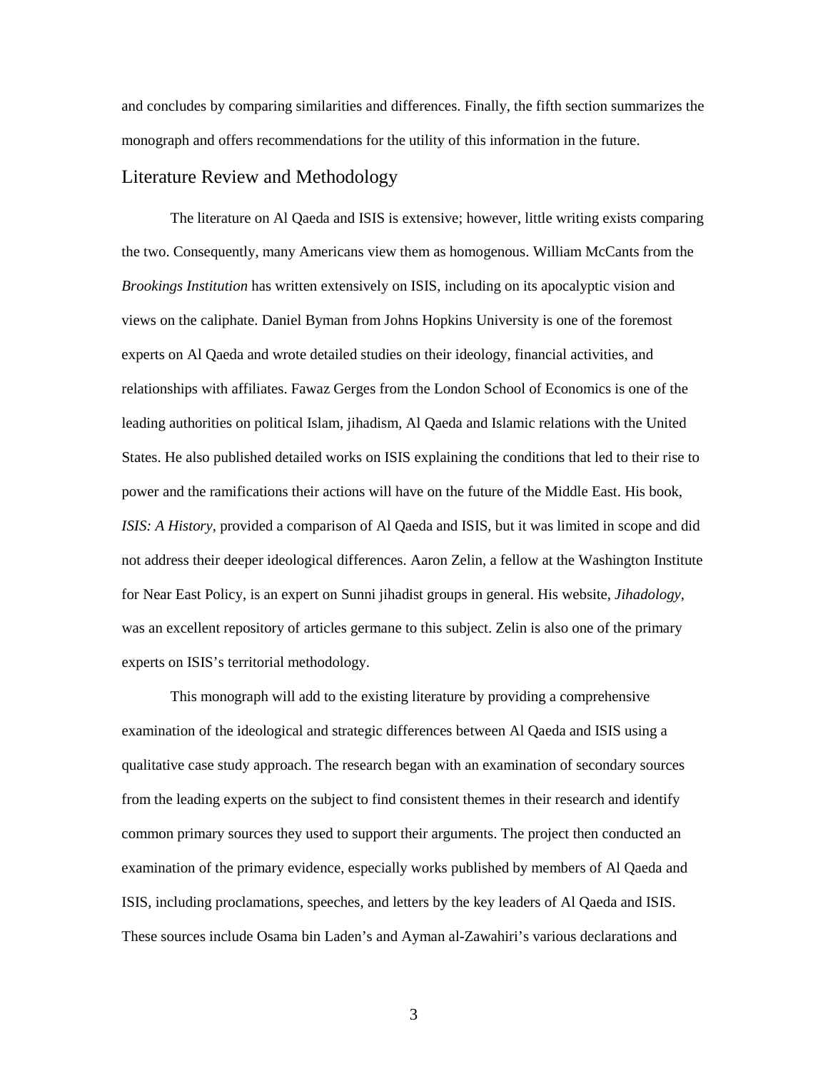and concludes by comparing similarities and differences. Finally, the fifth section summarizes the monograph and offers recommendations for the utility of this information in the future.

## Literature Review and Methodology

The literature on Al Qaeda and ISIS is extensive; however, little writing exists comparing the two. Consequently, many Americans view them as homogenous. William McCants from the *Brookings Institution* has written extensively on ISIS, including on its apocalyptic vision and views on the caliphate. Daniel Byman from Johns Hopkins University is one of the foremost experts on Al Qaeda and wrote detailed studies on their ideology, financial activities, and relationships with affiliates. Fawaz Gerges from the London School of Economics is one of the leading authorities on political Islam, jihadism, Al Qaeda and Islamic relations with the United States. He also published detailed works on ISIS explaining the conditions that led to their rise to power and the ramifications their actions will have on the future of the Middle East. His book, *ISIS: A History*, provided a comparison of Al Qaeda and ISIS, but it was limited in scope and did not address their deeper ideological differences. Aaron Zelin, a fellow at the Washington Institute for Near East Policy, is an expert on Sunni jihadist groups in general. His website, *Jihadology*, was an excellent repository of articles germane to this subject. Zelin is also one of the primary experts on ISIS's territorial methodology.

This monograph will add to the existing literature by providing a comprehensive examination of the ideological and strategic differences between Al Qaeda and ISIS using a qualitative case study approach. The research began with an examination of secondary sources from the leading experts on the subject to find consistent themes in their research and identify common primary sources they used to support their arguments. The project then conducted an examination of the primary evidence, especially works published by members of Al Qaeda and ISIS, including proclamations, speeches, and letters by the key leaders of Al Qaeda and ISIS. These sources include Osama bin Laden's and Ayman al-Zawahiri's various declarations and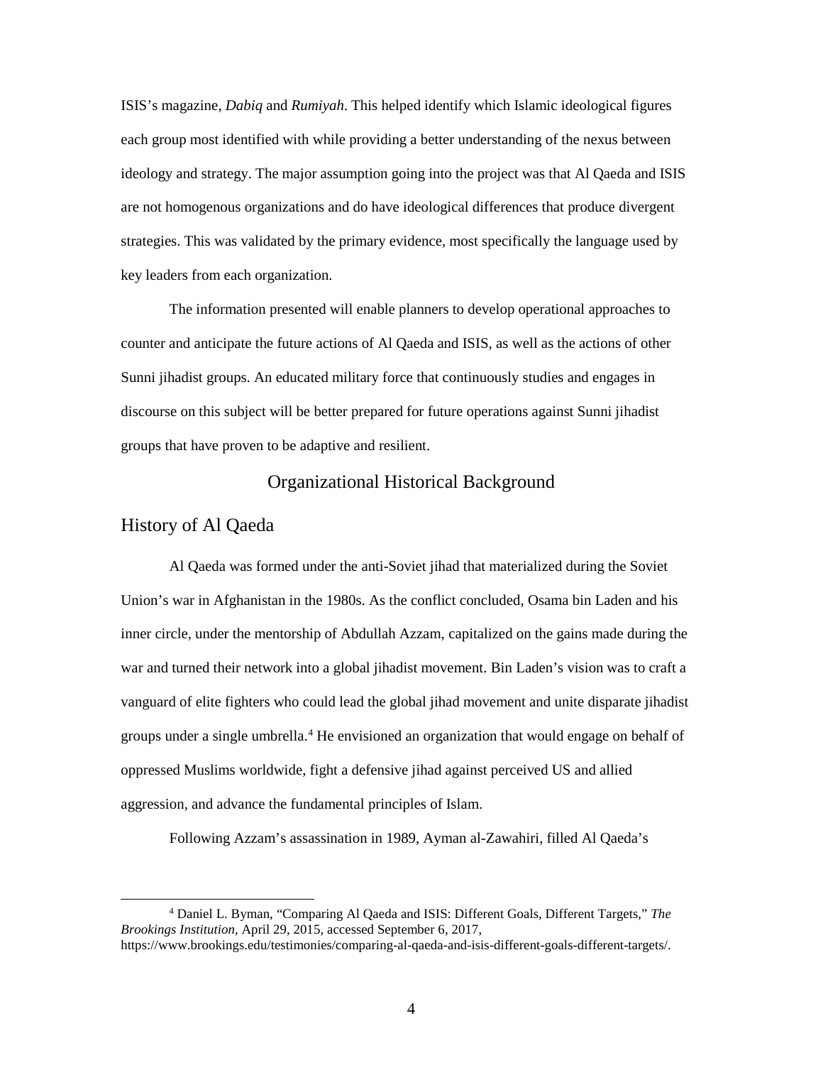ISIS's magazine, *Dabiq* and *Rumiyah*. This helped identify which Islamic ideological figures each group most identified with while providing a better understanding of the nexus between ideology and strategy. The major assumption going into the project was that Al Qaeda and ISIS are not homogenous organizations and do have ideological differences that produce divergent strategies. This was validated by the primary evidence, most specifically the language used by key leaders from each organization.

The information presented will enable planners to develop operational approaches to counter and anticipate the future actions of Al Qaeda and ISIS, as well as the actions of other Sunni jihadist groups. An educated military force that continuously studies and engages in discourse on this subject will be better prepared for future operations against Sunni jihadist groups that have proven to be adaptive and resilient.

## Organizational Historical Background

### History of Al Qaeda

Al Qaeda was formed under the anti-Soviet jihad that materialized during the Soviet Union's war in Afghanistan in the 1980s. As the conflict concluded, Osama bin Laden and his inner circle, under the mentorship of Abdullah Azzam, capitalized on the gains made during the war and turned their network into a global jihadist movement. Bin Laden's vision was to craft a vanguard of elite fighters who could lead the global jihad movement and unite disparate jihadist groups under a single umbrella.[4] He envisioned an organization that would engage on behalf of oppressed Muslims worldwide, fight a defensive jihad against perceived US and allied aggression, and advance the fundamental principles of Islam.

Following Azzam's assassination in 1989, Ayman al-Zawahiri, filled Al Qaeda's

---

[4] Daniel L. Byman, "Comparing Al Qaeda and ISIS: Different Goals, Different Targets," *The Brookings Institution*, April 29, 2015, accessed September 6, 2017, https://www.brookings.edu/testimonies/comparing-al-qaeda-and-isis-different-goals-different-targets/.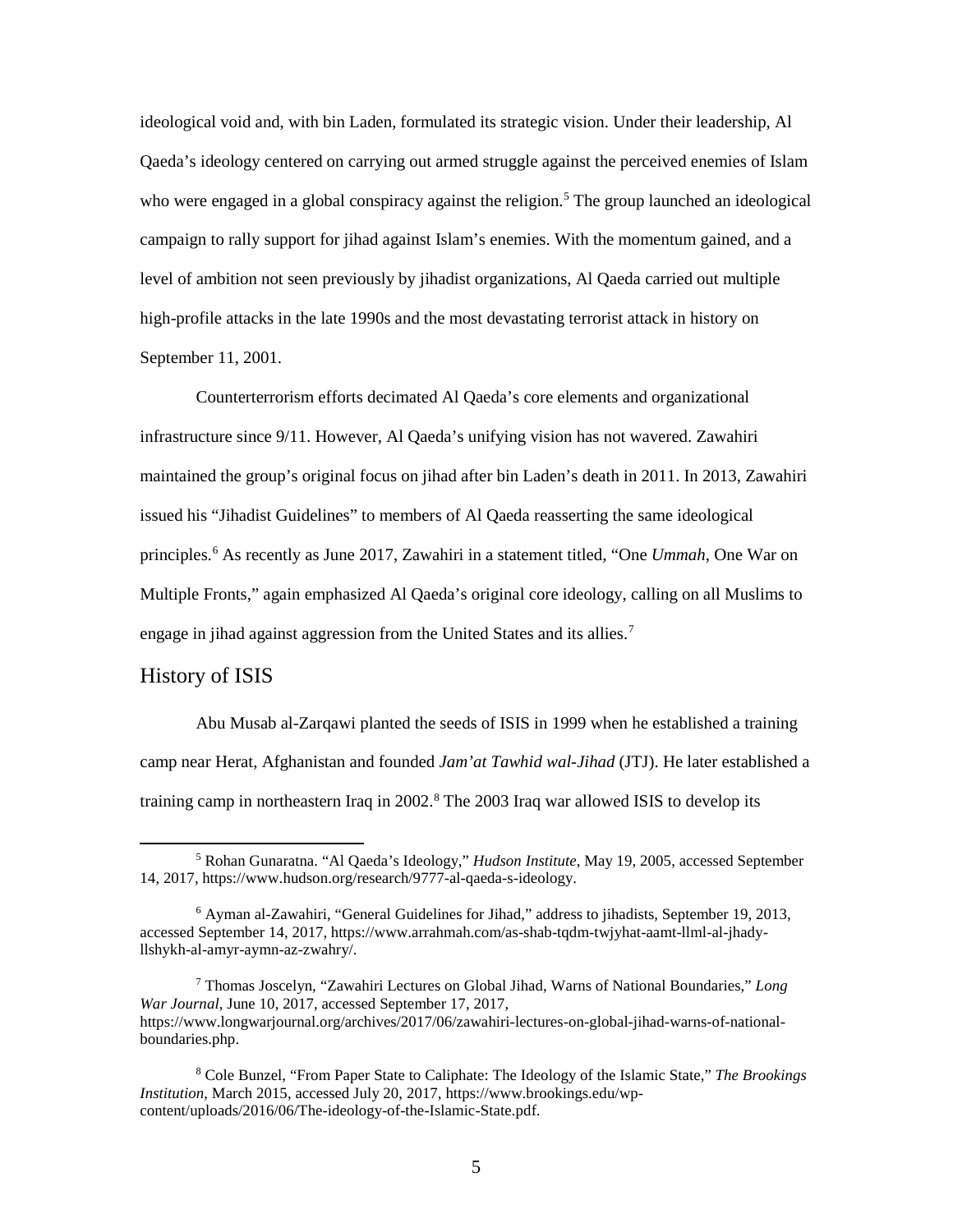ideological void and, with bin Laden, formulated its strategic vision. Under their leadership, Al Qaeda's ideology centered on carrying out armed struggle against the perceived enemies of Islam who were engaged in a global conspiracy against the religion.[5] The group launched an ideological campaign to rally support for jihad against Islam's enemies. With the momentum gained, and a level of ambition not seen previously by jihadist organizations, Al Qaeda carried out multiple high-profile attacks in the late 1990s and the most devastating terrorist attack in history on September 11, 2001.

Counterterrorism efforts decimated Al Qaeda's core elements and organizational infrastructure since 9/11. However, Al Qaeda's unifying vision has not wavered. Zawahiri maintained the group's original focus on jihad after bin Laden's death in 2011. In 2013, Zawahiri issued his "Jihadist Guidelines" to members of Al Qaeda reasserting the same ideological principles.[6] As recently as June 2017, Zawahiri in a statement titled, "One *Ummah*, One War on Multiple Fronts," again emphasized Al Qaeda's original core ideology, calling on all Muslims to engage in jihad against aggression from the United States and its allies.[7]

## History of ISIS

Abu Musab al-Zarqawi planted the seeds of ISIS in 1999 when he established a training camp near Herat, Afghanistan and founded *Jam'at Tawhid wal-Jihad* (JTJ). He later established a training camp in northeastern Iraq in 2002.[8] The 2003 Iraq war allowed ISIS to develop its

---

[5] Rohan Gunaratna. "Al Qaeda's Ideology," *Hudson Institute*, May 19, 2005, accessed September 14, 2017, https://www.hudson.org/research/9777-al-qaeda-s-ideology.

[6] Ayman al-Zawahiri, "General Guidelines for Jihad," address to jihadists, September 19, 2013, accessed September 14, 2017, https://www.arrahmah.com/as-shab-tqdm-twjyhat-aamt-llml-al-jhady-llshykh-al-amyr-aymn-az-zwahry/.

[7] Thomas Joscelyn, "Zawahiri Lectures on Global Jihad, Warns of National Boundaries," *Long War Journal*, June 10, 2017, accessed September 17, 2017, https://www.longwarjournal.org/archives/2017/06/zawahiri-lectures-on-global-jihad-warns-of-national-boundaries.php.

[8] Cole Bunzel, "From Paper State to Caliphate: The Ideology of the Islamic State," *The Brookings Institution*, March 2015, accessed July 20, 2017, https://www.brookings.edu/wp-content/uploads/2016/06/The-ideology-of-the-Islamic-State.pdf.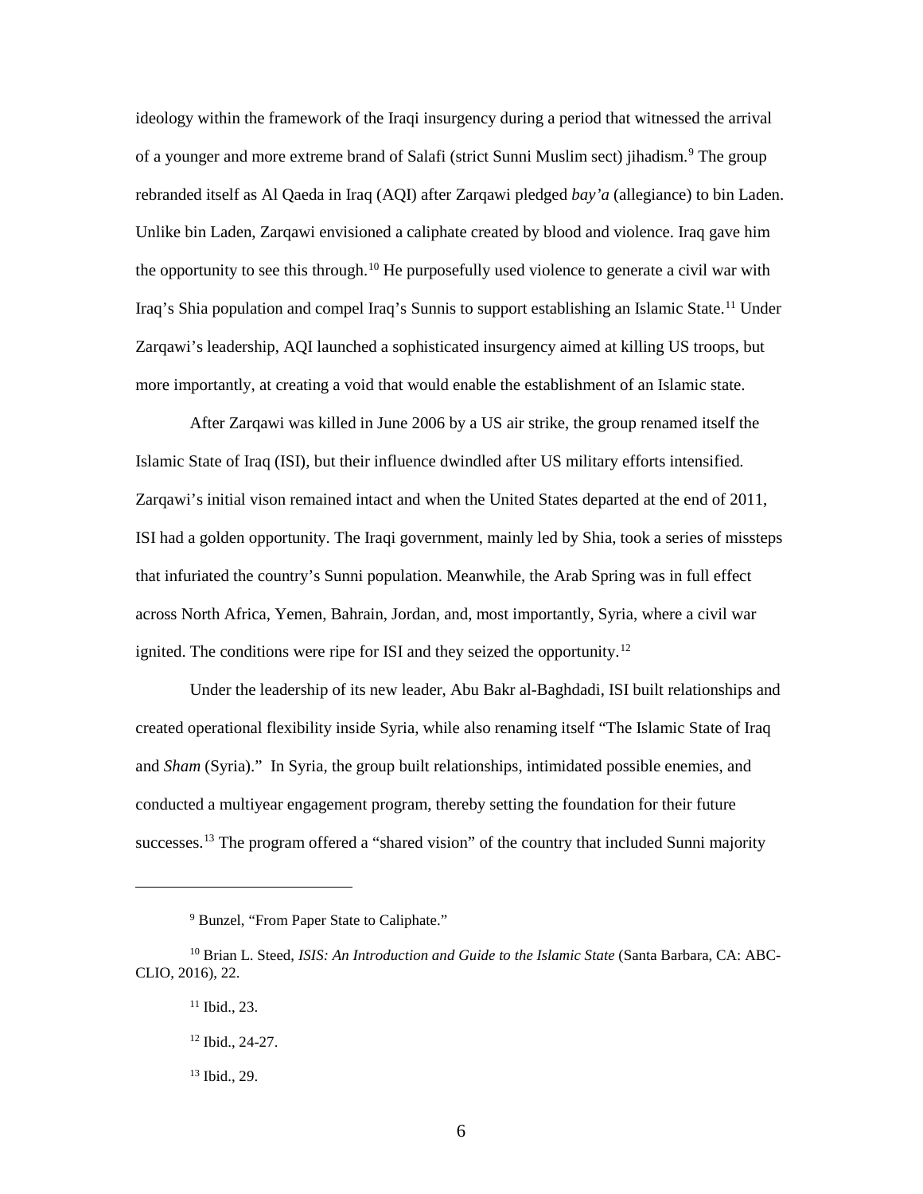ideology within the framework of the Iraqi insurgency during a period that witnessed the arrival of a younger and more extreme brand of Salafi (strict Sunni Muslim sect) jihadism.[9] The group rebranded itself as Al Qaeda in Iraq (AQI) after Zarqawi pledged *bay'a* (allegiance) to bin Laden. Unlike bin Laden, Zarqawi envisioned a caliphate created by blood and violence. Iraq gave him the opportunity to see this through.[10] He purposefully used violence to generate a civil war with Iraq's Shia population and compel Iraq's Sunnis to support establishing an Islamic State.[11] Under Zarqawi's leadership, AQI launched a sophisticated insurgency aimed at killing US troops, but more importantly, at creating a void that would enable the establishment of an Islamic state.

After Zarqawi was killed in June 2006 by a US air strike, the group renamed itself the Islamic State of Iraq (ISI), but their influence dwindled after US military efforts intensified. Zarqawi's initial vison remained intact and when the United States departed at the end of 2011, ISI had a golden opportunity. The Iraqi government, mainly led by Shia, took a series of missteps that infuriated the country's Sunni population. Meanwhile, the Arab Spring was in full effect across North Africa, Yemen, Bahrain, Jordan, and, most importantly, Syria, where a civil war ignited. The conditions were ripe for ISI and they seized the opportunity.[12]

Under the leadership of its new leader, Abu Bakr al-Baghdadi, ISI built relationships and created operational flexibility inside Syria, while also renaming itself "The Islamic State of Iraq and *Sham* (Syria)." In Syria, the group built relationships, intimidated possible enemies, and conducted a multiyear engagement program, thereby setting the foundation for their future successes.[13] The program offered a "shared vision" of the country that included Sunni majority

---

[9] Bunzel, "From Paper State to Caliphate."

[10] Brian L. Steed, *ISIS: An Introduction and Guide to the Islamic State* (Santa Barbara, CA: ABC-CLIO, 2016), 22.

[11] Ibid., 23.

[12] Ibid., 24-27.

[13] Ibid., 29.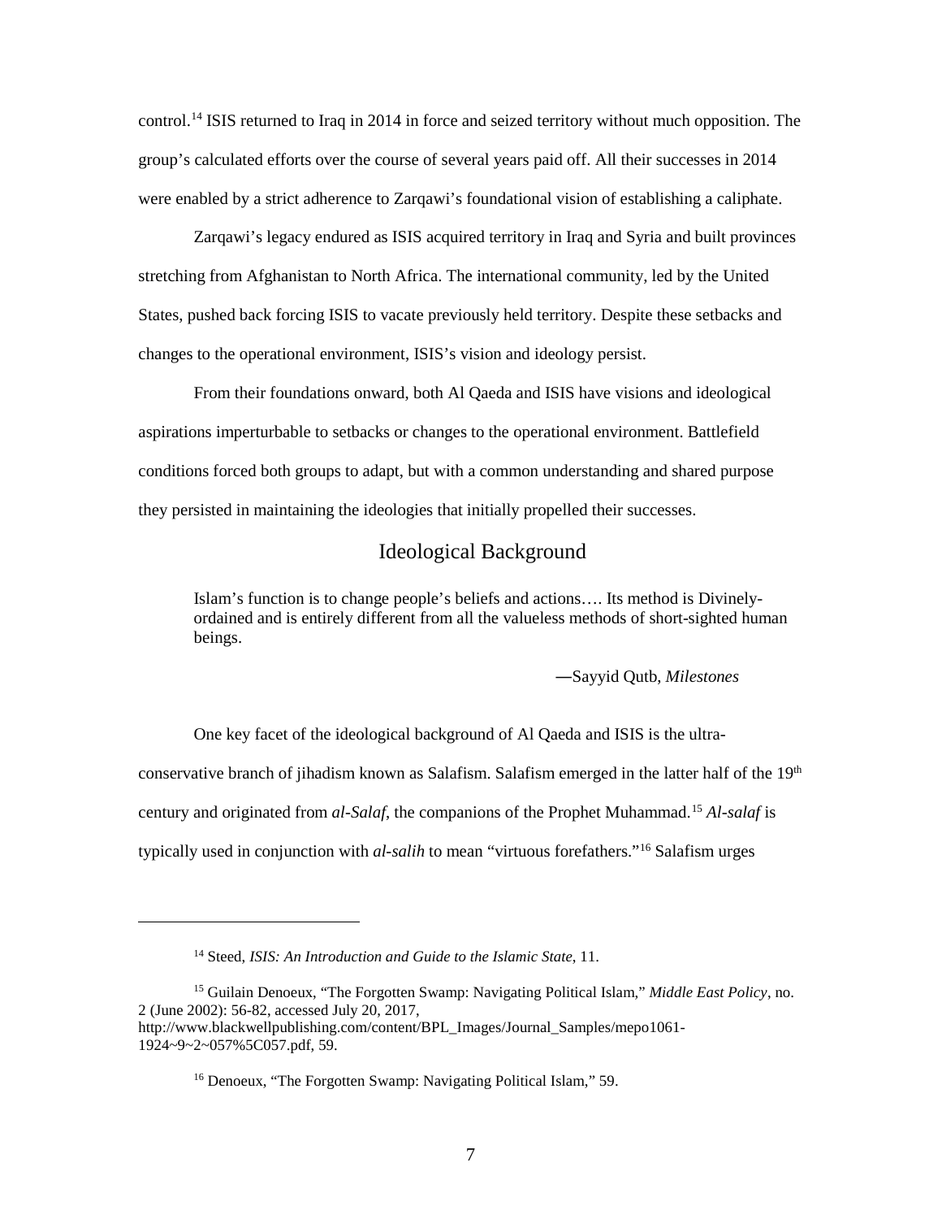control.[14] ISIS returned to Iraq in 2014 in force and seized territory without much opposition. The group's calculated efforts over the course of several years paid off. All their successes in 2014 were enabled by a strict adherence to Zarqawi's foundational vision of establishing a caliphate.

Zarqawi's legacy endured as ISIS acquired territory in Iraq and Syria and built provinces stretching from Afghanistan to North Africa. The international community, led by the United States, pushed back forcing ISIS to vacate previously held territory. Despite these setbacks and changes to the operational environment, ISIS's vision and ideology persist.

From their foundations onward, both Al Qaeda and ISIS have visions and ideological aspirations imperturbable to setbacks or changes to the operational environment. Battlefield conditions forced both groups to adapt, but with a common understanding and shared purpose they persisted in maintaining the ideologies that initially propelled their successes.

## Ideological Background

> Islam's function is to change people's beliefs and actions…. Its method is Divinely-ordained and is entirely different from all the valueless methods of short-sighted human beings.
>
> —Sayyid Qutb, *Milestones*

One key facet of the ideological background of Al Qaeda and ISIS is the ultra-conservative branch of jihadism known as Salafism. Salafism emerged in the latter half of the 19th century and originated from *al-Salaf*, the companions of the Prophet Muhammad.[15] *Al-salaf* is typically used in conjunction with *al-salih* to mean "virtuous forefathers."[16] Salafism urges

---

[14] Steed, *ISIS: An Introduction and Guide to the Islamic State*, 11.

[15] Guilain Denoeux, "The Forgotten Swamp: Navigating Political Islam," *Middle East Policy*, no. 2 (June 2002): 56-82, accessed July 20, 2017, http://www.blackwellpublishing.com/content/BPL_Images/Journal_Samples/mepo1061-1924~9~2~057%5C057.pdf, 59.

[16] Denoeux, "The Forgotten Swamp: Navigating Political Islam," 59.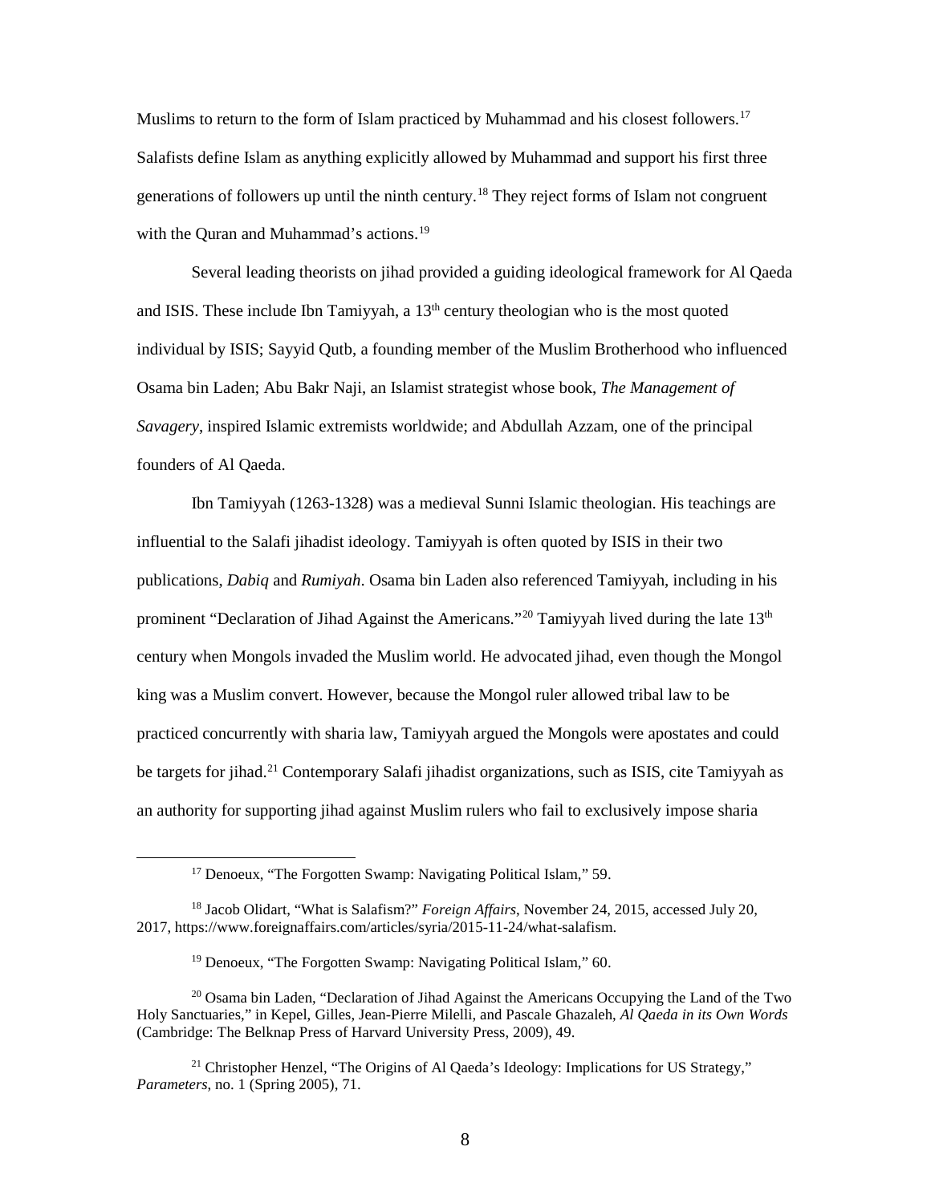Muslims to return to the form of Islam practiced by Muhammad and his closest followers.[17] Salafists define Islam as anything explicitly allowed by Muhammad and support his first three generations of followers up until the ninth century.[18] They reject forms of Islam not congruent with the Quran and Muhammad's actions.[19]

Several leading theorists on jihad provided a guiding ideological framework for Al Qaeda and ISIS. These include Ibn Tamiyyah, a 13th century theologian who is the most quoted individual by ISIS; Sayyid Qutb, a founding member of the Muslim Brotherhood who influenced Osama bin Laden; Abu Bakr Naji, an Islamist strategist whose book, *The Management of Savagery*, inspired Islamic extremists worldwide; and Abdullah Azzam, one of the principal founders of Al Qaeda.

Ibn Tamiyyah (1263-1328) was a medieval Sunni Islamic theologian. His teachings are influential to the Salafi jihadist ideology. Tamiyyah is often quoted by ISIS in their two publications, *Dabiq* and *Rumiyah*. Osama bin Laden also referenced Tamiyyah, including in his prominent "Declaration of Jihad Against the Americans."[20] Tamiyyah lived during the late 13th century when Mongols invaded the Muslim world. He advocated jihad, even though the Mongol king was a Muslim convert. However, because the Mongol ruler allowed tribal law to be practiced concurrently with sharia law, Tamiyyah argued the Mongols were apostates and could be targets for jihad.[21] Contemporary Salafi jihadist organizations, such as ISIS, cite Tamiyyah as an authority for supporting jihad against Muslim rulers who fail to exclusively impose sharia

---

[17] Denoeux, "The Forgotten Swamp: Navigating Political Islam," 59.

[18] Jacob Olidart, "What is Salafism?" *Foreign Affairs*, November 24, 2015, accessed July 20, 2017, https://www.foreignaffairs.com/articles/syria/2015-11-24/what-salafism.

[19] Denoeux, "The Forgotten Swamp: Navigating Political Islam," 60.

[20] Osama bin Laden, "Declaration of Jihad Against the Americans Occupying the Land of the Two Holy Sanctuaries," in Kepel, Gilles, Jean-Pierre Milelli, and Pascale Ghazaleh, *Al Qaeda in its Own Words* (Cambridge: The Belknap Press of Harvard University Press, 2009), 49.

[21] Christopher Henzel, "The Origins of Al Qaeda's Ideology: Implications for US Strategy," *Parameters*, no. 1 (Spring 2005), 71.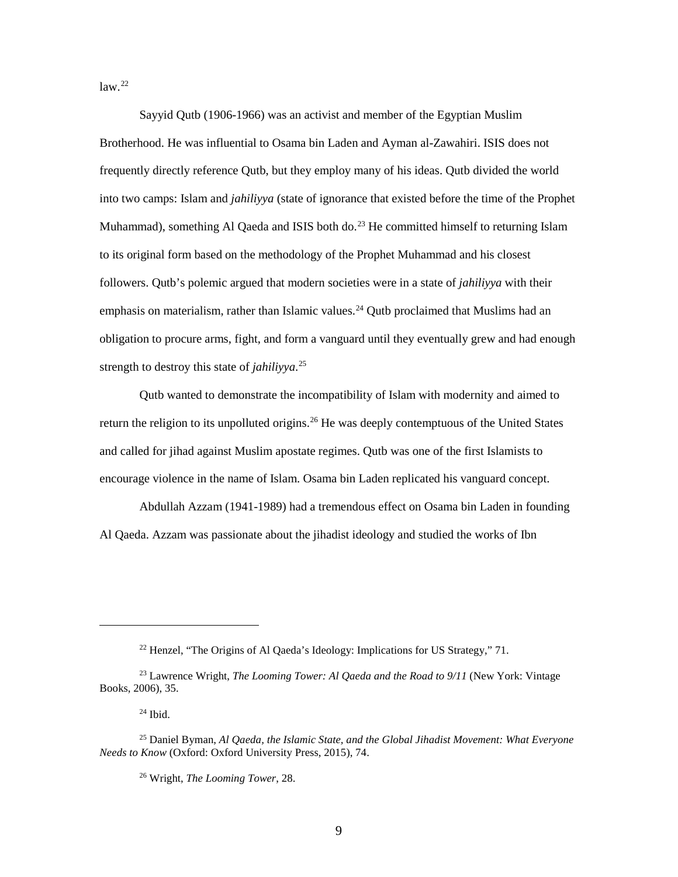law.[22]

Sayyid Qutb (1906-1966) was an activist and member of the Egyptian Muslim Brotherhood. He was influential to Osama bin Laden and Ayman al-Zawahiri. ISIS does not frequently directly reference Qutb, but they employ many of his ideas. Qutb divided the world into two camps: Islam and *jahiliyya* (state of ignorance that existed before the time of the Prophet Muhammad), something Al Qaeda and ISIS both do.[23] He committed himself to returning Islam to its original form based on the methodology of the Prophet Muhammad and his closest followers. Qutb's polemic argued that modern societies were in a state of *jahiliyya* with their emphasis on materialism, rather than Islamic values.[24] Qutb proclaimed that Muslims had an obligation to procure arms, fight, and form a vanguard until they eventually grew and had enough strength to destroy this state of *jahiliyya*.[25]

Qutb wanted to demonstrate the incompatibility of Islam with modernity and aimed to return the religion to its unpolluted origins.[26] He was deeply contemptuous of the United States and called for jihad against Muslim apostate regimes. Qutb was one of the first Islamists to encourage violence in the name of Islam. Osama bin Laden replicated his vanguard concept.

Abdullah Azzam (1941-1989) had a tremendous effect on Osama bin Laden in founding Al Qaeda. Azzam was passionate about the jihadist ideology and studied the works of Ibn

---

[22] Henzel, "The Origins of Al Qaeda's Ideology: Implications for US Strategy," 71.

[23] Lawrence Wright, *The Looming Tower: Al Qaeda and the Road to 9/11* (New York: Vintage Books, 2006), 35.

[24] Ibid.

[25] Daniel Byman, *Al Qaeda, the Islamic State, and the Global Jihadist Movement: What Everyone Needs to Know* (Oxford: Oxford University Press, 2015), 74.

[26] Wright, *The Looming Tower*, 28.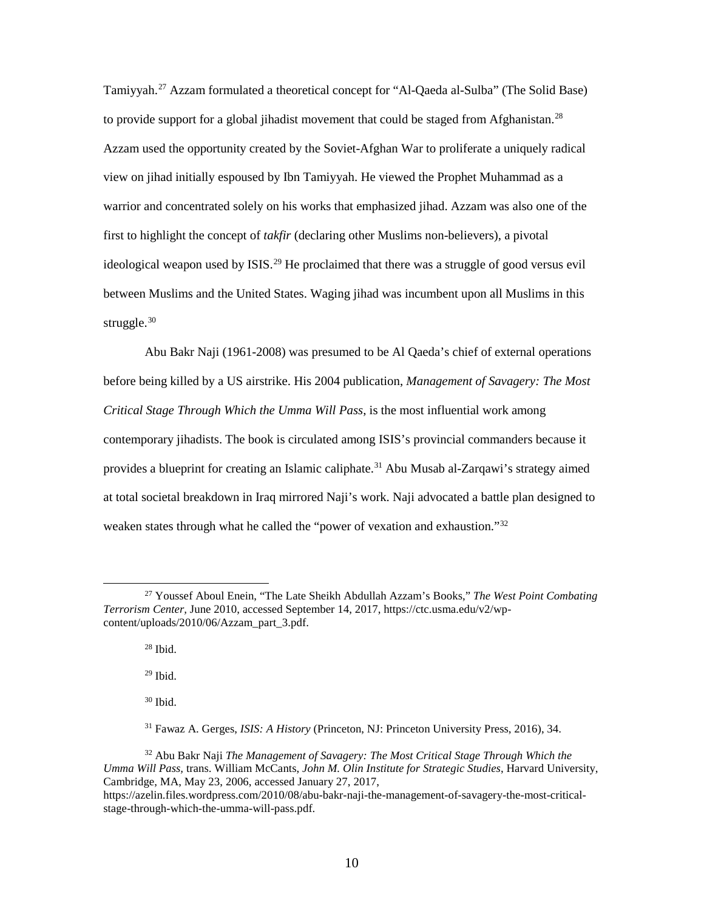Tamiyyah.[27] Azzam formulated a theoretical concept for "Al-Qaeda al-Sulba" (The Solid Base) to provide support for a global jihadist movement that could be staged from Afghanistan.[28] Azzam used the opportunity created by the Soviet-Afghan War to proliferate a uniquely radical view on jihad initially espoused by Ibn Tamiyyah. He viewed the Prophet Muhammad as a warrior and concentrated solely on his works that emphasized jihad. Azzam was also one of the first to highlight the concept of *takfir* (declaring other Muslims non-believers), a pivotal ideological weapon used by ISIS.[29] He proclaimed that there was a struggle of good versus evil between Muslims and the United States. Waging jihad was incumbent upon all Muslims in this struggle.[30]

Abu Bakr Naji (1961-2008) was presumed to be Al Qaeda's chief of external operations before being killed by a US airstrike. His 2004 publication, *Management of Savagery: The Most Critical Stage Through Which the Umma Will Pass*, is the most influential work among contemporary jihadists. The book is circulated among ISIS's provincial commanders because it provides a blueprint for creating an Islamic caliphate.[31] Abu Musab al-Zarqawi's strategy aimed at total societal breakdown in Iraq mirrored Naji's work. Naji advocated a battle plan designed to weaken states through what he called the "power of vexation and exhaustion."[32]

---

[27] Youssef Aboul Enein, "The Late Sheikh Abdullah Azzam's Books," *The West Point Combating Terrorism Center*, June 2010, accessed September 14, 2017, https://ctc.usma.edu/v2/wp-content/uploads/2010/06/Azzam_part_3.pdf.

[28] Ibid.

[29] Ibid.

[30] Ibid.

[31] Fawaz A. Gerges, *ISIS: A History* (Princeton, NJ: Princeton University Press, 2016), 34.

[32] Abu Bakr Naji *The Management of Savagery: The Most Critical Stage Through Which the Umma Will Pass*, trans. William McCants, *John M. Olin Institute for Strategic Studies*, Harvard University, Cambridge, MA, May 23, 2006, accessed January 27, 2017, https://azelin.files.wordpress.com/2010/08/abu-bakr-naji-the-management-of-savagery-the-most-critical-stage-through-which-the-umma-will-pass.pdf.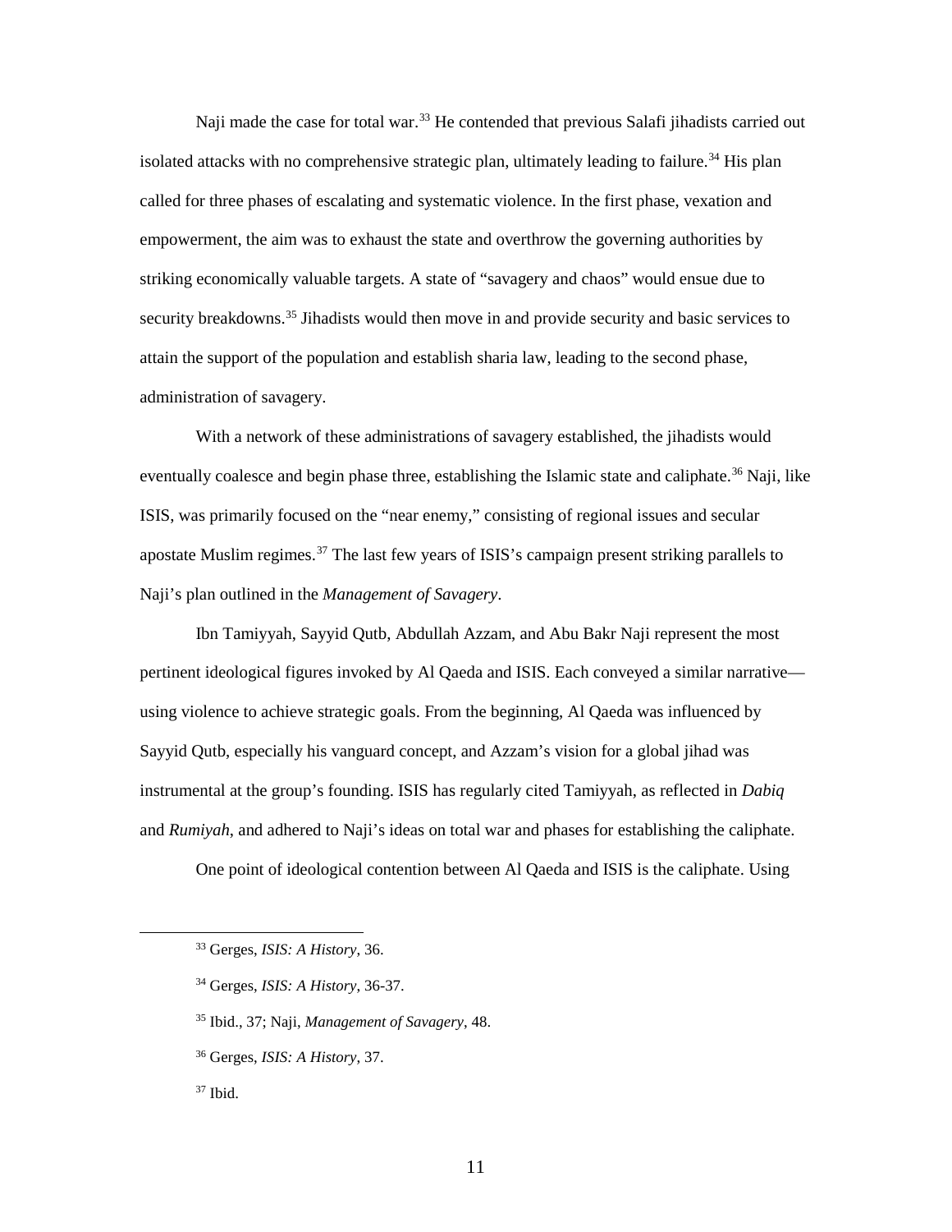Naji made the case for total war.[33] He contended that previous Salafi jihadists carried out isolated attacks with no comprehensive strategic plan, ultimately leading to failure.[34] His plan called for three phases of escalating and systematic violence. In the first phase, vexation and empowerment, the aim was to exhaust the state and overthrow the governing authorities by striking economically valuable targets. A state of "savagery and chaos" would ensue due to security breakdowns.[35] Jihadists would then move in and provide security and basic services to attain the support of the population and establish sharia law, leading to the second phase, administration of savagery.

With a network of these administrations of savagery established, the jihadists would eventually coalesce and begin phase three, establishing the Islamic state and caliphate.[36] Naji, like ISIS, was primarily focused on the "near enemy," consisting of regional issues and secular apostate Muslim regimes.[37] The last few years of ISIS's campaign present striking parallels to Naji's plan outlined in the *Management of Savagery*.

Ibn Tamiyyah, Sayyid Qutb, Abdullah Azzam, and Abu Bakr Naji represent the most pertinent ideological figures invoked by Al Qaeda and ISIS. Each conveyed a similar narrative—using violence to achieve strategic goals. From the beginning, Al Qaeda was influenced by Sayyid Qutb, especially his vanguard concept, and Azzam's vision for a global jihad was instrumental at the group's founding. ISIS has regularly cited Tamiyyah, as reflected in *Dabiq* and *Rumiyah*, and adhered to Naji's ideas on total war and phases for establishing the caliphate.

One point of ideological contention between Al Qaeda and ISIS is the caliphate. Using

---

[33] Gerges, *ISIS: A History*, 36.

[34] Gerges, *ISIS: A History*, 36-37.

[35] Ibid., 37; Naji, *Management of Savagery*, 48.

[36] Gerges, *ISIS: A History*, 37.

[37] Ibid.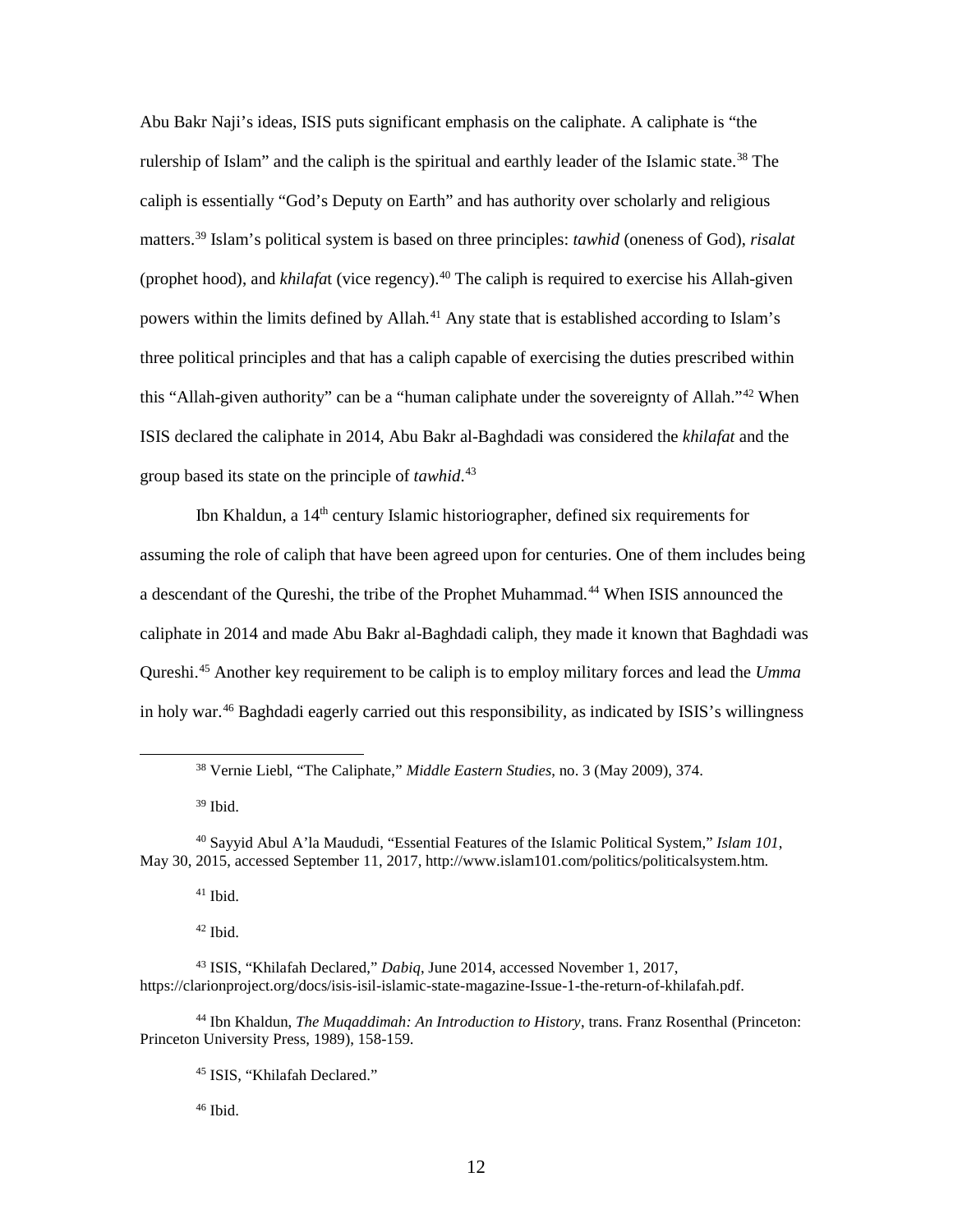Abu Bakr Naji's ideas, ISIS puts significant emphasis on the caliphate. A caliphate is "the rulership of Islam" and the caliph is the spiritual and earthly leader of the Islamic state.[38] The caliph is essentially "God's Deputy on Earth" and has authority over scholarly and religious matters.[39] Islam's political system is based on three principles: *tawhid* (oneness of God), *risalat* (prophet hood), and *khilafa*t (vice regency).[40] The caliph is required to exercise his Allah-given powers within the limits defined by Allah.[41] Any state that is established according to Islam's three political principles and that has a caliph capable of exercising the duties prescribed within this "Allah-given authority" can be a "human caliphate under the sovereignty of Allah."[42] When ISIS declared the caliphate in 2014, Abu Bakr al-Baghdadi was considered the *khilafat* and the group based its state on the principle of *tawhid*.[43]

Ibn Khaldun, a 14th century Islamic historiographer, defined six requirements for assuming the role of caliph that have been agreed upon for centuries. One of them includes being a descendant of the Qureshi, the tribe of the Prophet Muhammad.[44] When ISIS announced the caliphate in 2014 and made Abu Bakr al-Baghdadi caliph, they made it known that Baghdadi was Qureshi.[45] Another key requirement to be caliph is to employ military forces and lead the *Umma* in holy war.[46] Baghdadi eagerly carried out this responsibility, as indicated by ISIS's willingness

---

[38] Vernie Liebl, "The Caliphate," *Middle Eastern Studies*, no. 3 (May 2009), 374.

[39] Ibid.

[40] Sayyid Abul A'la Maududi, "Essential Features of the Islamic Political System," *Islam 101*, May 30, 2015, accessed September 11, 2017, http://www.islam101.com/politics/politicalsystem.htm.

[41] Ibid.

[42] Ibid.

[43] ISIS, "Khilafah Declared," *Dabiq*, June 2014, accessed November 1, 2017, https://clarionproject.org/docs/isis-isil-islamic-state-magazine-Issue-1-the-return-of-khilafah.pdf.

[44] Ibn Khaldun, *The Muqaddimah: An Introduction to History*, trans. Franz Rosenthal (Princeton: Princeton University Press, 1989), 158-159.

[45] ISIS, "Khilafah Declared."

[46] Ibid.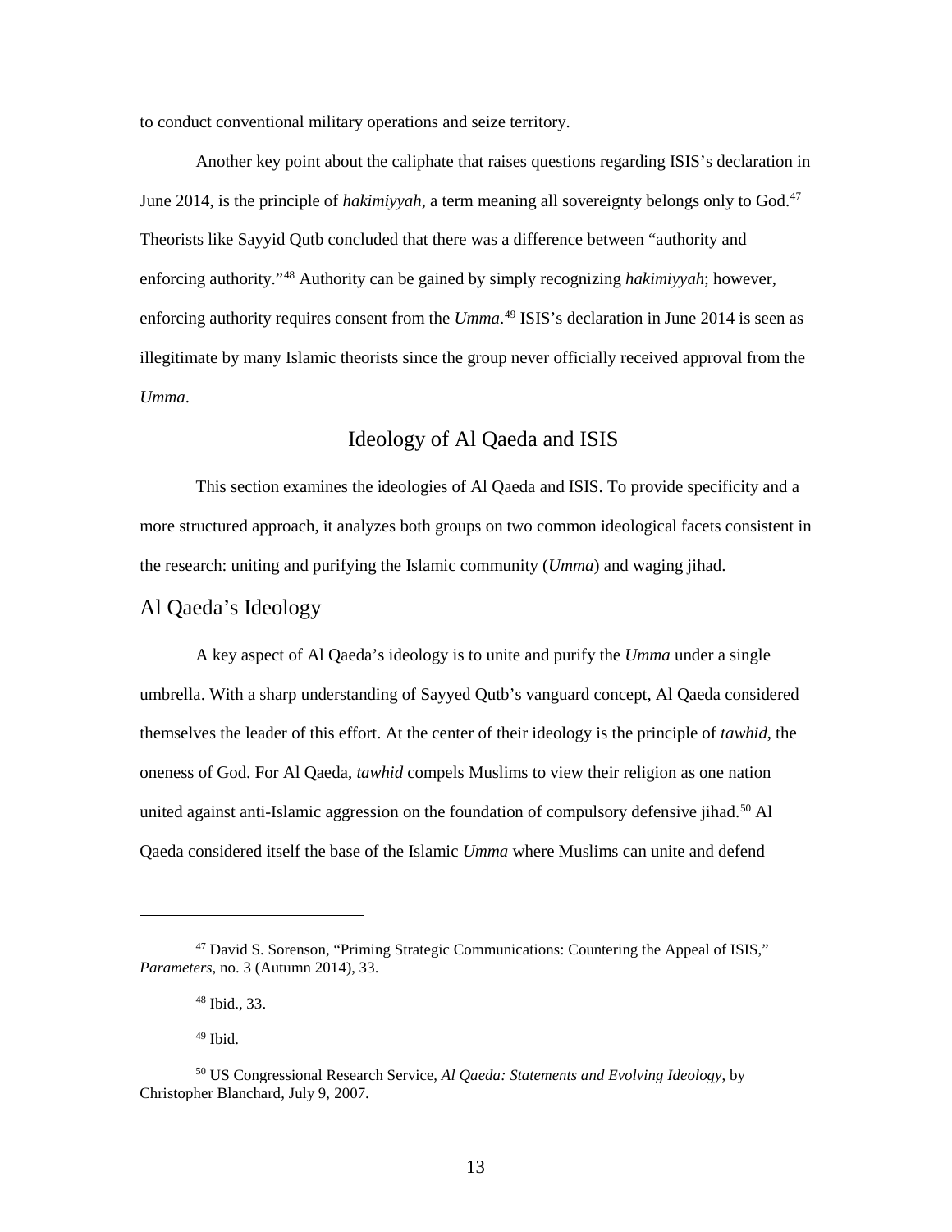to conduct conventional military operations and seize territory.

Another key point about the caliphate that raises questions regarding ISIS's declaration in June 2014, is the principle of *hakimiyyah*, a term meaning all sovereignty belongs only to God.[47] Theorists like Sayyid Qutb concluded that there was a difference between "authority and enforcing authority."[48] Authority can be gained by simply recognizing *hakimiyyah*; however, enforcing authority requires consent from the *Umma*.[49] ISIS's declaration in June 2014 is seen as illegitimate by many Islamic theorists since the group never officially received approval from the *Umma*.

## Ideology of Al Qaeda and ISIS

This section examines the ideologies of Al Qaeda and ISIS. To provide specificity and a more structured approach, it analyzes both groups on two common ideological facets consistent in the research: uniting and purifying the Islamic community (*Umma*) and waging jihad.

### Al Qaeda's Ideology

A key aspect of Al Qaeda's ideology is to unite and purify the *Umma* under a single umbrella. With a sharp understanding of Sayyed Qutb's vanguard concept, Al Qaeda considered themselves the leader of this effort. At the center of their ideology is the principle of *tawhid*, the oneness of God. For Al Qaeda, *tawhid* compels Muslims to view their religion as one nation united against anti-Islamic aggression on the foundation of compulsory defensive jihad.[50] Al Qaeda considered itself the base of the Islamic *Umma* where Muslims can unite and defend

---

[47] David S. Sorenson, "Priming Strategic Communications: Countering the Appeal of ISIS," *Parameters*, no. 3 (Autumn 2014), 33.

[48] Ibid., 33.

[49] Ibid.

[50] US Congressional Research Service, *Al Qaeda: Statements and Evolving Ideology*, by Christopher Blanchard, July 9, 2007.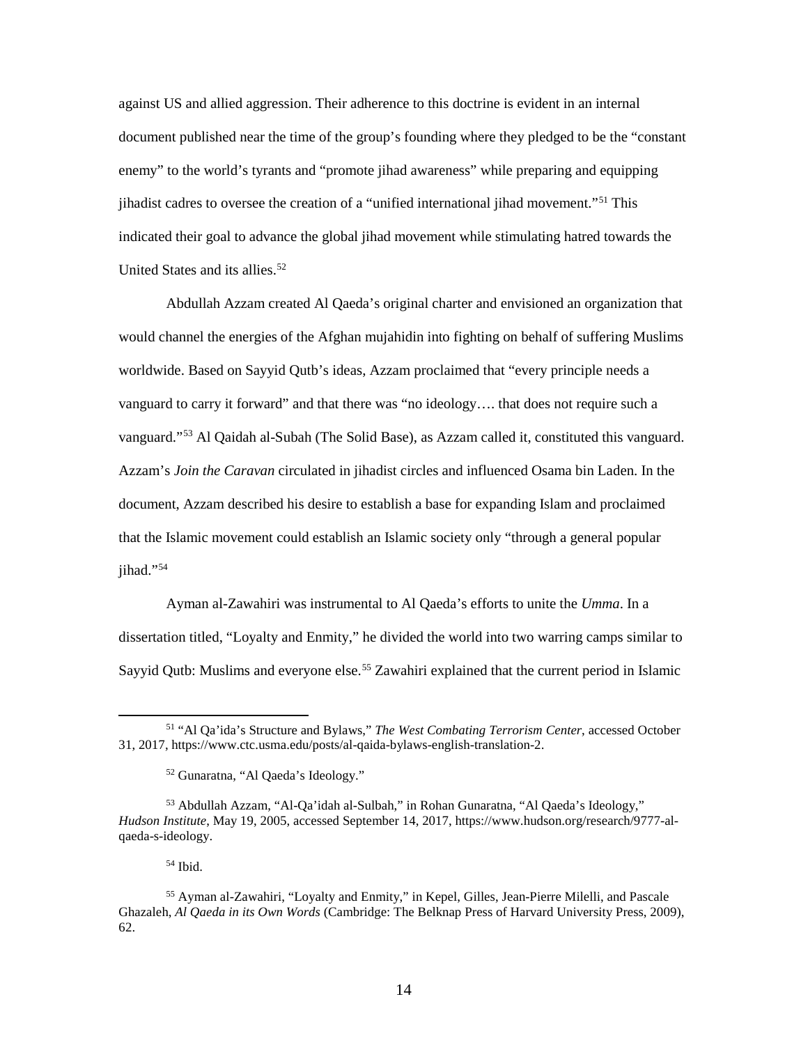against US and allied aggression. Their adherence to this doctrine is evident in an internal document published near the time of the group's founding where they pledged to be the "constant enemy" to the world's tyrants and "promote jihad awareness" while preparing and equipping jihadist cadres to oversee the creation of a "unified international jihad movement."[51] This indicated their goal to advance the global jihad movement while stimulating hatred towards the United States and its allies.[52]

Abdullah Azzam created Al Qaeda's original charter and envisioned an organization that would channel the energies of the Afghan mujahidin into fighting on behalf of suffering Muslims worldwide. Based on Sayyid Qutb's ideas, Azzam proclaimed that "every principle needs a vanguard to carry it forward" and that there was "no ideology…. that does not require such a vanguard."[53] Al Qaidah al-Subah (The Solid Base), as Azzam called it, constituted this vanguard. Azzam's *Join the Caravan* circulated in jihadist circles and influenced Osama bin Laden. In the document, Azzam described his desire to establish a base for expanding Islam and proclaimed that the Islamic movement could establish an Islamic society only "through a general popular jihad."[54]

Ayman al-Zawahiri was instrumental to Al Qaeda's efforts to unite the *Umma*. In a dissertation titled, "Loyalty and Enmity," he divided the world into two warring camps similar to Sayyid Qutb: Muslims and everyone else.[55] Zawahiri explained that the current period in Islamic

---

[51] "Al Qa'ida's Structure and Bylaws," *The West Combating Terrorism Center*, accessed October 31, 2017, https://www.ctc.usma.edu/posts/al-qaida-bylaws-english-translation-2.

[52] Gunaratna, "Al Qaeda's Ideology."

[53] Abdullah Azzam, "Al-Qa'idah al-Sulbah," in Rohan Gunaratna, "Al Qaeda's Ideology," *Hudson Institute*, May 19, 2005, accessed September 14, 2017, https://www.hudson.org/research/9777-al-qaeda-s-ideology.

[54] Ibid.

[55] Ayman al-Zawahiri, "Loyalty and Enmity," in Kepel, Gilles, Jean-Pierre Milelli, and Pascale Ghazaleh, *Al Qaeda in its Own Words* (Cambridge: The Belknap Press of Harvard University Press, 2009), 62.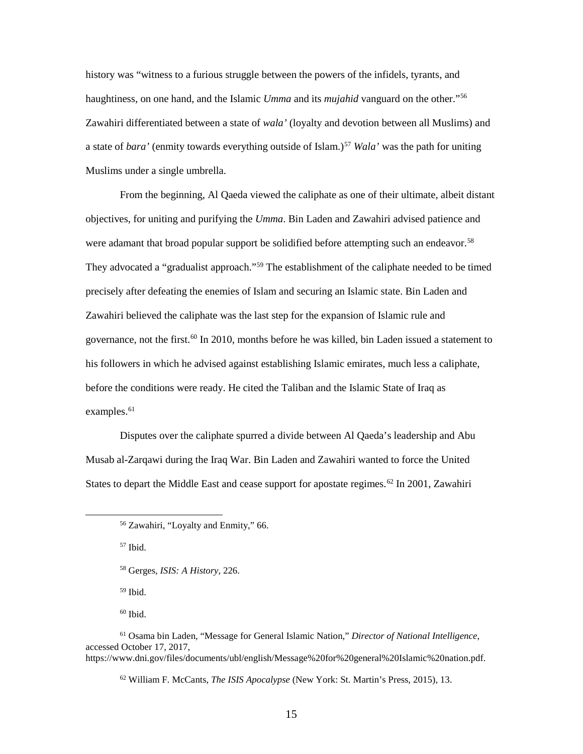history was "witness to a furious struggle between the powers of the infidels, tyrants, and haughtiness, on one hand, and the Islamic *Umma* and its *mujahid* vanguard on the other."[56] Zawahiri differentiated between a state of *wala'* (loyalty and devotion between all Muslims) and a state of *bara'* (enmity towards everything outside of Islam.)[57] *Wala'* was the path for uniting Muslims under a single umbrella.

From the beginning, Al Qaeda viewed the caliphate as one of their ultimate, albeit distant objectives, for uniting and purifying the *Umma*. Bin Laden and Zawahiri advised patience and were adamant that broad popular support be solidified before attempting such an endeavor.[58] They advocated a "gradualist approach."[59] The establishment of the caliphate needed to be timed precisely after defeating the enemies of Islam and securing an Islamic state. Bin Laden and Zawahiri believed the caliphate was the last step for the expansion of Islamic rule and governance, not the first.[60] In 2010, months before he was killed, bin Laden issued a statement to his followers in which he advised against establishing Islamic emirates, much less a caliphate, before the conditions were ready. He cited the Taliban and the Islamic State of Iraq as examples.[61]

Disputes over the caliphate spurred a divide between Al Qaeda's leadership and Abu Musab al-Zarqawi during the Iraq War. Bin Laden and Zawahiri wanted to force the United States to depart the Middle East and cease support for apostate regimes.[62] In 2001, Zawahiri

---

[56] Zawahiri, "Loyalty and Enmity," 66.

[57] Ibid.

[58] Gerges, *ISIS: A History*, 226.

[59] Ibid.

[60] Ibid.

[61] Osama bin Laden, "Message for General Islamic Nation," *Director of National Intelligence*, accessed October 17, 2017, https://www.dni.gov/files/documents/ubl/english/Message%20for%20general%20Islamic%20nation.pdf.

[62] William F. McCants, *The ISIS Apocalypse* (New York: St. Martin's Press, 2015), 13.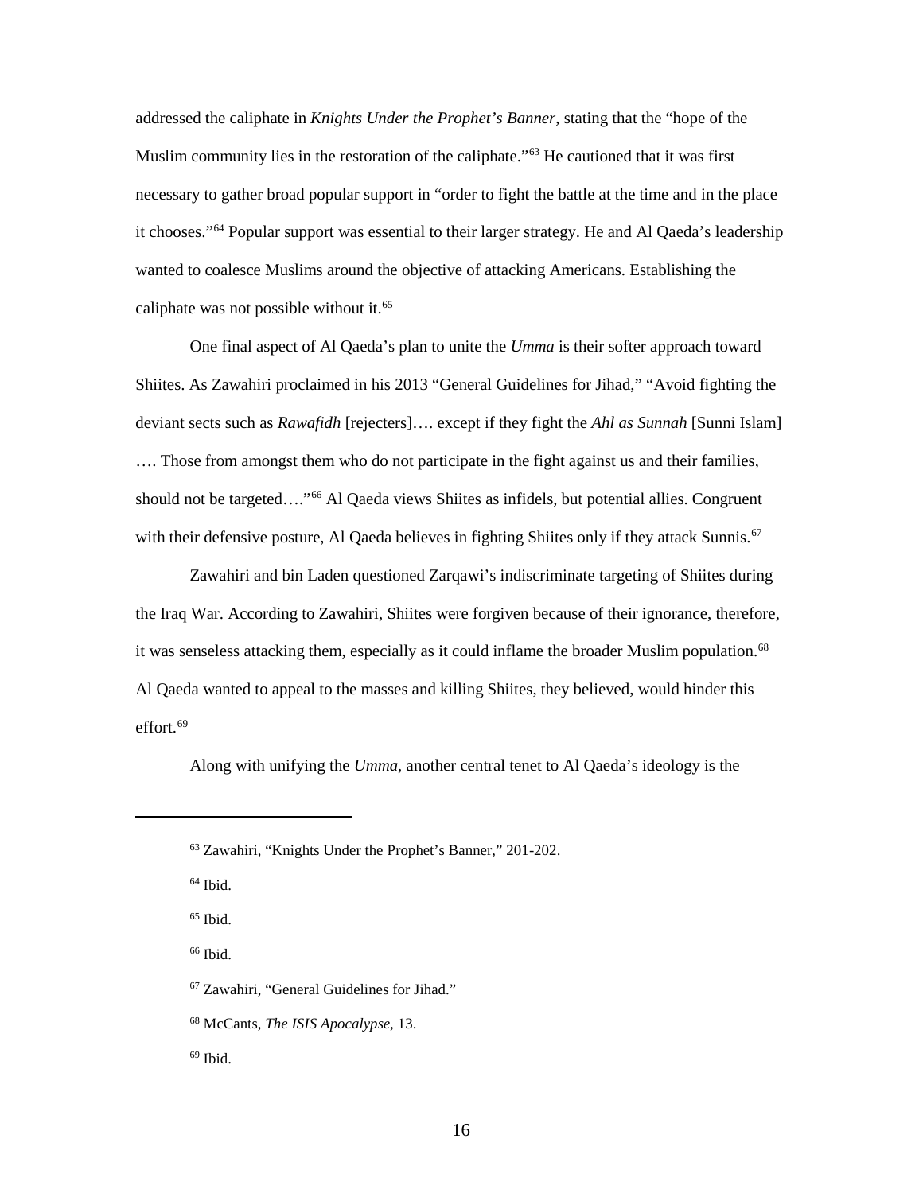addressed the caliphate in *Knights Under the Prophet's Banner*, stating that the "hope of the Muslim community lies in the restoration of the caliphate."[63] He cautioned that it was first necessary to gather broad popular support in "order to fight the battle at the time and in the place it chooses."[64] Popular support was essential to their larger strategy. He and Al Qaeda's leadership wanted to coalesce Muslims around the objective of attacking Americans. Establishing the caliphate was not possible without it.[65]

One final aspect of Al Qaeda's plan to unite the *Umma* is their softer approach toward Shiites. As Zawahiri proclaimed in his 2013 "General Guidelines for Jihad," "Avoid fighting the deviant sects such as *Rawafidh* [rejecters]…. except if they fight the *Ahl as Sunnah* [Sunni Islam] …. Those from amongst them who do not participate in the fight against us and their families, should not be targeted…."[66] Al Qaeda views Shiites as infidels, but potential allies. Congruent with their defensive posture, Al Qaeda believes in fighting Shiites only if they attack Sunnis.[67]

Zawahiri and bin Laden questioned Zarqawi's indiscriminate targeting of Shiites during the Iraq War. According to Zawahiri, Shiites were forgiven because of their ignorance, therefore, it was senseless attacking them, especially as it could inflame the broader Muslim population.[68] Al Qaeda wanted to appeal to the masses and killing Shiites, they believed, would hinder this effort.[69]

Along with unifying the *Umma*, another central tenet to Al Qaeda's ideology is the

---

[63] Zawahiri, "Knights Under the Prophet's Banner," 201-202.

[64] Ibid.

[65] Ibid.

[66] Ibid.

[67] Zawahiri, "General Guidelines for Jihad."

[68] McCants, *The ISIS Apocalypse*, 13.

[69] Ibid.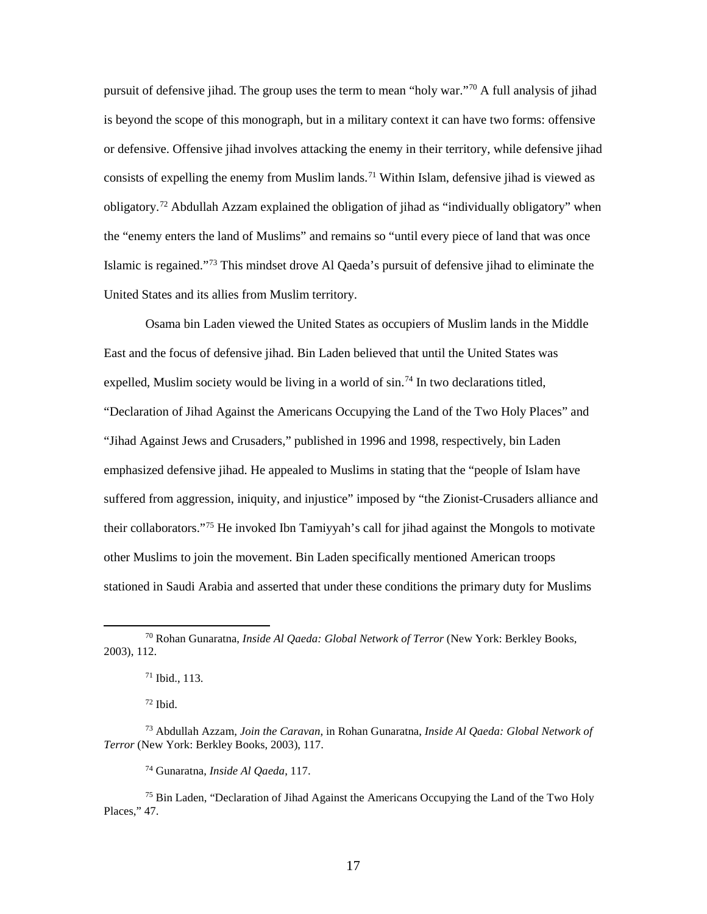pursuit of defensive jihad. The group uses the term to mean "holy war."[70] A full analysis of jihad is beyond the scope of this monograph, but in a military context it can have two forms: offensive or defensive. Offensive jihad involves attacking the enemy in their territory, while defensive jihad consists of expelling the enemy from Muslim lands.[71] Within Islam, defensive jihad is viewed as obligatory.[72] Abdullah Azzam explained the obligation of jihad as "individually obligatory" when the "enemy enters the land of Muslims" and remains so "until every piece of land that was once Islamic is regained."[73] This mindset drove Al Qaeda's pursuit of defensive jihad to eliminate the United States and its allies from Muslim territory.

Osama bin Laden viewed the United States as occupiers of Muslim lands in the Middle East and the focus of defensive jihad. Bin Laden believed that until the United States was expelled, Muslim society would be living in a world of sin.[74] In two declarations titled, "Declaration of Jihad Against the Americans Occupying the Land of the Two Holy Places" and "Jihad Against Jews and Crusaders," published in 1996 and 1998, respectively, bin Laden emphasized defensive jihad. He appealed to Muslims in stating that the "people of Islam have suffered from aggression, iniquity, and injustice" imposed by "the Zionist-Crusaders alliance and their collaborators."[75] He invoked Ibn Tamiyyah's call for jihad against the Mongols to motivate other Muslims to join the movement. Bin Laden specifically mentioned American troops stationed in Saudi Arabia and asserted that under these conditions the primary duty for Muslims

---

[70] Rohan Gunaratna, *Inside Al Qaeda: Global Network of Terror* (New York: Berkley Books, 2003), 112.

[71] Ibid., 113.

[72] Ibid.

[73] Abdullah Azzam, *Join the Caravan*, in Rohan Gunaratna, *Inside Al Qaeda: Global Network of Terror* (New York: Berkley Books, 2003), 117.

[74] Gunaratna, *Inside Al Qaeda*, 117.

[75] Bin Laden, "Declaration of Jihad Against the Americans Occupying the Land of the Two Holy Places," 47.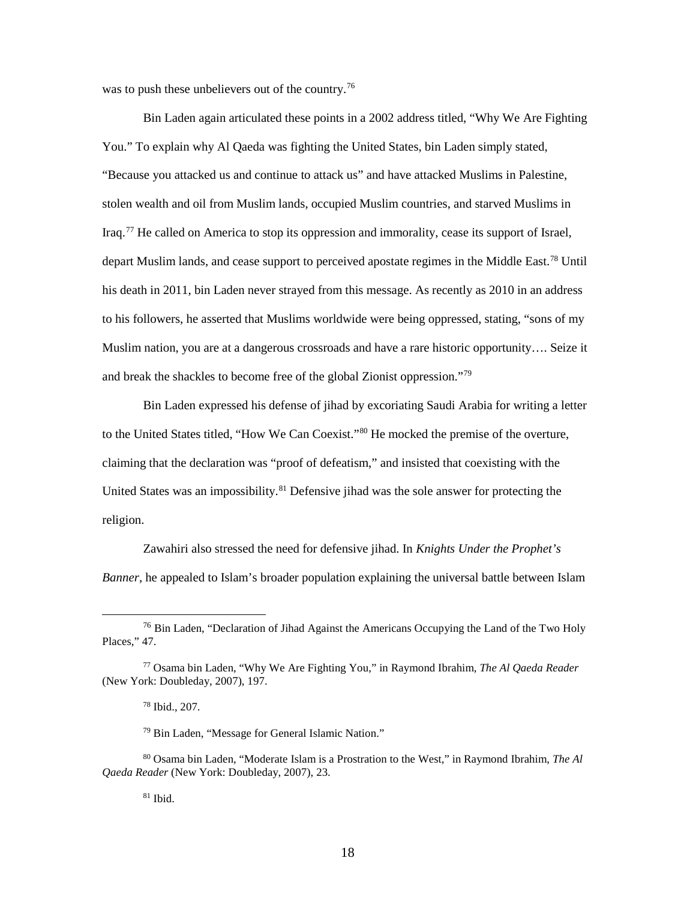was to push these unbelievers out of the country.[76]

Bin Laden again articulated these points in a 2002 address titled, "Why We Are Fighting You." To explain why Al Qaeda was fighting the United States, bin Laden simply stated, "Because you attacked us and continue to attack us" and have attacked Muslims in Palestine, stolen wealth and oil from Muslim lands, occupied Muslim countries, and starved Muslims in Iraq.[77] He called on America to stop its oppression and immorality, cease its support of Israel, depart Muslim lands, and cease support to perceived apostate regimes in the Middle East.[78] Until his death in 2011, bin Laden never strayed from this message. As recently as 2010 in an address to his followers, he asserted that Muslims worldwide were being oppressed, stating, "sons of my Muslim nation, you are at a dangerous crossroads and have a rare historic opportunity…. Seize it and break the shackles to become free of the global Zionist oppression."[79]

Bin Laden expressed his defense of jihad by excoriating Saudi Arabia for writing a letter to the United States titled, "How We Can Coexist."[80] He mocked the premise of the overture, claiming that the declaration was "proof of defeatism," and insisted that coexisting with the United States was an impossibility.[81] Defensive jihad was the sole answer for protecting the religion.

Zawahiri also stressed the need for defensive jihad. In *Knights Under the Prophet's Banner*, he appealed to Islam's broader population explaining the universal battle between Islam

---

[76] Bin Laden, "Declaration of Jihad Against the Americans Occupying the Land of the Two Holy Places," 47.

[77] Osama bin Laden, "Why We Are Fighting You," in Raymond Ibrahim, *The Al Qaeda Reader* (New York: Doubleday, 2007), 197.

[78] Ibid., 207.

[79] Bin Laden, "Message for General Islamic Nation."

[80] Osama bin Laden, "Moderate Islam is a Prostration to the West," in Raymond Ibrahim, *The Al Qaeda Reader* (New York: Doubleday, 2007), 23.

[81] Ibid.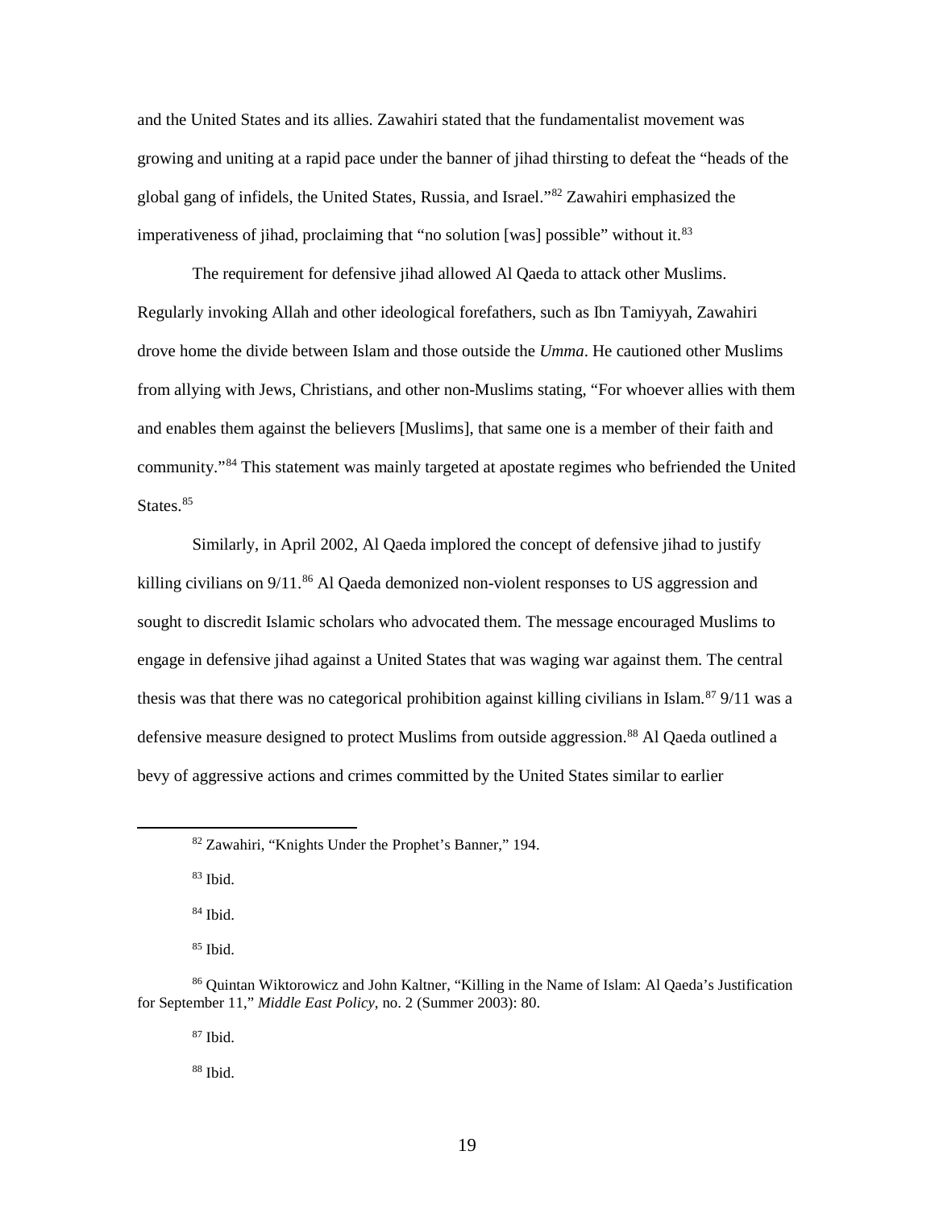and the United States and its allies. Zawahiri stated that the fundamentalist movement was growing and uniting at a rapid pace under the banner of jihad thirsting to defeat the "heads of the global gang of infidels, the United States, Russia, and Israel."[82] Zawahiri emphasized the imperativeness of jihad, proclaiming that "no solution [was] possible" without it.[83]

The requirement for defensive jihad allowed Al Qaeda to attack other Muslims. Regularly invoking Allah and other ideological forefathers, such as Ibn Tamiyyah, Zawahiri drove home the divide between Islam and those outside the *Umma*. He cautioned other Muslims from allying with Jews, Christians, and other non-Muslims stating, "For whoever allies with them and enables them against the believers [Muslims], that same one is a member of their faith and community."[84] This statement was mainly targeted at apostate regimes who befriended the United States.[85]

Similarly, in April 2002, Al Qaeda implored the concept of defensive jihad to justify killing civilians on 9/11.[86] Al Qaeda demonized non-violent responses to US aggression and sought to discredit Islamic scholars who advocated them. The message encouraged Muslims to engage in defensive jihad against a United States that was waging war against them. The central thesis was that there was no categorical prohibition against killing civilians in Islam.[87] 9/11 was a defensive measure designed to protect Muslims from outside aggression.[88] Al Qaeda outlined a bevy of aggressive actions and crimes committed by the United States similar to earlier

---

[82] Zawahiri, "Knights Under the Prophet's Banner," 194.

[83] Ibid.

[84] Ibid.

[85] Ibid.

[86] Quintan Wiktorowicz and John Kaltner, "Killing in the Name of Islam: Al Qaeda's Justification for September 11," *Middle East Policy*, no. 2 (Summer 2003): 80.

[87] Ibid.

[88] Ibid.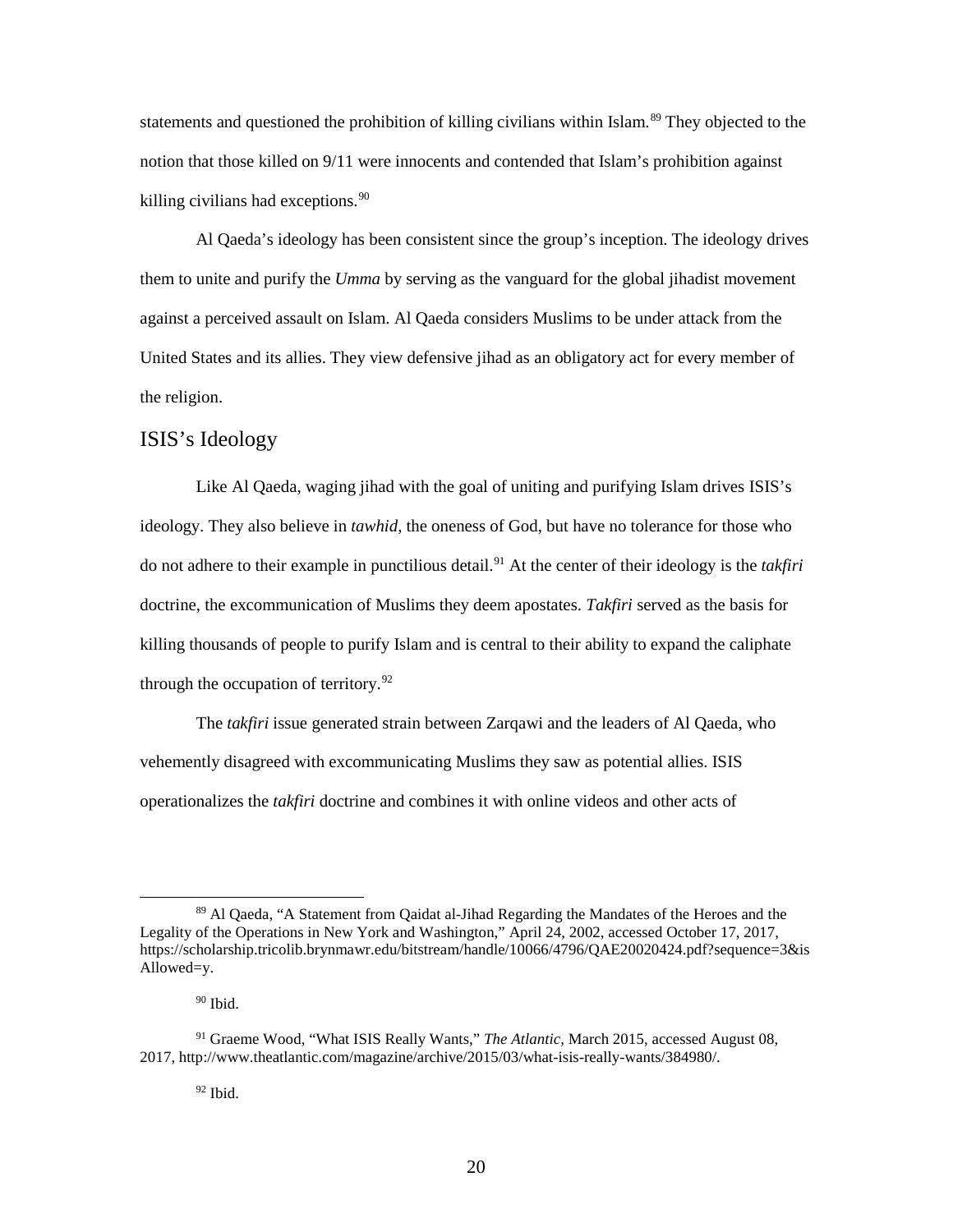statements and questioned the prohibition of killing civilians within Islam.[89] They objected to the notion that those killed on 9/11 were innocents and contended that Islam's prohibition against killing civilians had exceptions.[90]

Al Qaeda's ideology has been consistent since the group's inception. The ideology drives them to unite and purify the *Umma* by serving as the vanguard for the global jihadist movement against a perceived assault on Islam. Al Qaeda considers Muslims to be under attack from the United States and its allies. They view defensive jihad as an obligatory act for every member of the religion.

## ISIS's Ideology

Like Al Qaeda, waging jihad with the goal of uniting and purifying Islam drives ISIS's ideology. They also believe in *tawhid*, the oneness of God, but have no tolerance for those who do not adhere to their example in punctilious detail.[91] At the center of their ideology is the *takfiri* doctrine, the excommunication of Muslims they deem apostates. *Takfiri* served as the basis for killing thousands of people to purify Islam and is central to their ability to expand the caliphate through the occupation of territory.[92]

The *takfiri* issue generated strain between Zarqawi and the leaders of Al Qaeda, who vehemently disagreed with excommunicating Muslims they saw as potential allies. ISIS operationalizes the *takfiri* doctrine and combines it with online videos and other acts of

---

[89] Al Qaeda, "A Statement from Qaidat al-Jihad Regarding the Mandates of the Heroes and the Legality of the Operations in New York and Washington," April 24, 2002, accessed October 17, 2017, https://scholarship.tricolib.brynmawr.edu/bitstream/handle/10066/4796/QAE20020424.pdf?sequence=3&isAllowed=y.

[90] Ibid.

[91] Graeme Wood, "What ISIS Really Wants," *The Atlantic*, March 2015, accessed August 08, 2017, http://www.theatlantic.com/magazine/archive/2015/03/what-isis-really-wants/384980/.

[92] Ibid.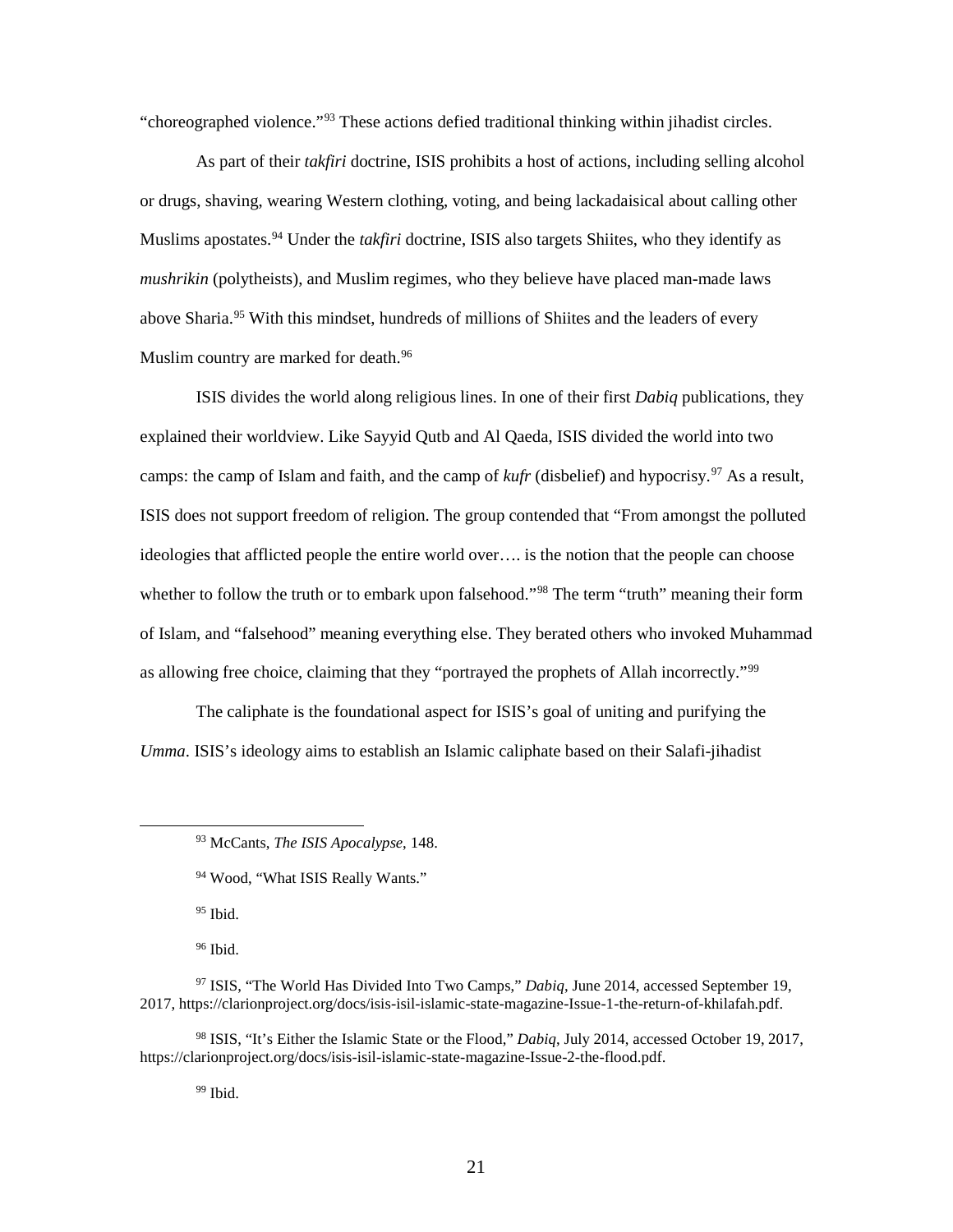"choreographed violence."[93] These actions defied traditional thinking within jihadist circles.

As part of their *takfiri* doctrine, ISIS prohibits a host of actions, including selling alcohol or drugs, shaving, wearing Western clothing, voting, and being lackadaisical about calling other Muslims apostates.[94] Under the *takfiri* doctrine, ISIS also targets Shiites, who they identify as *mushrikin* (polytheists), and Muslim regimes, who they believe have placed man-made laws above Sharia.[95] With this mindset, hundreds of millions of Shiites and the leaders of every Muslim country are marked for death.[96]

ISIS divides the world along religious lines. In one of their first *Dabiq* publications, they explained their worldview. Like Sayyid Qutb and Al Qaeda, ISIS divided the world into two camps: the camp of Islam and faith, and the camp of *kufr* (disbelief) and hypocrisy.[97] As a result, ISIS does not support freedom of religion. The group contended that "From amongst the polluted ideologies that afflicted people the entire world over…. is the notion that the people can choose whether to follow the truth or to embark upon falsehood."[98] The term "truth" meaning their form of Islam, and "falsehood" meaning everything else. They berated others who invoked Muhammad as allowing free choice, claiming that they "portrayed the prophets of Allah incorrectly."[99]

The caliphate is the foundational aspect for ISIS's goal of uniting and purifying the *Umma*. ISIS's ideology aims to establish an Islamic caliphate based on their Salafi-jihadist

---

[93] McCants, *The ISIS Apocalypse*, 148.

[94] Wood, "What ISIS Really Wants."

[95] Ibid.

[96] Ibid.

[97] ISIS, "The World Has Divided Into Two Camps," *Dabiq*, June 2014, accessed September 19, 2017, https://clarionproject.org/docs/isis-isil-islamic-state-magazine-Issue-1-the-return-of-khilafah.pdf.

[98] ISIS, "It's Either the Islamic State or the Flood," *Dabiq*, July 2014, accessed October 19, 2017, https://clarionproject.org/docs/isis-isil-islamic-state-magazine-Issue-2-the-flood.pdf.

[99] Ibid.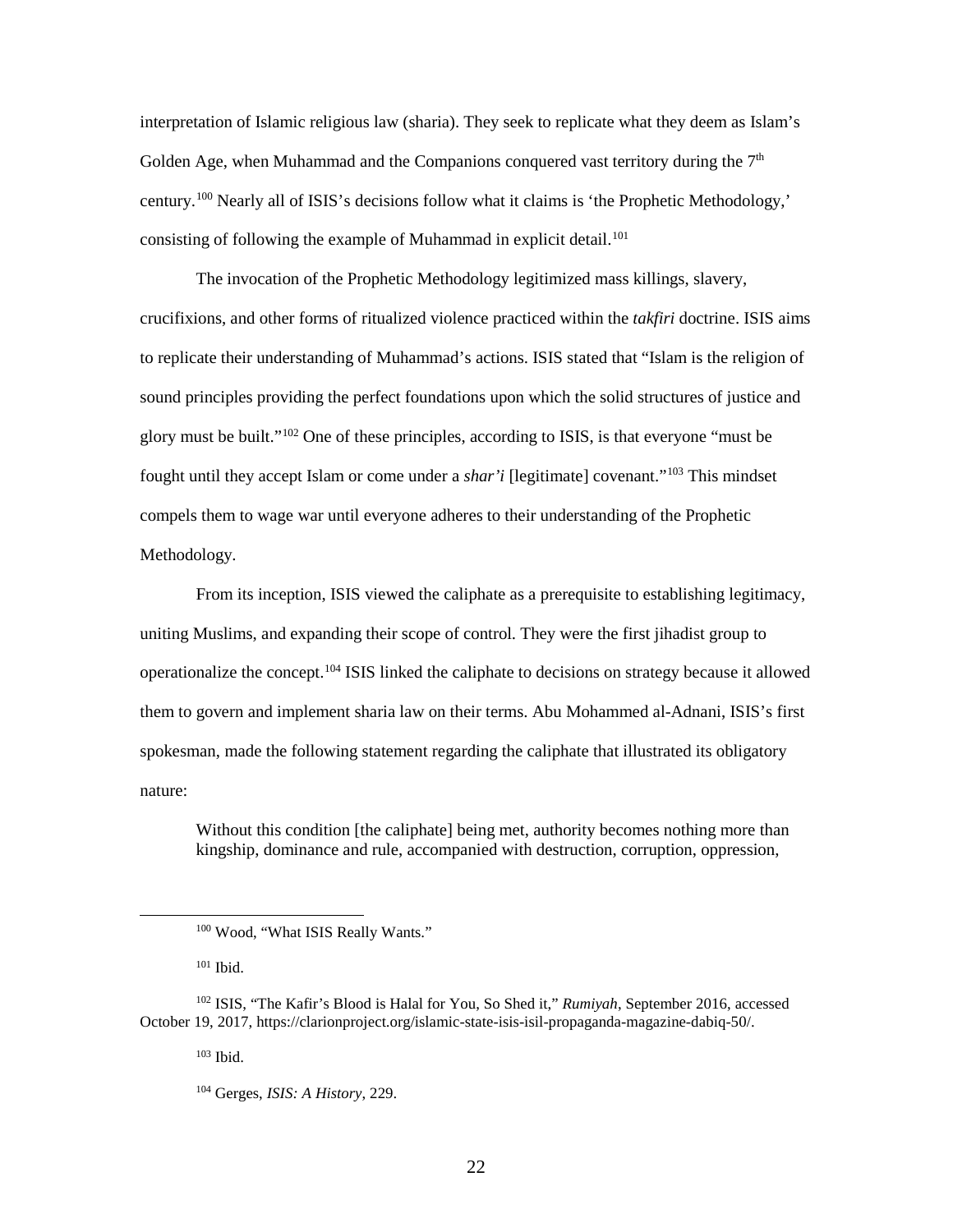interpretation of Islamic religious law (sharia). They seek to replicate what they deem as Islam's Golden Age, when Muhammad and the Companions conquered vast territory during the 7th century.[100] Nearly all of ISIS's decisions follow what it claims is 'the Prophetic Methodology,' consisting of following the example of Muhammad in explicit detail.[101]

The invocation of the Prophetic Methodology legitimized mass killings, slavery, crucifixions, and other forms of ritualized violence practiced within the *takfiri* doctrine. ISIS aims to replicate their understanding of Muhammad's actions. ISIS stated that "Islam is the religion of sound principles providing the perfect foundations upon which the solid structures of justice and glory must be built."[102] One of these principles, according to ISIS, is that everyone "must be fought until they accept Islam or come under a *shar'i* [legitimate] covenant."[103] This mindset compels them to wage war until everyone adheres to their understanding of the Prophetic Methodology.

From its inception, ISIS viewed the caliphate as a prerequisite to establishing legitimacy, uniting Muslims, and expanding their scope of control. They were the first jihadist group to operationalize the concept.[104] ISIS linked the caliphate to decisions on strategy because it allowed them to govern and implement sharia law on their terms. Abu Mohammed al-Adnani, ISIS's first spokesman, made the following statement regarding the caliphate that illustrated its obligatory nature:

> Without this condition [the caliphate] being met, authority becomes nothing more than kingship, dominance and rule, accompanied with destruction, corruption, oppression,

---

[100] Wood, "What ISIS Really Wants."

[101] Ibid.

[102] ISIS, "The Kafir's Blood is Halal for You, So Shed it," *Rumiyah*, September 2016, accessed October 19, 2017, https://clarionproject.org/islamic-state-isis-isil-propaganda-magazine-dabiq-50/.

[103] Ibid.

[104] Gerges, *ISIS: A History*, 229.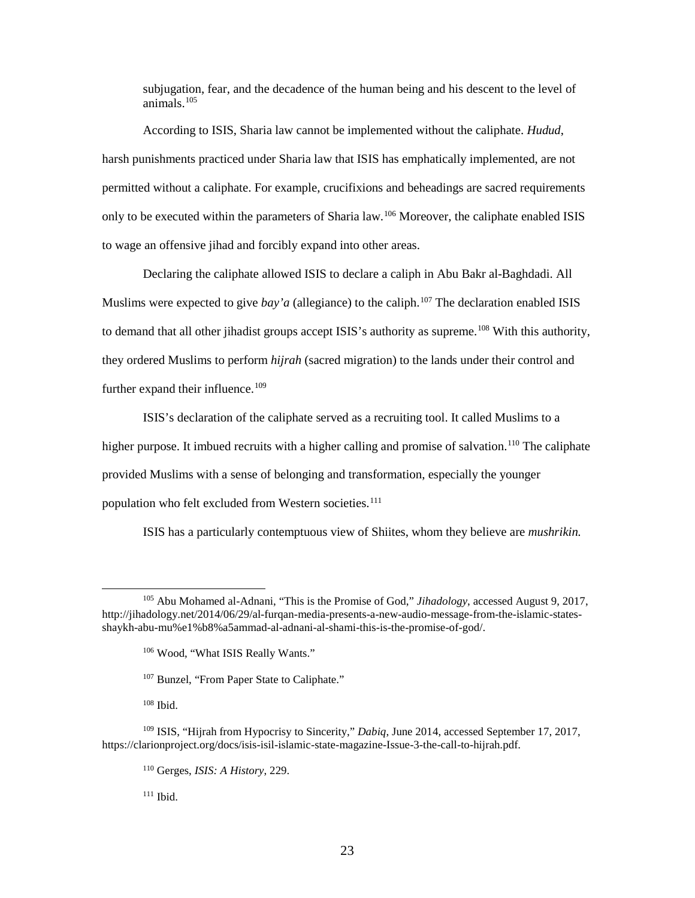subjugation, fear, and the decadence of the human being and his descent to the level of animals.[105]

According to ISIS, Sharia law cannot be implemented without the caliphate. *Hudud*, harsh punishments practiced under Sharia law that ISIS has emphatically implemented, are not permitted without a caliphate. For example, crucifixions and beheadings are sacred requirements only to be executed within the parameters of Sharia law.[106] Moreover, the caliphate enabled ISIS to wage an offensive jihad and forcibly expand into other areas.

Declaring the caliphate allowed ISIS to declare a caliph in Abu Bakr al-Baghdadi. All Muslims were expected to give *bay'a* (allegiance) to the caliph.[107] The declaration enabled ISIS to demand that all other jihadist groups accept ISIS's authority as supreme.[108] With this authority, they ordered Muslims to perform *hijrah* (sacred migration) to the lands under their control and further expand their influence.[109]

ISIS's declaration of the caliphate served as a recruiting tool. It called Muslims to a higher purpose. It imbued recruits with a higher calling and promise of salvation.[110] The caliphate provided Muslims with a sense of belonging and transformation, especially the younger population who felt excluded from Western societies.[111]

ISIS has a particularly contemptuous view of Shiites, whom they believe are *mushrikin.*

---

[105] Abu Mohamed al-Adnani, "This is the Promise of God," *Jihadology*, accessed August 9, 2017, http://jihadology.net/2014/06/29/al-furqan-media-presents-a-new-audio-message-from-the-islamic-states-shaykh-abu-mu%e1%b8%a5ammad-al-adnani-al-shami-this-is-the-promise-of-god/.

[106] Wood, "What ISIS Really Wants."

[107] Bunzel, "From Paper State to Caliphate."

[108] Ibid.

[109] ISIS, "Hijrah from Hypocrisy to Sincerity," *Dabiq*, June 2014, accessed September 17, 2017, https://clarionproject.org/docs/isis-isil-islamic-state-magazine-Issue-3-the-call-to-hijrah.pdf.

[110] Gerges, *ISIS: A History*, 229.

[111] Ibid.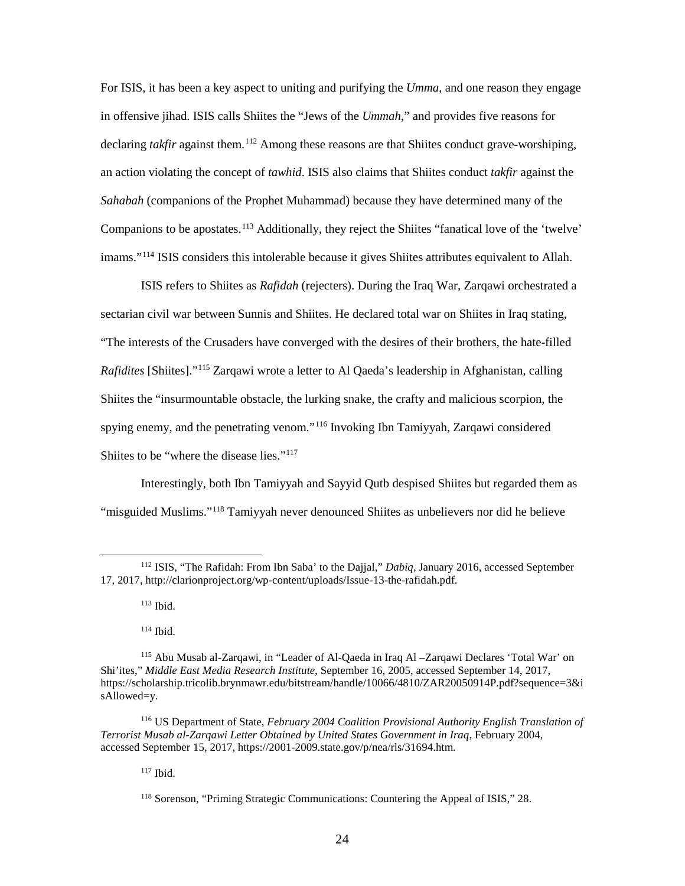For ISIS, it has been a key aspect to uniting and purifying the *Umma*, and one reason they engage in offensive jihad. ISIS calls Shiites the "Jews of the *Ummah*," and provides five reasons for declaring *takfir* against them.[112] Among these reasons are that Shiites conduct grave-worshiping, an action violating the concept of *tawhid*. ISIS also claims that Shiites conduct *takfir* against the *Sahabah* (companions of the Prophet Muhammad) because they have determined many of the Companions to be apostates.[113] Additionally, they reject the Shiites "fanatical love of the 'twelve' imams."[114] ISIS considers this intolerable because it gives Shiites attributes equivalent to Allah.

ISIS refers to Shiites as *Rafidah* (rejecters). During the Iraq War, Zarqawi orchestrated a sectarian civil war between Sunnis and Shiites. He declared total war on Shiites in Iraq stating, "The interests of the Crusaders have converged with the desires of their brothers, the hate-filled *Rafidites* [Shiites]."[115] Zarqawi wrote a letter to Al Qaeda's leadership in Afghanistan, calling Shiites the "insurmountable obstacle, the lurking snake, the crafty and malicious scorpion, the spying enemy, and the penetrating venom."[116] Invoking Ibn Tamiyyah, Zarqawi considered Shiites to be "where the disease lies."[117]

Interestingly, both Ibn Tamiyyah and Sayyid Qutb despised Shiites but regarded them as "misguided Muslims."[118] Tamiyyah never denounced Shiites as unbelievers nor did he believe

---

[112] ISIS, "The Rafidah: From Ibn Saba' to the Dajjal," *Dabiq*, January 2016, accessed September 17, 2017, http://clarionproject.org/wp-content/uploads/Issue-13-the-rafidah.pdf.

[113] Ibid.

[114] Ibid.

[115] Abu Musab al-Zarqawi, in "Leader of Al-Qaeda in Iraq Al –Zarqawi Declares 'Total War' on Shi'ites," *Middle East Media Research Institute*, September 16, 2005, accessed September 14, 2017, https://scholarship.tricolib.brynmawr.edu/bitstream/handle/10066/4810/ZAR20050914P.pdf?sequence=3&isAllowed=y.

[116] US Department of State, *February 2004 Coalition Provisional Authority English Translation of Terrorist Musab al-Zarqawi Letter Obtained by United States Government in Iraq*, February 2004, accessed September 15, 2017, https://2001-2009.state.gov/p/nea/rls/31694.htm.

[117] Ibid.

[118] Sorenson, "Priming Strategic Communications: Countering the Appeal of ISIS," 28.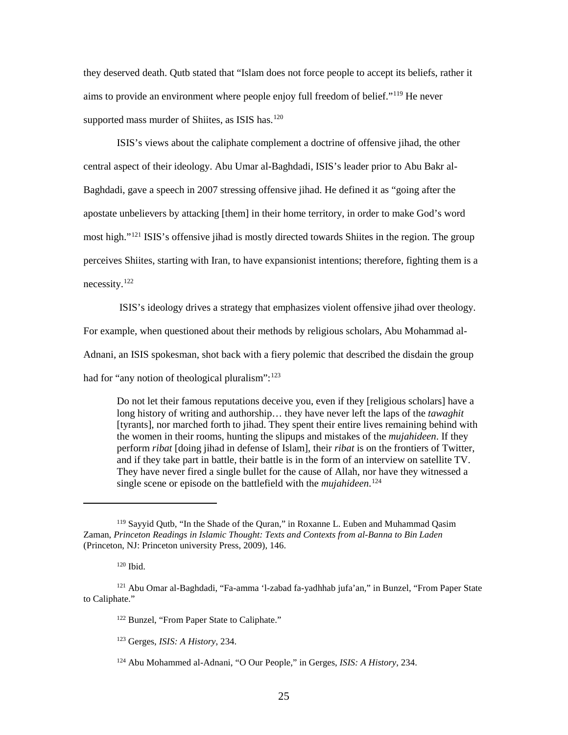they deserved death. Qutb stated that "Islam does not force people to accept its beliefs, rather it aims to provide an environment where people enjoy full freedom of belief."[119] He never supported mass murder of Shiites, as ISIS has.[120]

ISIS's views about the caliphate complement a doctrine of offensive jihad, the other central aspect of their ideology. Abu Umar al-Baghdadi, ISIS's leader prior to Abu Bakr al-Baghdadi, gave a speech in 2007 stressing offensive jihad. He defined it as "going after the apostate unbelievers by attacking [them] in their home territory, in order to make God's word most high."[121] ISIS's offensive jihad is mostly directed towards Shiites in the region. The group perceives Shiites, starting with Iran, to have expansionist intentions; therefore, fighting them is a necessity.[122]

ISIS's ideology drives a strategy that emphasizes violent offensive jihad over theology. For example, when questioned about their methods by religious scholars, Abu Mohammad al-Adnani, an ISIS spokesman, shot back with a fiery polemic that described the disdain the group had for "any notion of theological pluralism":[123]

> Do not let their famous reputations deceive you, even if they [religious scholars] have a long history of writing and authorship… they have never left the laps of the *tawaghit* [tyrants], nor marched forth to jihad. They spent their entire lives remaining behind with the women in their rooms, hunting the slipups and mistakes of the *mujahideen*. If they perform *ribat* [doing jihad in defense of Islam], their *ribat* is on the frontiers of Twitter, and if they take part in battle, their battle is in the form of an interview on satellite TV. They have never fired a single bullet for the cause of Allah, nor have they witnessed a single scene or episode on the battlefield with the *mujahideen*.[124]

---

[119] Sayyid Qutb, "In the Shade of the Quran," in Roxanne L. Euben and Muhammad Qasim Zaman, *Princeton Readings in Islamic Thought: Texts and Contexts from al-Banna to Bin Laden* (Princeton, NJ: Princeton university Press, 2009), 146.

[120] Ibid.

[121] Abu Omar al-Baghdadi, "Fa-amma 'l-zabad fa-yadhhab jufa'an," in Bunzel, "From Paper State to Caliphate."

[122] Bunzel, "From Paper State to Caliphate."

[123] Gerges, *ISIS: A History*, 234.

[124] Abu Mohammed al-Adnani, "O Our People," in Gerges, *ISIS: A History*, 234.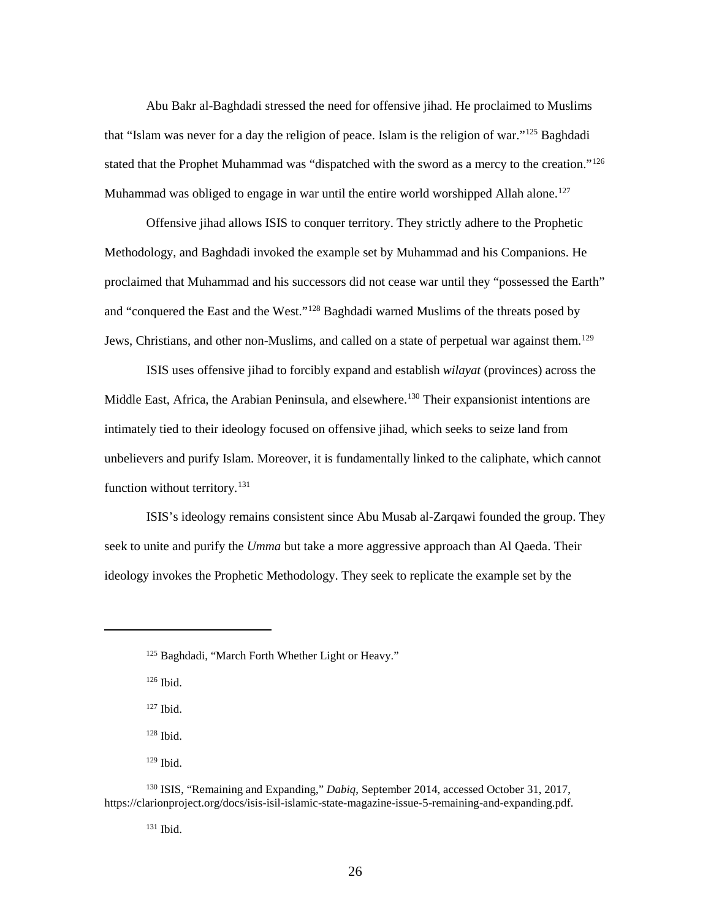Abu Bakr al-Baghdadi stressed the need for offensive jihad. He proclaimed to Muslims that "Islam was never for a day the religion of peace. Islam is the religion of war."[125] Baghdadi stated that the Prophet Muhammad was "dispatched with the sword as a mercy to the creation."[126] Muhammad was obliged to engage in war until the entire world worshipped Allah alone.[127]

Offensive jihad allows ISIS to conquer territory. They strictly adhere to the Prophetic Methodology, and Baghdadi invoked the example set by Muhammad and his Companions. He proclaimed that Muhammad and his successors did not cease war until they "possessed the Earth" and "conquered the East and the West."[128] Baghdadi warned Muslims of the threats posed by Jews, Christians, and other non-Muslims, and called on a state of perpetual war against them.[129]

ISIS uses offensive jihad to forcibly expand and establish *wilayat* (provinces) across the Middle East, Africa, the Arabian Peninsula, and elsewhere.[130] Their expansionist intentions are intimately tied to their ideology focused on offensive jihad, which seeks to seize land from unbelievers and purify Islam. Moreover, it is fundamentally linked to the caliphate, which cannot function without territory.[131]

ISIS's ideology remains consistent since Abu Musab al-Zarqawi founded the group. They seek to unite and purify the *Umma* but take a more aggressive approach than Al Qaeda. Their ideology invokes the Prophetic Methodology. They seek to replicate the example set by the

---

[125] Baghdadi, "March Forth Whether Light or Heavy."

[126] Ibid.

[127] Ibid.

[128] Ibid.

[129] Ibid.

[130] ISIS, "Remaining and Expanding," *Dabiq*, September 2014, accessed October 31, 2017, https://clarionproject.org/docs/isis-isil-islamic-state-magazine-issue-5-remaining-and-expanding.pdf.

[131] Ibid.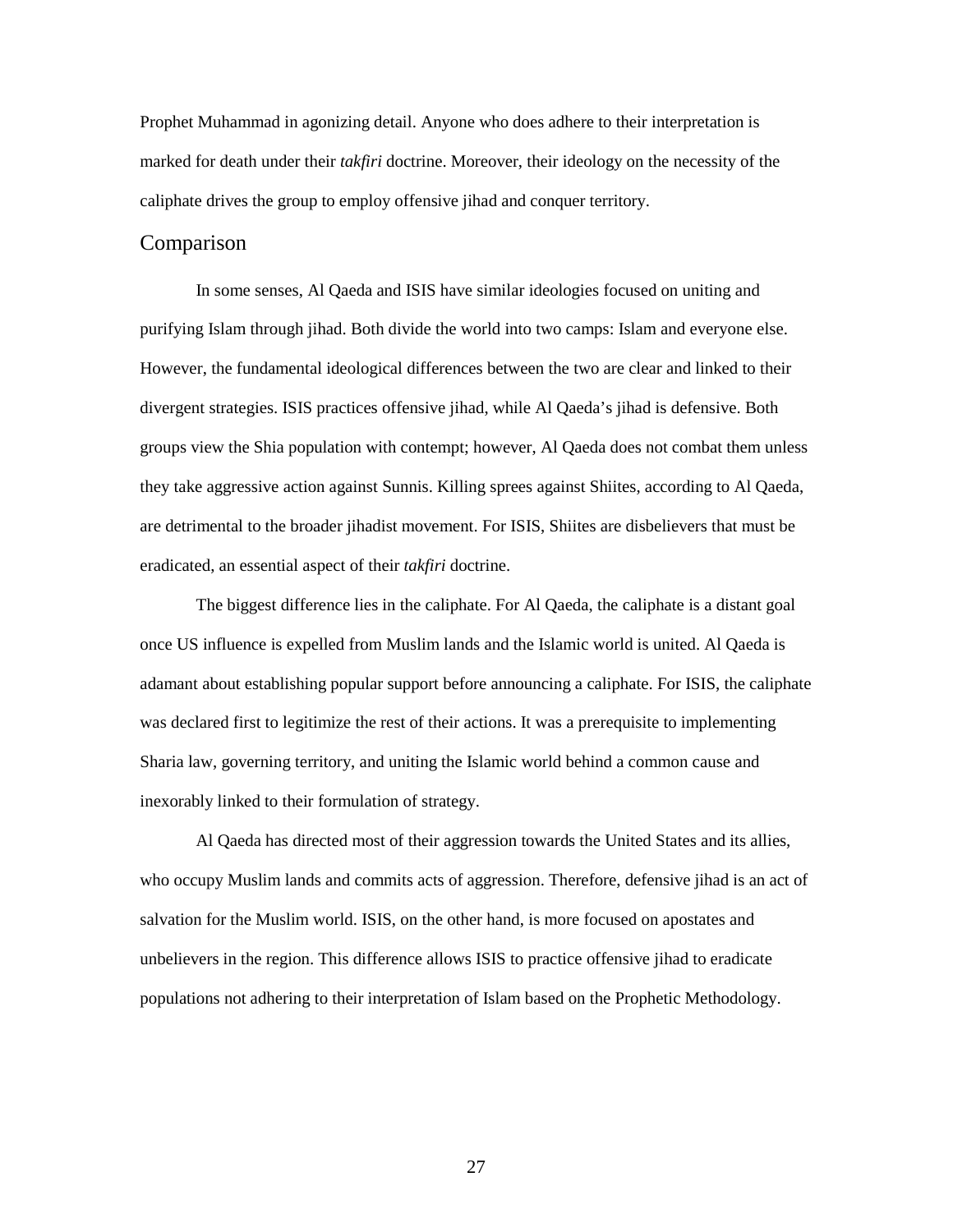Prophet Muhammad in agonizing detail. Anyone who does adhere to their interpretation is marked for death under their *takfiri* doctrine. Moreover, their ideology on the necessity of the caliphate drives the group to employ offensive jihad and conquer territory.

## Comparison

In some senses, Al Qaeda and ISIS have similar ideologies focused on uniting and purifying Islam through jihad. Both divide the world into two camps: Islam and everyone else. However, the fundamental ideological differences between the two are clear and linked to their divergent strategies. ISIS practices offensive jihad, while Al Qaeda's jihad is defensive. Both groups view the Shia population with contempt; however, Al Qaeda does not combat them unless they take aggressive action against Sunnis. Killing sprees against Shiites, according to Al Qaeda, are detrimental to the broader jihadist movement. For ISIS, Shiites are disbelievers that must be eradicated, an essential aspect of their *takfiri* doctrine.

The biggest difference lies in the caliphate. For Al Qaeda, the caliphate is a distant goal once US influence is expelled from Muslim lands and the Islamic world is united. Al Qaeda is adamant about establishing popular support before announcing a caliphate. For ISIS, the caliphate was declared first to legitimize the rest of their actions. It was a prerequisite to implementing Sharia law, governing territory, and uniting the Islamic world behind a common cause and inexorably linked to their formulation of strategy.

Al Qaeda has directed most of their aggression towards the United States and its allies, who occupy Muslim lands and commits acts of aggression. Therefore, defensive jihad is an act of salvation for the Muslim world. ISIS, on the other hand, is more focused on apostates and unbelievers in the region. This difference allows ISIS to practice offensive jihad to eradicate populations not adhering to their interpretation of Islam based on the Prophetic Methodology.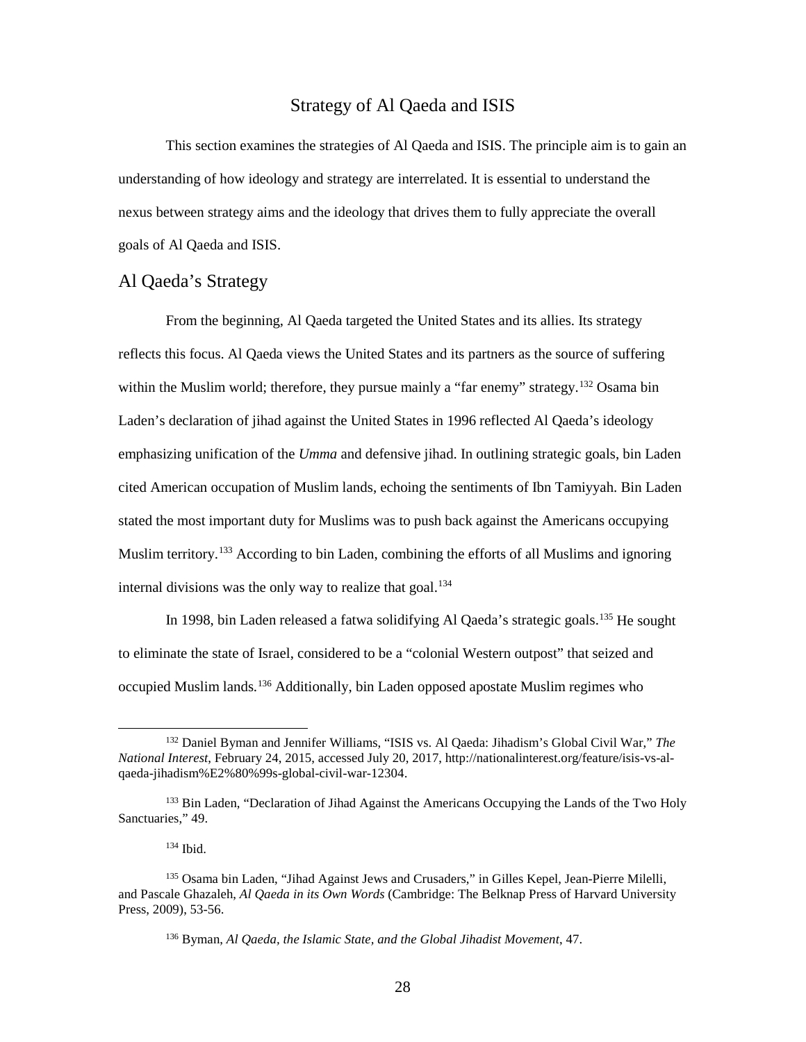## Strategy of Al Qaeda and ISIS

This section examines the strategies of Al Qaeda and ISIS. The principle aim is to gain an understanding of how ideology and strategy are interrelated. It is essential to understand the nexus between strategy aims and the ideology that drives them to fully appreciate the overall goals of Al Qaeda and ISIS.

### Al Qaeda's Strategy

From the beginning, Al Qaeda targeted the United States and its allies. Its strategy reflects this focus. Al Qaeda views the United States and its partners as the source of suffering within the Muslim world; therefore, they pursue mainly a "far enemy" strategy.[132] Osama bin Laden's declaration of jihad against the United States in 1996 reflected Al Qaeda's ideology emphasizing unification of the *Umma* and defensive jihad. In outlining strategic goals, bin Laden cited American occupation of Muslim lands, echoing the sentiments of Ibn Tamiyyah. Bin Laden stated the most important duty for Muslims was to push back against the Americans occupying Muslim territory.[133] According to bin Laden, combining the efforts of all Muslims and ignoring internal divisions was the only way to realize that goal.[134]

In 1998, bin Laden released a fatwa solidifying Al Qaeda's strategic goals.[135] He sought to eliminate the state of Israel, considered to be a "colonial Western outpost" that seized and occupied Muslim lands.[136] Additionally, bin Laden opposed apostate Muslim regimes who

---

[132] Daniel Byman and Jennifer Williams, "ISIS vs. Al Qaeda: Jihadism's Global Civil War," *The National Interest*, February 24, 2015, accessed July 20, 2017, http://nationalinterest.org/feature/isis-vs-al-qaeda-jihadism%E2%80%99s-global-civil-war-12304.

[133] Bin Laden, "Declaration of Jihad Against the Americans Occupying the Lands of the Two Holy Sanctuaries," 49.

[134] Ibid.

[135] Osama bin Laden, "Jihad Against Jews and Crusaders," in Gilles Kepel, Jean-Pierre Milelli, and Pascale Ghazaleh, *Al Qaeda in its Own Words* (Cambridge: The Belknap Press of Harvard University Press, 2009), 53-56.

[136] Byman, *Al Qaeda, the Islamic State, and the Global Jihadist Movement*, 47.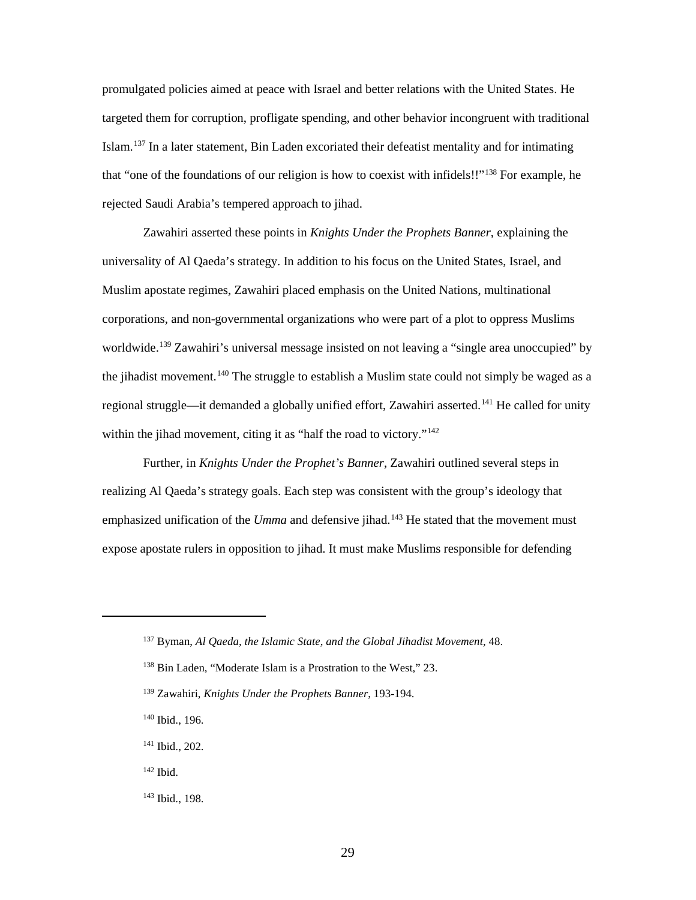promulgated policies aimed at peace with Israel and better relations with the United States. He targeted them for corruption, profligate spending, and other behavior incongruent with traditional Islam.[137] In a later statement, Bin Laden excoriated their defeatist mentality and for intimating that "one of the foundations of our religion is how to coexist with infidels!!"[138] For example, he rejected Saudi Arabia's tempered approach to jihad.

Zawahiri asserted these points in *Knights Under the Prophets Banner*, explaining the universality of Al Qaeda's strategy. In addition to his focus on the United States, Israel, and Muslim apostate regimes, Zawahiri placed emphasis on the United Nations, multinational corporations, and non-governmental organizations who were part of a plot to oppress Muslims worldwide.[139] Zawahiri's universal message insisted on not leaving a "single area unoccupied" by the jihadist movement.[140] The struggle to establish a Muslim state could not simply be waged as a regional struggle—it demanded a globally unified effort, Zawahiri asserted.[141] He called for unity within the jihad movement, citing it as "half the road to victory."[142]

Further, in *Knights Under the Prophet's Banner*, Zawahiri outlined several steps in realizing Al Qaeda's strategy goals. Each step was consistent with the group's ideology that emphasized unification of the *Umma* and defensive jihad.[143] He stated that the movement must expose apostate rulers in opposition to jihad. It must make Muslims responsible for defending

---

[137] Byman, *Al Qaeda, the Islamic State, and the Global Jihadist Movement*, 48.

[138] Bin Laden, "Moderate Islam is a Prostration to the West," 23.

[139] Zawahiri, *Knights Under the Prophets Banner*, 193-194.

[140] Ibid., 196.

[141] Ibid., 202.

[142] Ibid.

[143] Ibid., 198.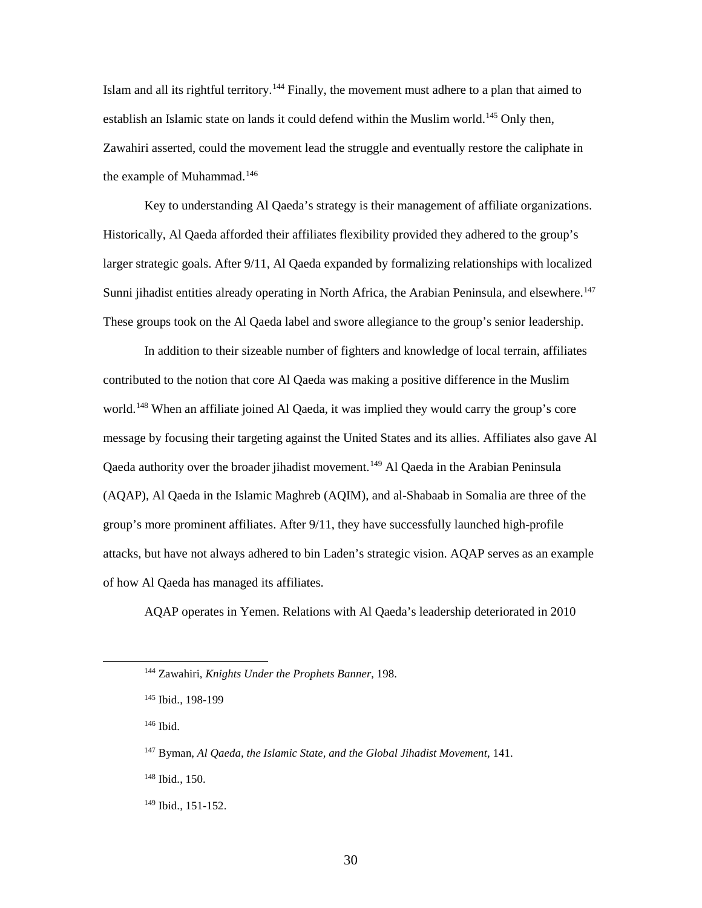Islam and all its rightful territory.[144] Finally, the movement must adhere to a plan that aimed to establish an Islamic state on lands it could defend within the Muslim world.[145] Only then, Zawahiri asserted, could the movement lead the struggle and eventually restore the caliphate in the example of Muhammad.[146]

Key to understanding Al Qaeda's strategy is their management of affiliate organizations. Historically, Al Qaeda afforded their affiliates flexibility provided they adhered to the group's larger strategic goals. After 9/11, Al Qaeda expanded by formalizing relationships with localized Sunni jihadist entities already operating in North Africa, the Arabian Peninsula, and elsewhere.[147] These groups took on the Al Qaeda label and swore allegiance to the group's senior leadership.

In addition to their sizeable number of fighters and knowledge of local terrain, affiliates contributed to the notion that core Al Qaeda was making a positive difference in the Muslim world.[148] When an affiliate joined Al Qaeda, it was implied they would carry the group's core message by focusing their targeting against the United States and its allies. Affiliates also gave Al Qaeda authority over the broader jihadist movement.[149] Al Qaeda in the Arabian Peninsula (AQAP), Al Qaeda in the Islamic Maghreb (AQIM), and al-Shabaab in Somalia are three of the group's more prominent affiliates. After 9/11, they have successfully launched high-profile attacks, but have not always adhered to bin Laden's strategic vision. AQAP serves as an example of how Al Qaeda has managed its affiliates.

AQAP operates in Yemen. Relations with Al Qaeda's leadership deteriorated in 2010

---

[144] Zawahiri, *Knights Under the Prophets Banner*, 198.

[145] Ibid., 198-199

[146] Ibid.

[147] Byman, *Al Qaeda, the Islamic State, and the Global Jihadist Movement*, 141.

[148] Ibid., 150.

[149] Ibid., 151-152.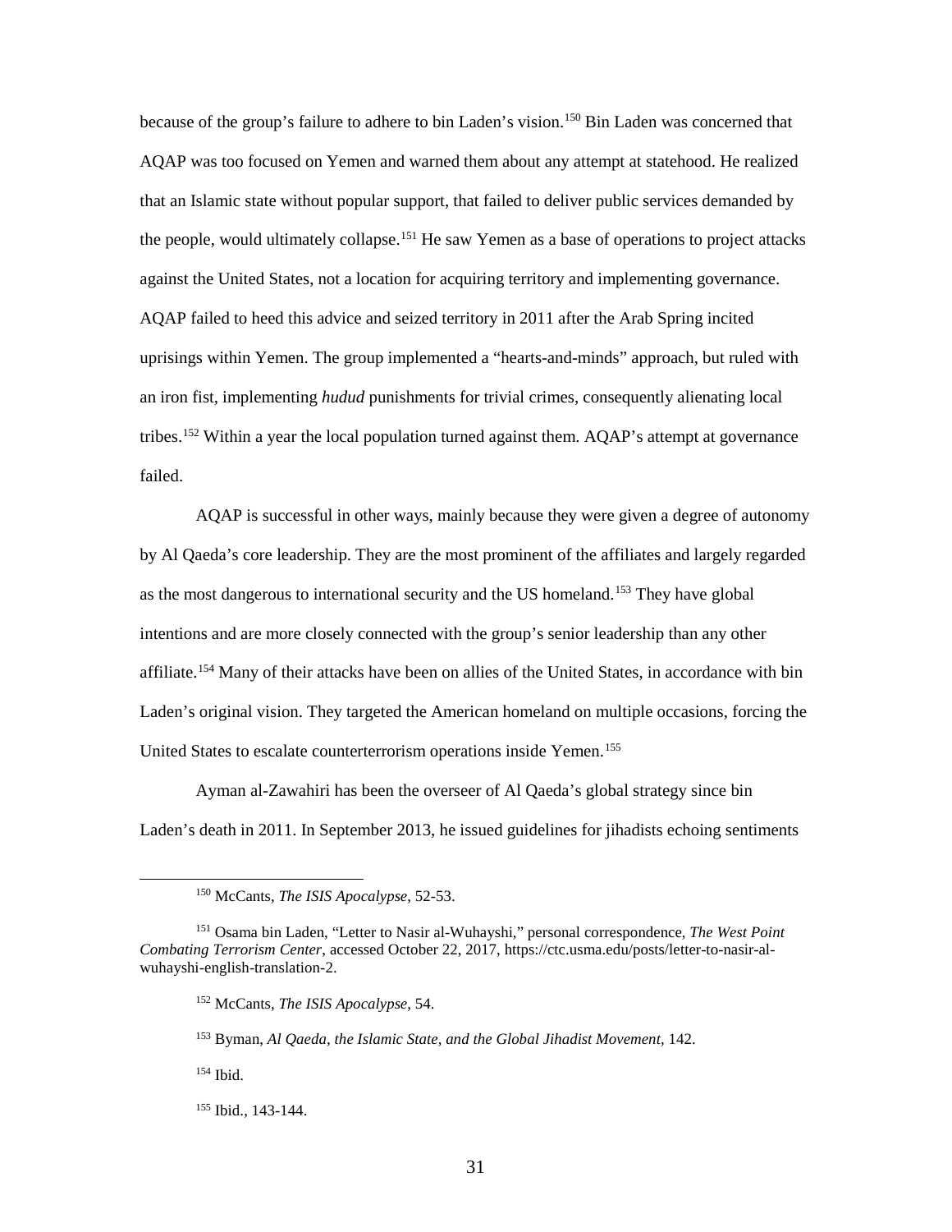because of the group's failure to adhere to bin Laden's vision.[150] Bin Laden was concerned that AQAP was too focused on Yemen and warned them about any attempt at statehood. He realized that an Islamic state without popular support, that failed to deliver public services demanded by the people, would ultimately collapse.[151] He saw Yemen as a base of operations to project attacks against the United States, not a location for acquiring territory and implementing governance. AQAP failed to heed this advice and seized territory in 2011 after the Arab Spring incited uprisings within Yemen. The group implemented a "hearts-and-minds" approach, but ruled with an iron fist, implementing *hudud* punishments for trivial crimes, consequently alienating local tribes.[152] Within a year the local population turned against them. AQAP's attempt at governance failed.

AQAP is successful in other ways, mainly because they were given a degree of autonomy by Al Qaeda's core leadership. They are the most prominent of the affiliates and largely regarded as the most dangerous to international security and the US homeland.[153] They have global intentions and are more closely connected with the group's senior leadership than any other affiliate.[154] Many of their attacks have been on allies of the United States, in accordance with bin Laden's original vision. They targeted the American homeland on multiple occasions, forcing the United States to escalate counterterrorism operations inside Yemen.[155]

Ayman al-Zawahiri has been the overseer of Al Qaeda's global strategy since bin Laden's death in 2011. In September 2013, he issued guidelines for jihadists echoing sentiments

---

[150] McCants, *The ISIS Apocalypse*, 52-53.

[151] Osama bin Laden, "Letter to Nasir al-Wuhayshi," personal correspondence, *The West Point Combating Terrorism Center*, accessed October 22, 2017, https://ctc.usma.edu/posts/letter-to-nasir-al-wuhayshi-english-translation-2.

[152] McCants, *The ISIS Apocalypse*, 54.

[153] Byman, *Al Qaeda, the Islamic State, and the Global Jihadist Movement*, 142.

[154] Ibid.

[155] Ibid., 143-144.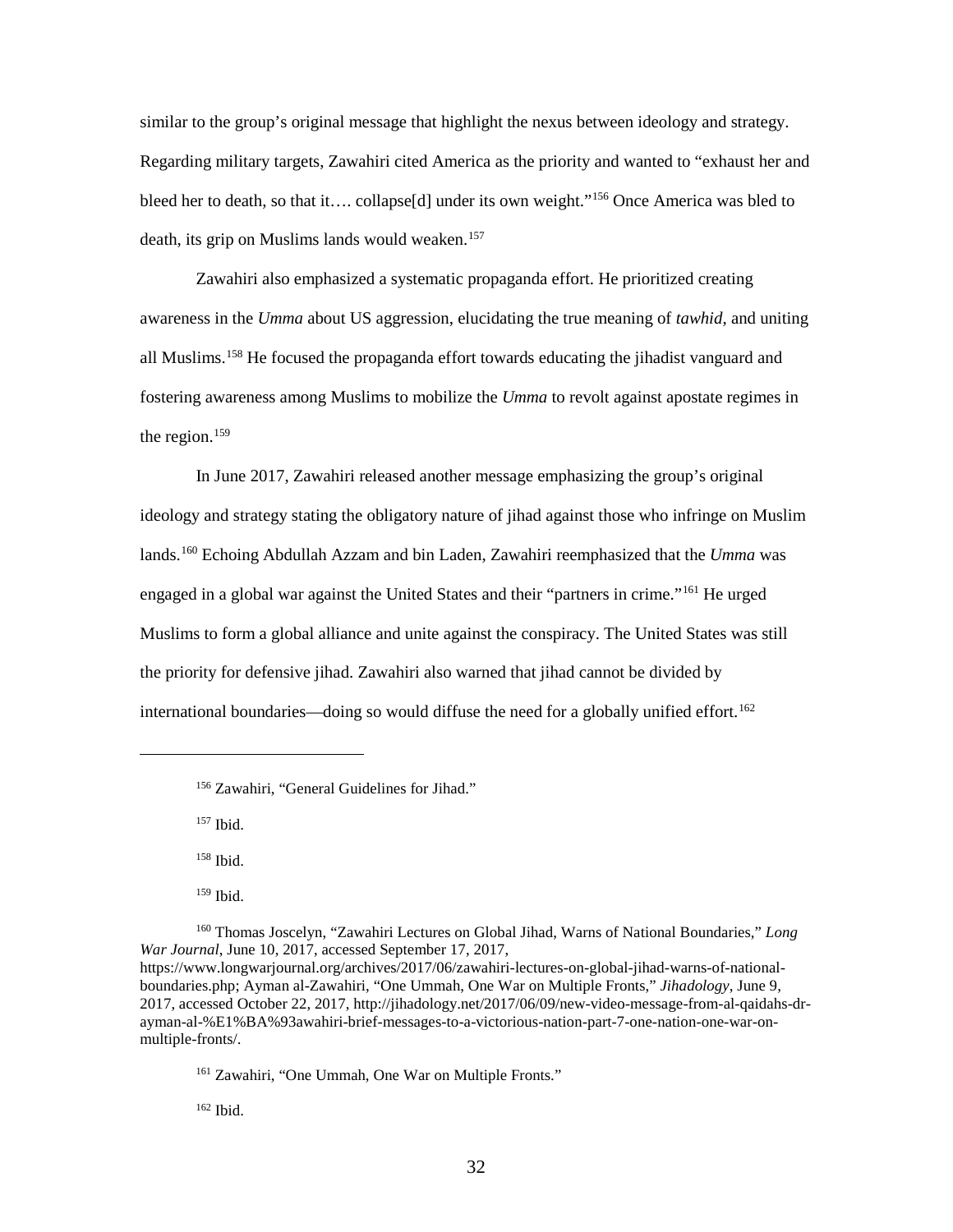similar to the group's original message that highlight the nexus between ideology and strategy. Regarding military targets, Zawahiri cited America as the priority and wanted to "exhaust her and bleed her to death, so that it…. collapse[d] under its own weight."[156] Once America was bled to death, its grip on Muslims lands would weaken.[157]

Zawahiri also emphasized a systematic propaganda effort. He prioritized creating awareness in the *Umma* about US aggression, elucidating the true meaning of *tawhid*, and uniting all Muslims.[158] He focused the propaganda effort towards educating the jihadist vanguard and fostering awareness among Muslims to mobilize the *Umma* to revolt against apostate regimes in the region.[159]

In June 2017, Zawahiri released another message emphasizing the group's original ideology and strategy stating the obligatory nature of jihad against those who infringe on Muslim lands.[160] Echoing Abdullah Azzam and bin Laden, Zawahiri reemphasized that the *Umma* was engaged in a global war against the United States and their "partners in crime."[161] He urged Muslims to form a global alliance and unite against the conspiracy. The United States was still the priority for defensive jihad. Zawahiri also warned that jihad cannot be divided by international boundaries—doing so would diffuse the need for a globally unified effort.[162]

---

[156] Zawahiri, "General Guidelines for Jihad."

[157] Ibid.

[158] Ibid.

[159] Ibid.

[160] Thomas Joscelyn, "Zawahiri Lectures on Global Jihad, Warns of National Boundaries," *Long War Journal*, June 10, 2017, accessed September 17, 2017, https://www.longwarjournal.org/archives/2017/06/zawahiri-lectures-on-global-jihad-warns-of-national-boundaries.php; Ayman al-Zawahiri, "One Ummah, One War on Multiple Fronts," *Jihadology*, June 9, 2017, accessed October 22, 2017, http://jihadology.net/2017/06/09/new-video-message-from-al-qaidahs-dr-ayman-al-%E1%BA%93awahiri-brief-messages-to-a-victorious-nation-part-7-one-nation-one-war-on-multiple-fronts/.

[161] Zawahiri, "One Ummah, One War on Multiple Fronts."

[162] Ibid.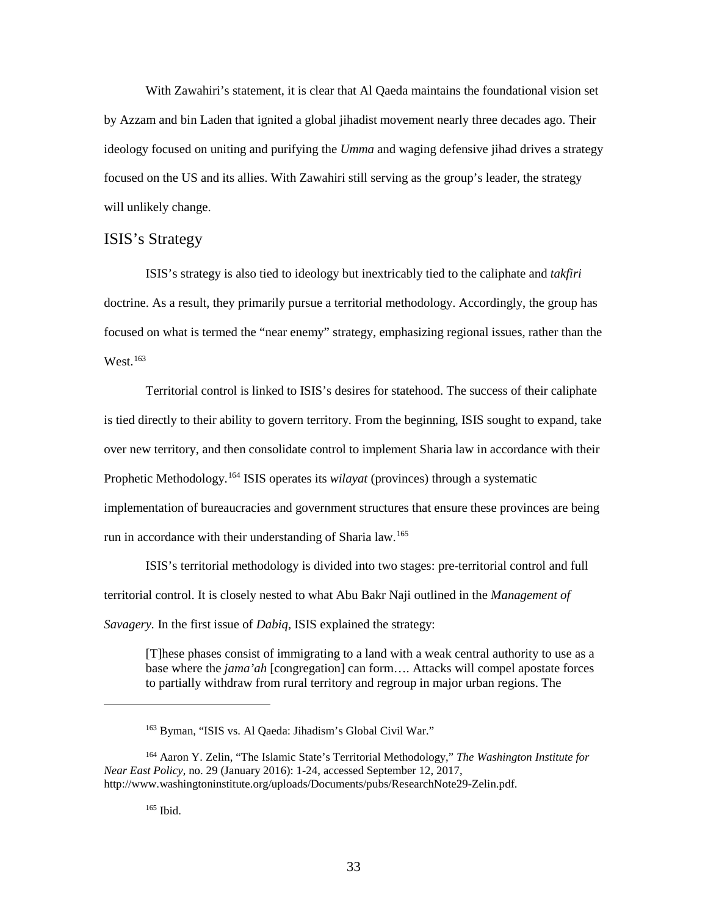With Zawahiri's statement, it is clear that Al Qaeda maintains the foundational vision set by Azzam and bin Laden that ignited a global jihadist movement nearly three decades ago. Their ideology focused on uniting and purifying the *Umma* and waging defensive jihad drives a strategy focused on the US and its allies. With Zawahiri still serving as the group's leader, the strategy will unlikely change.

## ISIS's Strategy

ISIS's strategy is also tied to ideology but inextricably tied to the caliphate and *takfiri* doctrine. As a result, they primarily pursue a territorial methodology. Accordingly, the group has focused on what is termed the "near enemy" strategy, emphasizing regional issues, rather than the West.[163]

Territorial control is linked to ISIS's desires for statehood. The success of their caliphate is tied directly to their ability to govern territory. From the beginning, ISIS sought to expand, take over new territory, and then consolidate control to implement Sharia law in accordance with their Prophetic Methodology.[164] ISIS operates its *wilayat* (provinces) through a systematic implementation of bureaucracies and government structures that ensure these provinces are being run in accordance with their understanding of Sharia law.[165]

ISIS's territorial methodology is divided into two stages: pre-territorial control and full territorial control. It is closely nested to what Abu Bakr Naji outlined in the *Management of Savagery.* In the first issue of *Dabiq*, ISIS explained the strategy:

> [T]hese phases consist of immigrating to a land with a weak central authority to use as a base where the *jama'ah* [congregation] can form…. Attacks will compel apostate forces to partially withdraw from rural territory and regroup in major urban regions. The

---

[163] Byman, "ISIS vs. Al Qaeda: Jihadism's Global Civil War."

[164] Aaron Y. Zelin, "The Islamic State's Territorial Methodology," *The Washington Institute for Near East Policy*, no. 29 (January 2016): 1-24, accessed September 12, 2017, http://www.washingtoninstitute.org/uploads/Documents/pubs/ResearchNote29-Zelin.pdf.

[165] Ibid.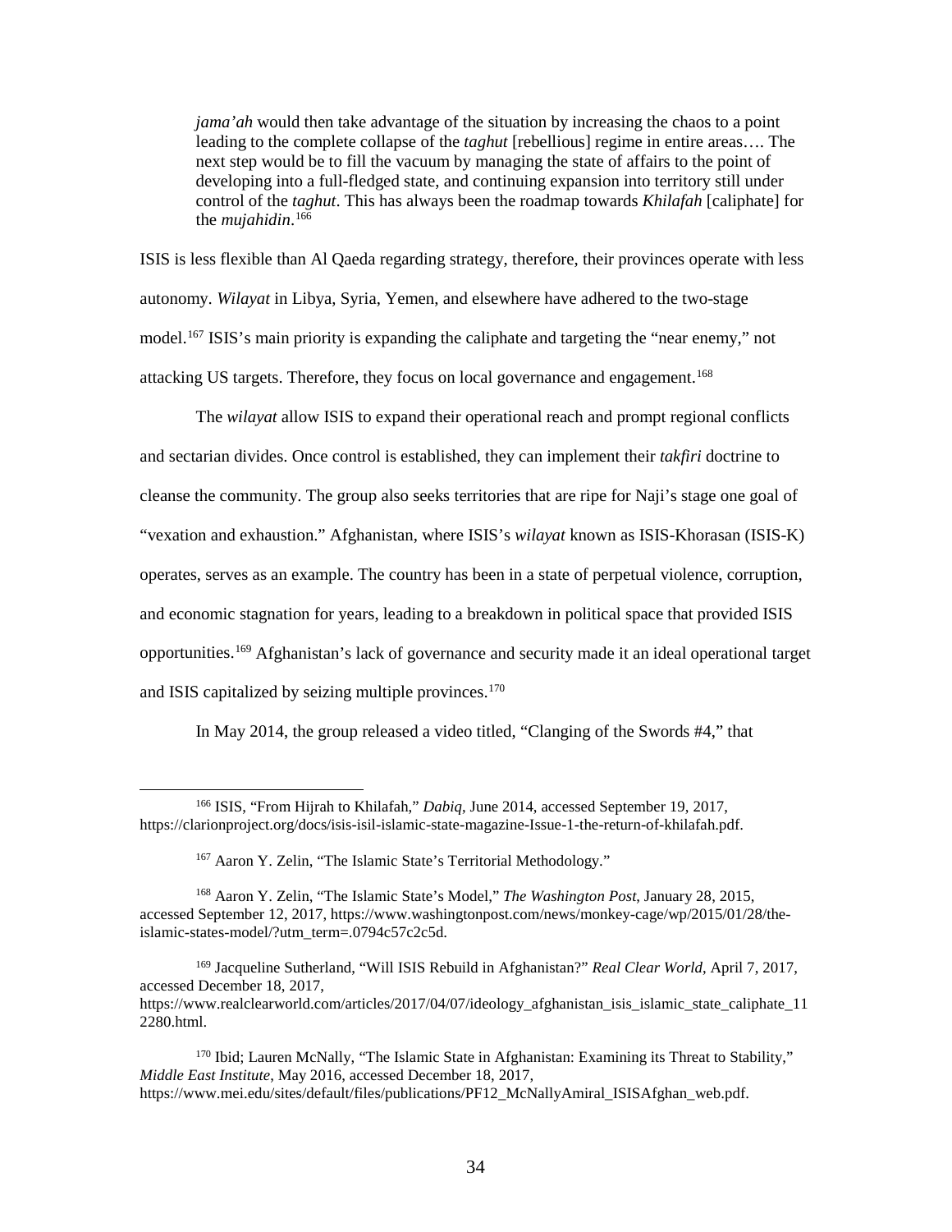> *jama'ah* would then take advantage of the situation by increasing the chaos to a point leading to the complete collapse of the *taghut* [rebellious] regime in entire areas…. The next step would be to fill the vacuum by managing the state of affairs to the point of developing into a full-fledged state, and continuing expansion into territory still under control of the *taghut*. This has always been the roadmap towards *Khilafah* [caliphate] for the *mujahidin*.[166]

ISIS is less flexible than Al Qaeda regarding strategy, therefore, their provinces operate with less autonomy. *Wilayat* in Libya, Syria, Yemen, and elsewhere have adhered to the two-stage model.[167] ISIS's main priority is expanding the caliphate and targeting the "near enemy," not attacking US targets. Therefore, they focus on local governance and engagement.[168]

The *wilayat* allow ISIS to expand their operational reach and prompt regional conflicts and sectarian divides. Once control is established, they can implement their *takfiri* doctrine to cleanse the community. The group also seeks territories that are ripe for Naji's stage one goal of "vexation and exhaustion." Afghanistan, where ISIS's *wilayat* known as ISIS-Khorasan (ISIS-K) operates, serves as an example. The country has been in a state of perpetual violence, corruption, and economic stagnation for years, leading to a breakdown in political space that provided ISIS opportunities.[169] Afghanistan's lack of governance and security made it an ideal operational target and ISIS capitalized by seizing multiple provinces.[170]

In May 2014, the group released a video titled, "Clanging of the Swords #4," that

---

[166] ISIS, "From Hijrah to Khilafah," *Dabiq*, June 2014, accessed September 19, 2017, https://clarionproject.org/docs/isis-isil-islamic-state-magazine-Issue-1-the-return-of-khilafah.pdf.

[167] Aaron Y. Zelin, "The Islamic State's Territorial Methodology."

[168] Aaron Y. Zelin, "The Islamic State's Model," *The Washington Post*, January 28, 2015, accessed September 12, 2017, https://www.washingtonpost.com/news/monkey-cage/wp/2015/01/28/the-islamic-states-model/?utm_term=.0794c57c2c5d.

[169] Jacqueline Sutherland, "Will ISIS Rebuild in Afghanistan?" *Real Clear World*, April 7, 2017, accessed December 18, 2017, https://www.realclearworld.com/articles/2017/04/07/ideology_afghanistan_isis_islamic_state_caliphate_112280.html.

[170] Ibid; Lauren McNally, "The Islamic State in Afghanistan: Examining its Threat to Stability," *Middle East Institute*, May 2016, accessed December 18, 2017, https://www.mei.edu/sites/default/files/publications/PF12_McNallyAmiral_ISISAfghan_web.pdf.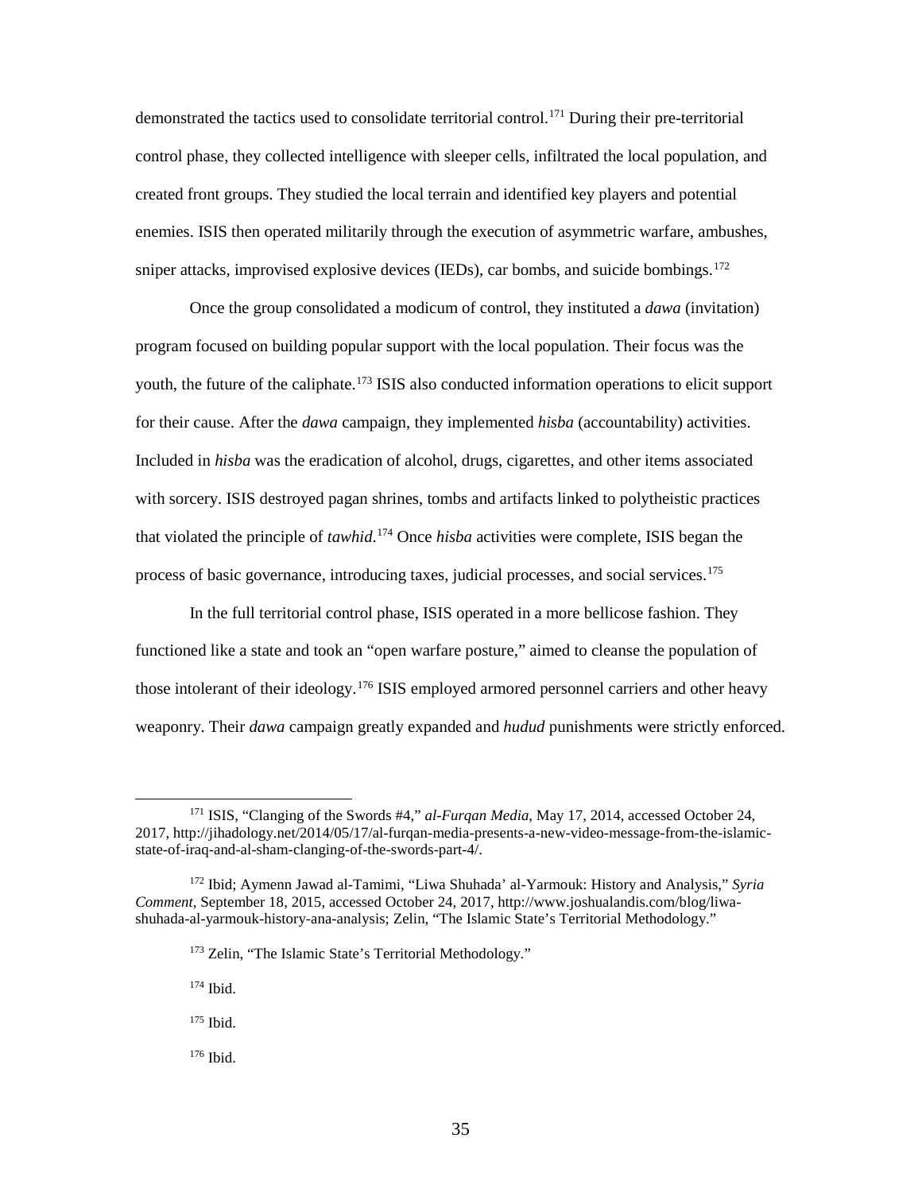demonstrated the tactics used to consolidate territorial control.[171] During their pre-territorial control phase, they collected intelligence with sleeper cells, infiltrated the local population, and created front groups. They studied the local terrain and identified key players and potential enemies. ISIS then operated militarily through the execution of asymmetric warfare, ambushes, sniper attacks, improvised explosive devices (IEDs), car bombs, and suicide bombings.[172]

Once the group consolidated a modicum of control, they instituted a *dawa* (invitation) program focused on building popular support with the local population. Their focus was the youth, the future of the caliphate.[173] ISIS also conducted information operations to elicit support for their cause. After the *dawa* campaign, they implemented *hisba* (accountability) activities. Included in *hisba* was the eradication of alcohol, drugs, cigarettes, and other items associated with sorcery. ISIS destroyed pagan shrines, tombs and artifacts linked to polytheistic practices that violated the principle of *tawhid*.[174] Once *hisba* activities were complete, ISIS began the process of basic governance, introducing taxes, judicial processes, and social services.[175]

In the full territorial control phase, ISIS operated in a more bellicose fashion. They functioned like a state and took an "open warfare posture," aimed to cleanse the population of those intolerant of their ideology.[176] ISIS employed armored personnel carriers and other heavy weaponry. Their *dawa* campaign greatly expanded and *hudud* punishments were strictly enforced.

---

[171] ISIS, "Clanging of the Swords #4," *al-Furqan Media*, May 17, 2014, accessed October 24, 2017, http://jihadology.net/2014/05/17/al-furqan-media-presents-a-new-video-message-from-the-islamic-state-of-iraq-and-al-sham-clanging-of-the-swords-part-4/.

[172] Ibid; Aymenn Jawad al-Tamimi, "Liwa Shuhada' al-Yarmouk: History and Analysis," *Syria Comment*, September 18, 2015, accessed October 24, 2017, http://www.joshualandis.com/blog/liwa-shuhada-al-yarmouk-history-ana-analysis; Zelin, "The Islamic State's Territorial Methodology."

[173] Zelin, "The Islamic State's Territorial Methodology."

[174] Ibid.

[175] Ibid.

[176] Ibid.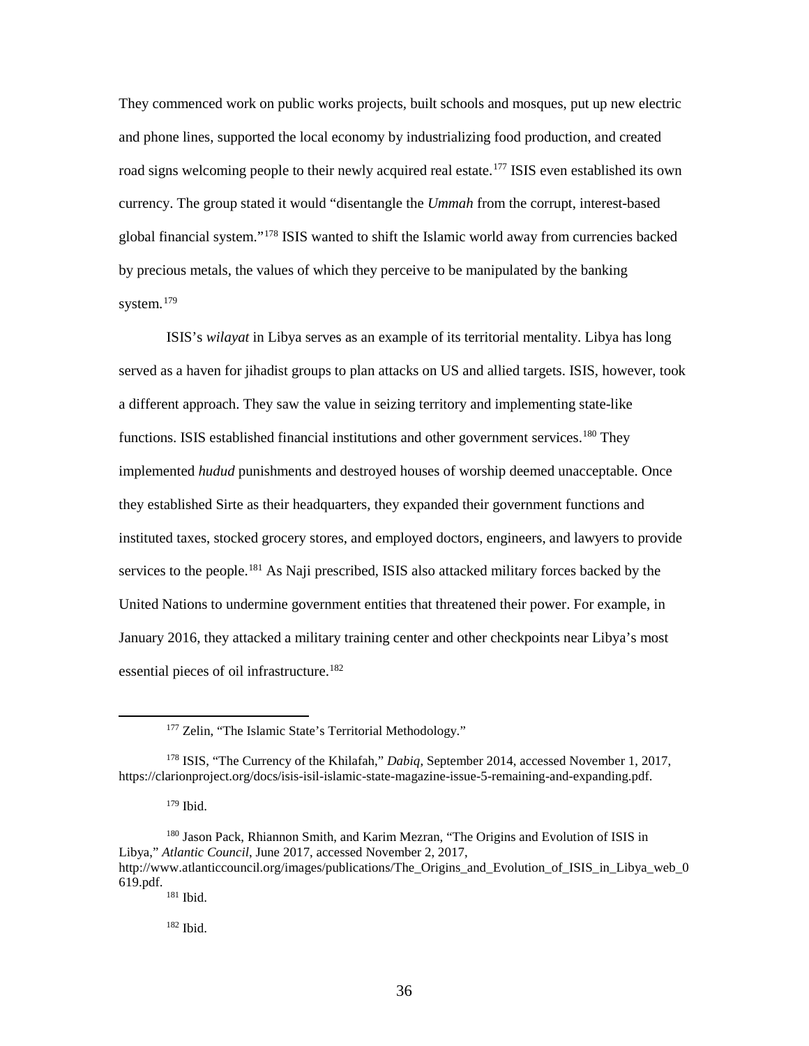They commenced work on public works projects, built schools and mosques, put up new electric and phone lines, supported the local economy by industrializing food production, and created road signs welcoming people to their newly acquired real estate.[177] ISIS even established its own currency. The group stated it would "disentangle the *Ummah* from the corrupt, interest-based global financial system."[178] ISIS wanted to shift the Islamic world away from currencies backed by precious metals, the values of which they perceive to be manipulated by the banking system.[179]

ISIS's *wilayat* in Libya serves as an example of its territorial mentality. Libya has long served as a haven for jihadist groups to plan attacks on US and allied targets. ISIS, however, took a different approach. They saw the value in seizing territory and implementing state-like functions. ISIS established financial institutions and other government services.[180] They implemented *hudud* punishments and destroyed houses of worship deemed unacceptable. Once they established Sirte as their headquarters, they expanded their government functions and instituted taxes, stocked grocery stores, and employed doctors, engineers, and lawyers to provide services to the people.[181] As Naji prescribed, ISIS also attacked military forces backed by the United Nations to undermine government entities that threatened their power. For example, in January 2016, they attacked a military training center and other checkpoints near Libya's most essential pieces of oil infrastructure.[182]

---

[177] Zelin, "The Islamic State's Territorial Methodology."

[178] ISIS, "The Currency of the Khilafah," *Dabiq*, September 2014, accessed November 1, 2017, https://clarionproject.org/docs/isis-isil-islamic-state-magazine-issue-5-remaining-and-expanding.pdf.

[179] Ibid.

[180] Jason Pack, Rhiannon Smith, and Karim Mezran, "The Origins and Evolution of ISIS in Libya," *Atlantic Council*, June 2017, accessed November 2, 2017, http://www.atlanticcouncil.org/images/publications/The_Origins_and_Evolution_of_ISIS_in_Libya_web_0619.pdf.

[181] Ibid.

[182] Ibid.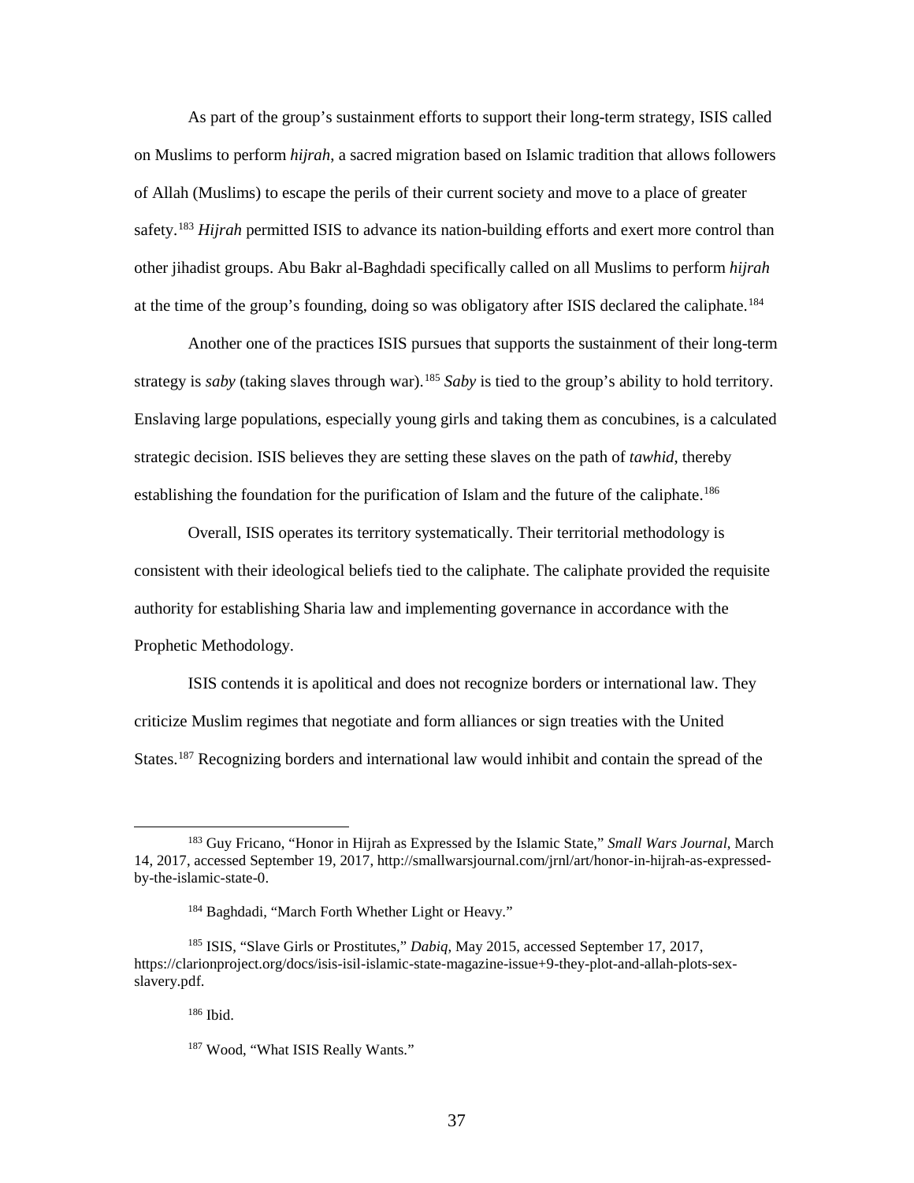As part of the group's sustainment efforts to support their long-term strategy, ISIS called on Muslims to perform *hijrah*, a sacred migration based on Islamic tradition that allows followers of Allah (Muslims) to escape the perils of their current society and move to a place of greater safety.[183] *Hijrah* permitted ISIS to advance its nation-building efforts and exert more control than other jihadist groups. Abu Bakr al-Baghdadi specifically called on all Muslims to perform *hijrah* at the time of the group's founding, doing so was obligatory after ISIS declared the caliphate.[184]

Another one of the practices ISIS pursues that supports the sustainment of their long-term strategy is *saby* (taking slaves through war).[185] *Saby* is tied to the group's ability to hold territory. Enslaving large populations, especially young girls and taking them as concubines, is a calculated strategic decision. ISIS believes they are setting these slaves on the path of *tawhid*, thereby establishing the foundation for the purification of Islam and the future of the caliphate.[186]

Overall, ISIS operates its territory systematically. Their territorial methodology is consistent with their ideological beliefs tied to the caliphate. The caliphate provided the requisite authority for establishing Sharia law and implementing governance in accordance with the Prophetic Methodology.

ISIS contends it is apolitical and does not recognize borders or international law. They criticize Muslim regimes that negotiate and form alliances or sign treaties with the United States.[187] Recognizing borders and international law would inhibit and contain the spread of the

---

[183] Guy Fricano, "Honor in Hijrah as Expressed by the Islamic State," *Small Wars Journal*, March 14, 2017, accessed September 19, 2017, http://smallwarsjournal.com/jrnl/art/honor-in-hijrah-as-expressed-by-the-islamic-state-0.

[184] Baghdadi, "March Forth Whether Light or Heavy."

[185] ISIS, "Slave Girls or Prostitutes," *Dabiq*, May 2015, accessed September 17, 2017, https://clarionproject.org/docs/isis-isil-islamic-state-magazine-issue+9-they-plot-and-allah-plots-sex-slavery.pdf.

[186] Ibid.

[187] Wood, "What ISIS Really Wants."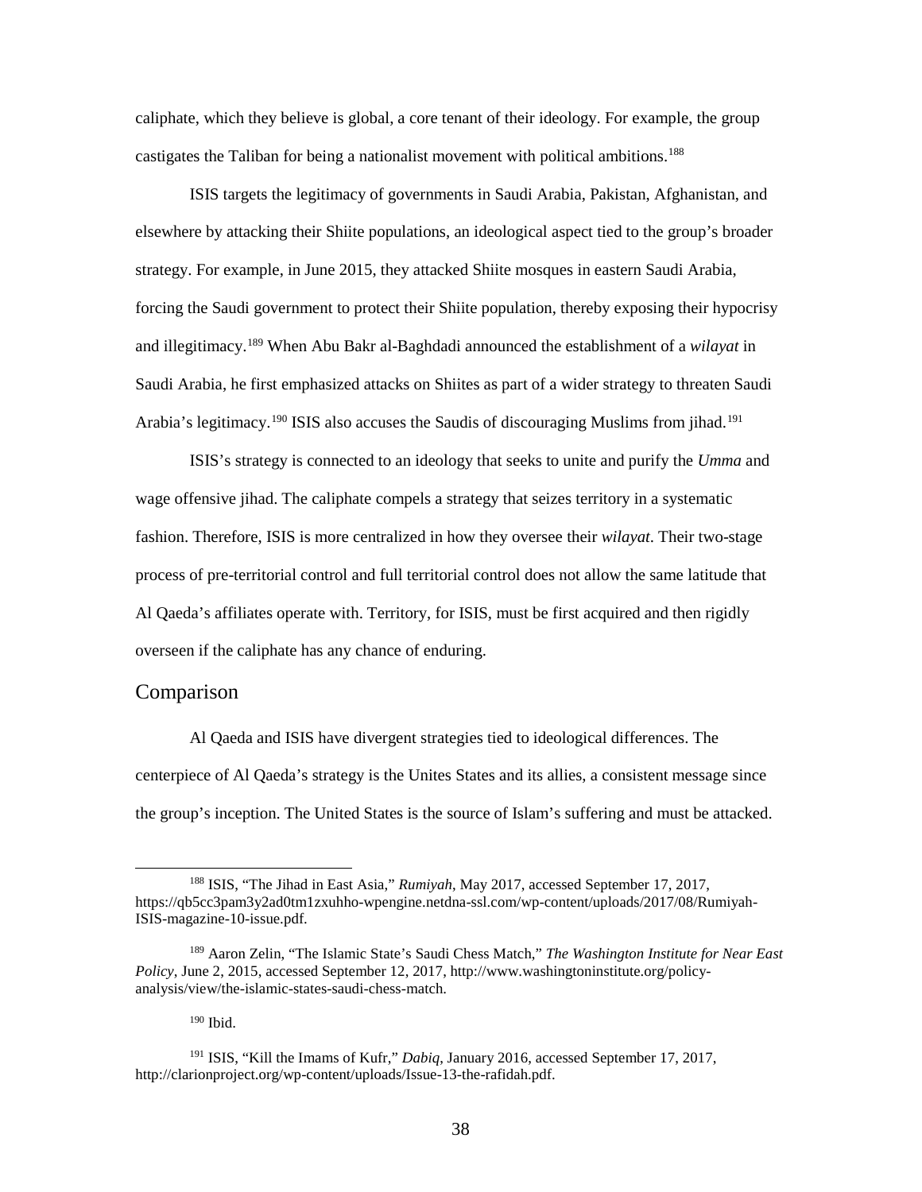caliphate, which they believe is global, a core tenant of their ideology. For example, the group castigates the Taliban for being a nationalist movement with political ambitions.[188]

ISIS targets the legitimacy of governments in Saudi Arabia, Pakistan, Afghanistan, and elsewhere by attacking their Shiite populations, an ideological aspect tied to the group's broader strategy. For example, in June 2015, they attacked Shiite mosques in eastern Saudi Arabia, forcing the Saudi government to protect their Shiite population, thereby exposing their hypocrisy and illegitimacy.[189] When Abu Bakr al-Baghdadi announced the establishment of a *wilayat* in Saudi Arabia, he first emphasized attacks on Shiites as part of a wider strategy to threaten Saudi Arabia's legitimacy.[190] ISIS also accuses the Saudis of discouraging Muslims from jihad.[191]

ISIS's strategy is connected to an ideology that seeks to unite and purify the *Umma* and wage offensive jihad. The caliphate compels a strategy that seizes territory in a systematic fashion. Therefore, ISIS is more centralized in how they oversee their *wilayat*. Their two-stage process of pre-territorial control and full territorial control does not allow the same latitude that Al Qaeda's affiliates operate with. Territory, for ISIS, must be first acquired and then rigidly overseen if the caliphate has any chance of enduring.

## Comparison

Al Qaeda and ISIS have divergent strategies tied to ideological differences. The centerpiece of Al Qaeda's strategy is the Unites States and its allies, a consistent message since the group's inception. The United States is the source of Islam's suffering and must be attacked.

---

[188] ISIS, "The Jihad in East Asia," *Rumiyah*, May 2017, accessed September 17, 2017, https://qb5cc3pam3y2ad0tm1zxuhho-wpengine.netdna-ssl.com/wp-content/uploads/2017/08/Rumiyah-ISIS-magazine-10-issue.pdf.

[189] Aaron Zelin, "The Islamic State's Saudi Chess Match," *The Washington Institute for Near East Policy*, June 2, 2015, accessed September 12, 2017, http://www.washingtoninstitute.org/policy-analysis/view/the-islamic-states-saudi-chess-match.

[190] Ibid.

[191] ISIS, "Kill the Imams of Kufr," *Dabiq*, January 2016, accessed September 17, 2017, http://clarionproject.org/wp-content/uploads/Issue-13-the-rafidah.pdf.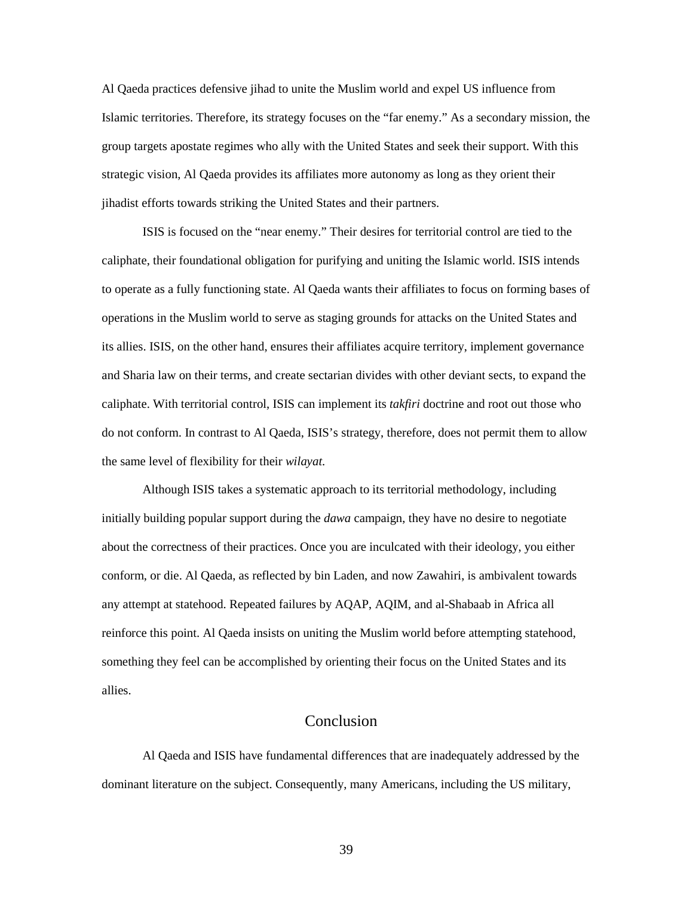Al Qaeda practices defensive jihad to unite the Muslim world and expel US influence from Islamic territories. Therefore, its strategy focuses on the "far enemy." As a secondary mission, the group targets apostate regimes who ally with the United States and seek their support. With this strategic vision, Al Qaeda provides its affiliates more autonomy as long as they orient their jihadist efforts towards striking the United States and their partners.

ISIS is focused on the "near enemy." Their desires for territorial control are tied to the caliphate, their foundational obligation for purifying and uniting the Islamic world. ISIS intends to operate as a fully functioning state. Al Qaeda wants their affiliates to focus on forming bases of operations in the Muslim world to serve as staging grounds for attacks on the United States and its allies. ISIS, on the other hand, ensures their affiliates acquire territory, implement governance and Sharia law on their terms, and create sectarian divides with other deviant sects, to expand the caliphate. With territorial control, ISIS can implement its *takfiri* doctrine and root out those who do not conform. In contrast to Al Qaeda, ISIS's strategy, therefore, does not permit them to allow the same level of flexibility for their *wilayat*.

Although ISIS takes a systematic approach to its territorial methodology, including initially building popular support during the *dawa* campaign, they have no desire to negotiate about the correctness of their practices. Once you are inculcated with their ideology, you either conform, or die. Al Qaeda, as reflected by bin Laden, and now Zawahiri, is ambivalent towards any attempt at statehood. Repeated failures by AQAP, AQIM, and al-Shabaab in Africa all reinforce this point. Al Qaeda insists on uniting the Muslim world before attempting statehood, something they feel can be accomplished by orienting their focus on the United States and its allies.

## Conclusion

Al Qaeda and ISIS have fundamental differences that are inadequately addressed by the dominant literature on the subject. Consequently, many Americans, including the US military,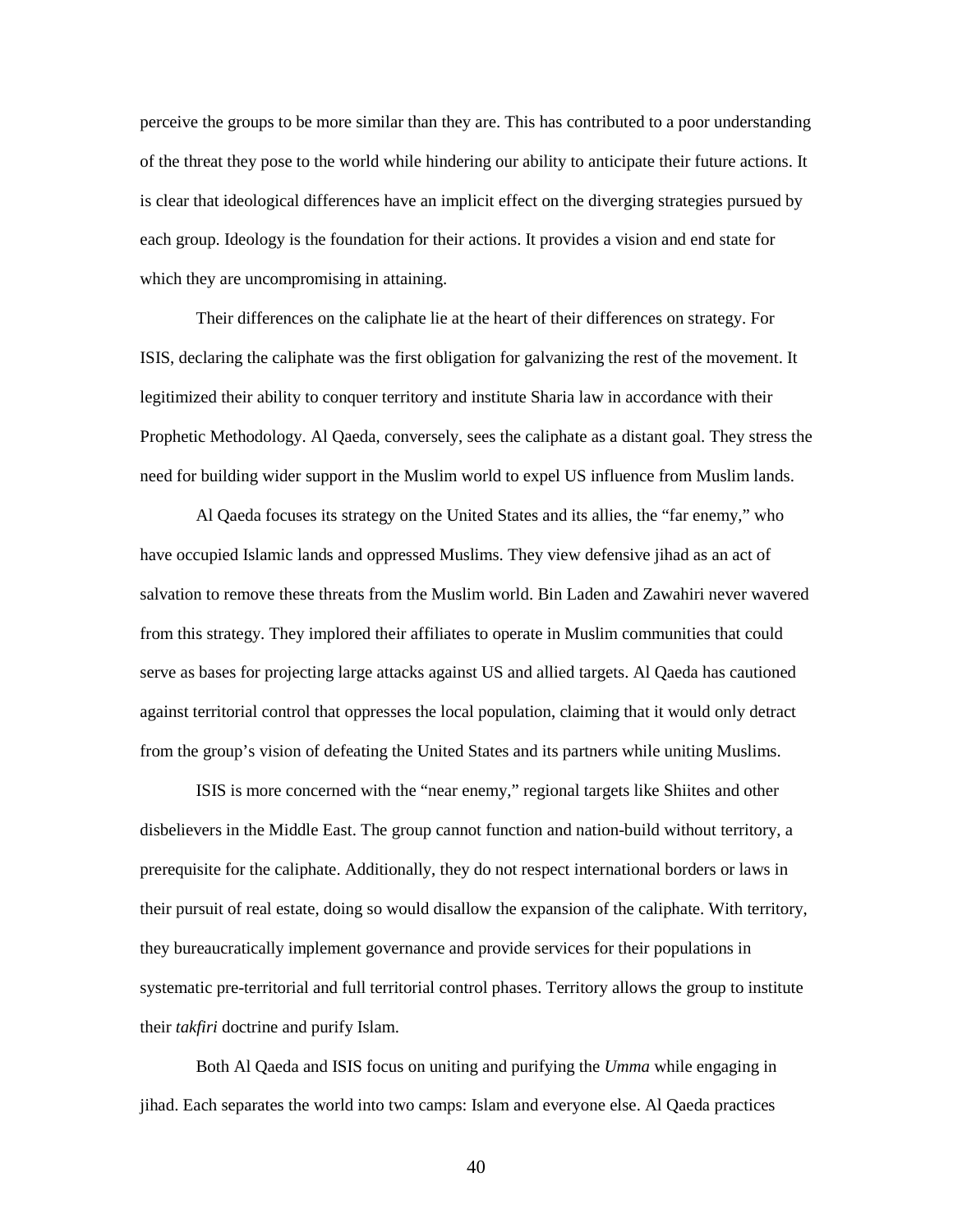perceive the groups to be more similar than they are. This has contributed to a poor understanding of the threat they pose to the world while hindering our ability to anticipate their future actions. It is clear that ideological differences have an implicit effect on the diverging strategies pursued by each group. Ideology is the foundation for their actions. It provides a vision and end state for which they are uncompromising in attaining.

Their differences on the caliphate lie at the heart of their differences on strategy. For ISIS, declaring the caliphate was the first obligation for galvanizing the rest of the movement. It legitimized their ability to conquer territory and institute Sharia law in accordance with their Prophetic Methodology. Al Qaeda, conversely, sees the caliphate as a distant goal. They stress the need for building wider support in the Muslim world to expel US influence from Muslim lands.

Al Qaeda focuses its strategy on the United States and its allies, the "far enemy," who have occupied Islamic lands and oppressed Muslims. They view defensive jihad as an act of salvation to remove these threats from the Muslim world. Bin Laden and Zawahiri never wavered from this strategy. They implored their affiliates to operate in Muslim communities that could serve as bases for projecting large attacks against US and allied targets. Al Qaeda has cautioned against territorial control that oppresses the local population, claiming that it would only detract from the group's vision of defeating the United States and its partners while uniting Muslims.

ISIS is more concerned with the "near enemy," regional targets like Shiites and other disbelievers in the Middle East. The group cannot function and nation-build without territory, a prerequisite for the caliphate. Additionally, they do not respect international borders or laws in their pursuit of real estate, doing so would disallow the expansion of the caliphate. With territory, they bureaucratically implement governance and provide services for their populations in systematic pre-territorial and full territorial control phases. Territory allows the group to institute their *takfiri* doctrine and purify Islam.

Both Al Qaeda and ISIS focus on uniting and purifying the *Umma* while engaging in jihad. Each separates the world into two camps: Islam and everyone else. Al Qaeda practices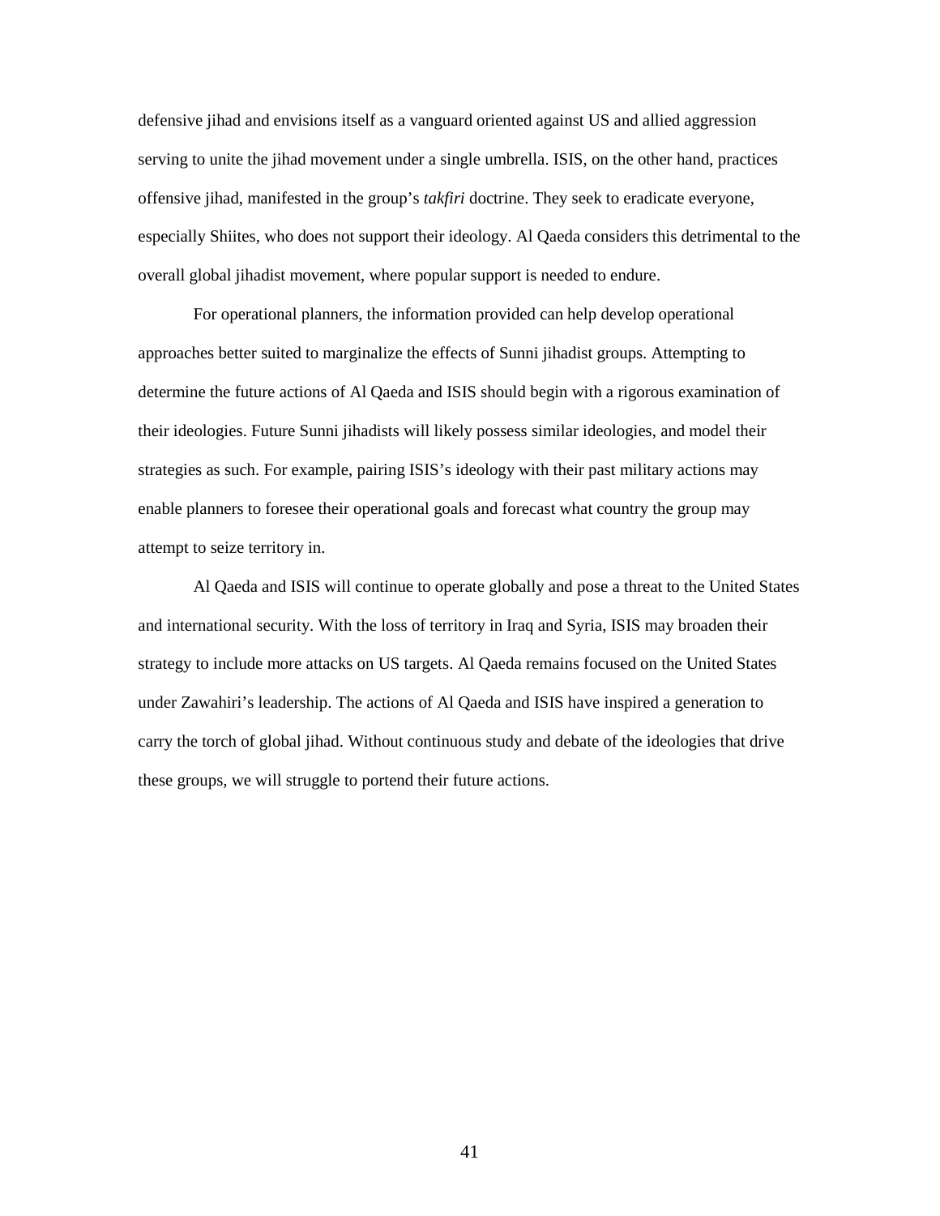defensive jihad and envisions itself as a vanguard oriented against US and allied aggression serving to unite the jihad movement under a single umbrella. ISIS, on the other hand, practices offensive jihad, manifested in the group's *takfiri* doctrine. They seek to eradicate everyone, especially Shiites, who does not support their ideology. Al Qaeda considers this detrimental to the overall global jihadist movement, where popular support is needed to endure.

For operational planners, the information provided can help develop operational approaches better suited to marginalize the effects of Sunni jihadist groups. Attempting to determine the future actions of Al Qaeda and ISIS should begin with a rigorous examination of their ideologies. Future Sunni jihadists will likely possess similar ideologies, and model their strategies as such. For example, pairing ISIS's ideology with their past military actions may enable planners to foresee their operational goals and forecast what country the group may attempt to seize territory in.

Al Qaeda and ISIS will continue to operate globally and pose a threat to the United States and international security. With the loss of territory in Iraq and Syria, ISIS may broaden their strategy to include more attacks on US targets. Al Qaeda remains focused on the United States under Zawahiri's leadership. The actions of Al Qaeda and ISIS have inspired a generation to carry the torch of global jihad. Without continuous study and debate of the ideologies that drive these groups, we will struggle to portend their future actions.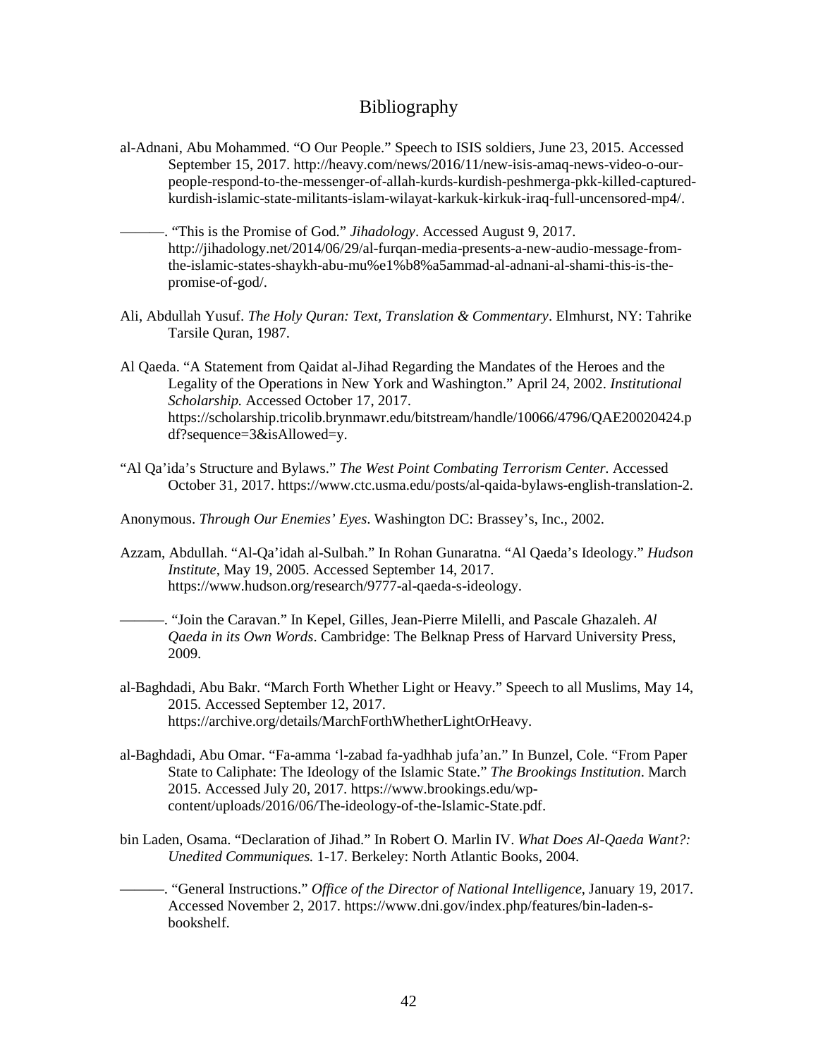# Bibliography

al-Adnani, Abu Mohammed. "O Our People." Speech to ISIS soldiers, June 23, 2015. Accessed September 15, 2017. http://heavy.com/news/2016/11/new-isis-amaq-news-video-o-our-people-respond-to-the-messenger-of-allah-kurds-kurdish-peshmerga-pkk-killed-captured-kurdish-islamic-state-militants-islam-wilayat-karkuk-kirkuk-iraq-full-uncensored-mp4/.

———. "This is the Promise of God." *Jihadology*. Accessed August 9, 2017. http://jihadology.net/2014/06/29/al-furqan-media-presents-a-new-audio-message-from-the-islamic-states-shaykh-abu-mu%e1%b8%a5ammad-al-adnani-al-shami-this-is-the-promise-of-god/.

Ali, Abdullah Yusuf. *The Holy Quran: Text, Translation & Commentary*. Elmhurst, NY: Tahrike Tarsile Quran, 1987.

Al Qaeda. "A Statement from Qaidat al-Jihad Regarding the Mandates of the Heroes and the Legality of the Operations in New York and Washington." April 24, 2002. *Institutional Scholarship.* Accessed October 17, 2017. https://scholarship.tricolib.brynmawr.edu/bitstream/handle/10066/4796/QAE20020424.pdf?sequence=3&isAllowed=y.

"Al Qa'ida's Structure and Bylaws." *The West Point Combating Terrorism Center*. Accessed October 31, 2017. https://www.ctc.usma.edu/posts/al-qaida-bylaws-english-translation-2.

Anonymous. *Through Our Enemies' Eyes*. Washington DC: Brassey's, Inc., 2002.

Azzam, Abdullah. "Al-Qa'idah al-Sulbah." In Rohan Gunaratna. "Al Qaeda's Ideology." *Hudson Institute*, May 19, 2005. Accessed September 14, 2017. https://www.hudson.org/research/9777-al-qaeda-s-ideology.

———. "Join the Caravan." In Kepel, Gilles, Jean-Pierre Milelli, and Pascale Ghazaleh. *Al Qaeda in its Own Words*. Cambridge: The Belknap Press of Harvard University Press, 2009.

al-Baghdadi, Abu Bakr. "March Forth Whether Light or Heavy." Speech to all Muslims, May 14, 2015. Accessed September 12, 2017. https://archive.org/details/MarchForthWhetherLightOrHeavy.

al-Baghdadi, Abu Omar. "Fa-amma 'l-zabad fa-yadhhab jufa'an." In Bunzel, Cole. "From Paper State to Caliphate: The Ideology of the Islamic State." *The Brookings Institution*. March 2015. Accessed July 20, 2017. https://www.brookings.edu/wp-content/uploads/2016/06/The-ideology-of-the-Islamic-State.pdf.

bin Laden, Osama. "Declaration of Jihad." In Robert O. Marlin IV. *What Does Al-Qaeda Want?: Unedited Communiques.* 1-17. Berkeley: North Atlantic Books, 2004.

———. "General Instructions." *Office of the Director of National Intelligence*, January 19, 2017. Accessed November 2, 2017. https://www.dni.gov/index.php/features/bin-laden-s-bookshelf.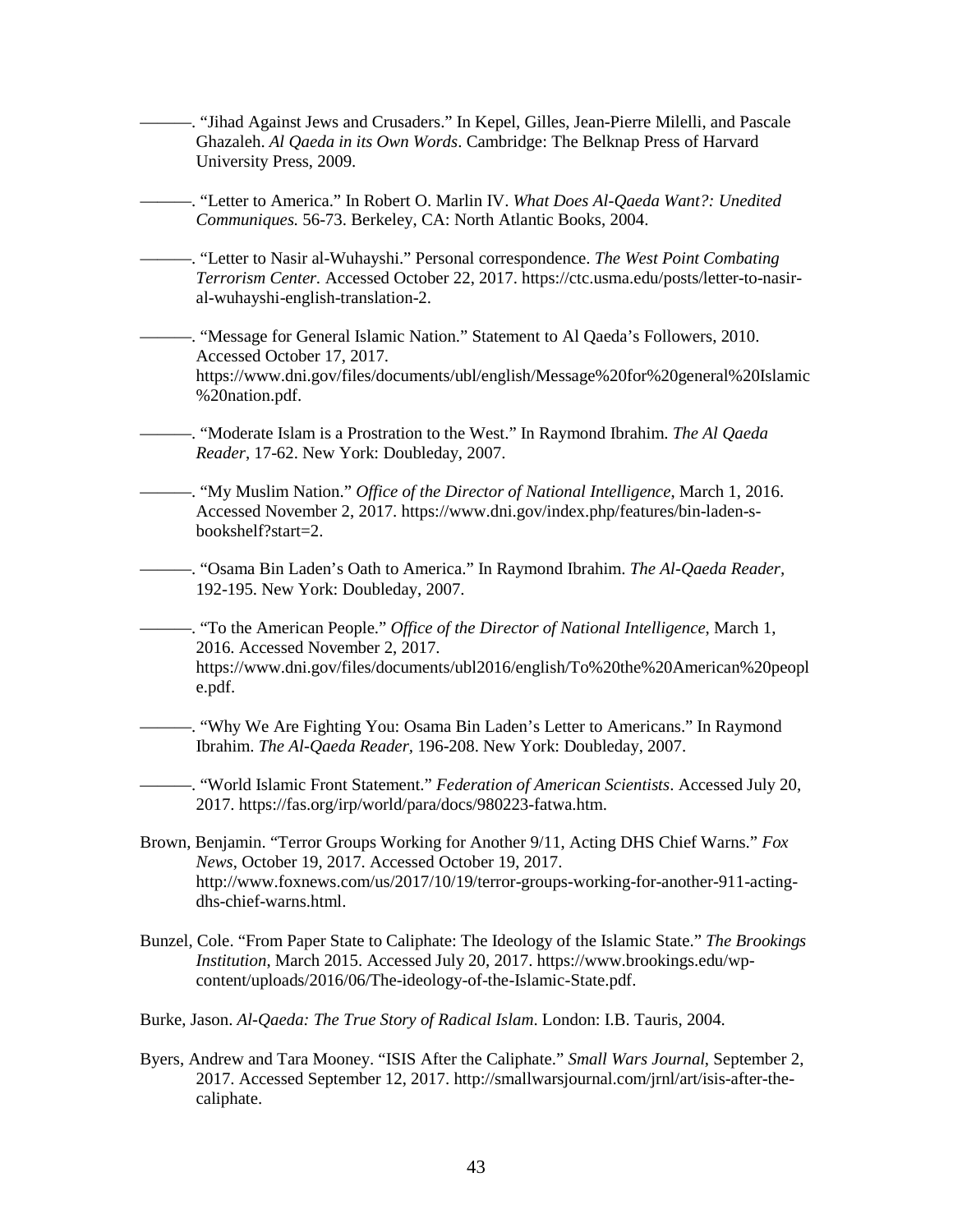———. "Jihad Against Jews and Crusaders." In Kepel, Gilles, Jean-Pierre Milelli, and Pascale Ghazaleh. *Al Qaeda in its Own Words*. Cambridge: The Belknap Press of Harvard University Press, 2009.

———. "Letter to America." In Robert O. Marlin IV. *What Does Al-Qaeda Want?: Unedited Communiques.* 56-73. Berkeley, CA: North Atlantic Books, 2004.

———. "Letter to Nasir al-Wuhayshi." Personal correspondence. *The West Point Combating Terrorism Center.* Accessed October 22, 2017. https://ctc.usma.edu/posts/letter-to-nasir-al-wuhayshi-english-translation-2.

———. "Message for General Islamic Nation." Statement to Al Qaeda's Followers, 2010. Accessed October 17, 2017. https://www.dni.gov/files/documents/ubl/english/Message%20for%20general%20Islamic%20nation.pdf.

———. "Moderate Islam is a Prostration to the West." In Raymond Ibrahim. *The Al Qaeda Reader*, 17-62. New York: Doubleday, 2007.

———. "My Muslim Nation." *Office of the Director of National Intelligence*, March 1, 2016. Accessed November 2, 2017. https://www.dni.gov/index.php/features/bin-laden-s-bookshelf?start=2.

———. "Osama Bin Laden's Oath to America." In Raymond Ibrahim. *The Al-Qaeda Reader*, 192-195. New York: Doubleday, 2007.

———. "To the American People." *Office of the Director of National Intelligence*, March 1, 2016. Accessed November 2, 2017. https://www.dni.gov/files/documents/ubl2016/english/To%20the%20American%20people.pdf.

———. "Why We Are Fighting You: Osama Bin Laden's Letter to Americans." In Raymond Ibrahim. *The Al-Qaeda Reader,* 196-208. New York: Doubleday, 2007.

———. "World Islamic Front Statement." *Federation of American Scientists*. Accessed July 20, 2017. https://fas.org/irp/world/para/docs/980223-fatwa.htm.

Brown, Benjamin. "Terror Groups Working for Another 9/11, Acting DHS Chief Warns." *Fox News*, October 19, 2017. Accessed October 19, 2017. http://www.foxnews.com/us/2017/10/19/terror-groups-working-for-another-911-acting-dhs-chief-warns.html.

Bunzel, Cole. "From Paper State to Caliphate: The Ideology of the Islamic State." *The Brookings Institution*, March 2015. Accessed July 20, 2017. https://www.brookings.edu/wp-content/uploads/2016/06/The-ideology-of-the-Islamic-State.pdf.

Burke, Jason. *Al-Qaeda: The True Story of Radical Islam*. London: I.B. Tauris, 2004.

Byers, Andrew and Tara Mooney. "ISIS After the Caliphate." *Small Wars Journal*, September 2, 2017. Accessed September 12, 2017. http://smallwarsjournal.com/jrnl/art/isis-after-the-caliphate.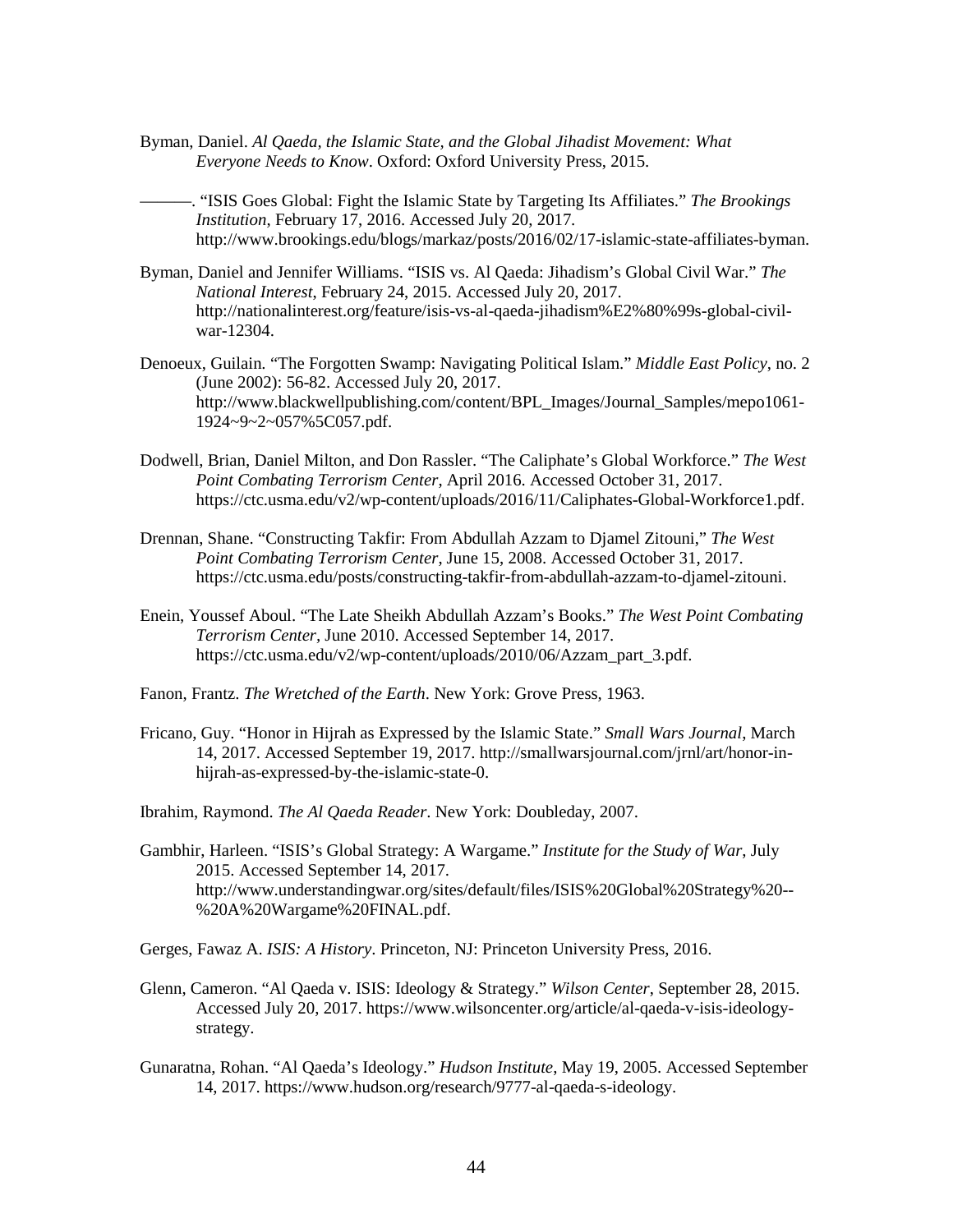Byman, Daniel. *Al Qaeda, the Islamic State, and the Global Jihadist Movement: What Everyone Needs to Know*. Oxford: Oxford University Press, 2015.

———. "ISIS Goes Global: Fight the Islamic State by Targeting Its Affiliates." *The Brookings Institution*, February 17, 2016. Accessed July 20, 2017. http://www.brookings.edu/blogs/markaz/posts/2016/02/17-islamic-state-affiliates-byman.

Byman, Daniel and Jennifer Williams. "ISIS vs. Al Qaeda: Jihadism's Global Civil War." *The National Interest*, February 24, 2015. Accessed July 20, 2017. http://nationalinterest.org/feature/isis-vs-al-qaeda-jihadism%E2%80%99s-global-civil-war-12304.

Denoeux, Guilain. "The Forgotten Swamp: Navigating Political Islam." *Middle East Policy*, no. 2 (June 2002): 56-82. Accessed July 20, 2017. http://www.blackwellpublishing.com/content/BPL_Images/Journal_Samples/mepo1061-1924~9~2~057%5C057.pdf.

Dodwell, Brian, Daniel Milton, and Don Rassler. "The Caliphate's Global Workforce." *The West Point Combating Terrorism Center*, April 2016. Accessed October 31, 2017. https://ctc.usma.edu/v2/wp-content/uploads/2016/11/Caliphates-Global-Workforce1.pdf.

Drennan, Shane. "Constructing Takfir: From Abdullah Azzam to Djamel Zitouni," *The West Point Combating Terrorism Center*, June 15, 2008. Accessed October 31, 2017. https://ctc.usma.edu/posts/constructing-takfir-from-abdullah-azzam-to-djamel-zitouni.

Enein, Youssef Aboul. "The Late Sheikh Abdullah Azzam's Books." *The West Point Combating Terrorism Center*, June 2010. Accessed September 14, 2017. https://ctc.usma.edu/v2/wp-content/uploads/2010/06/Azzam_part_3.pdf.

Fanon, Frantz. *The Wretched of the Earth*. New York: Grove Press, 1963.

Fricano, Guy. "Honor in Hijrah as Expressed by the Islamic State." *Small Wars Journal*, March 14, 2017. Accessed September 19, 2017. http://smallwarsjournal.com/jrnl/art/honor-in-hijrah-as-expressed-by-the-islamic-state-0.

Ibrahim, Raymond. *The Al Qaeda Reader*. New York: Doubleday, 2007.

Gambhir, Harleen. "ISIS's Global Strategy: A Wargame." *Institute for the Study of War*, July 2015. Accessed September 14, 2017. http://www.understandingwar.org/sites/default/files/ISIS%20Global%20Strategy%20--%20A%20Wargame%20FINAL.pdf.

Gerges, Fawaz A. *ISIS: A History*. Princeton, NJ: Princeton University Press, 2016.

Glenn, Cameron. "Al Qaeda v. ISIS: Ideology & Strategy." *Wilson Center*, September 28, 2015. Accessed July 20, 2017. https://www.wilsoncenter.org/article/al-qaeda-v-isis-ideology-strategy.

Gunaratna, Rohan. "Al Qaeda's Ideology." *Hudson Institute*, May 19, 2005. Accessed September 14, 2017. https://www.hudson.org/research/9777-al-qaeda-s-ideology.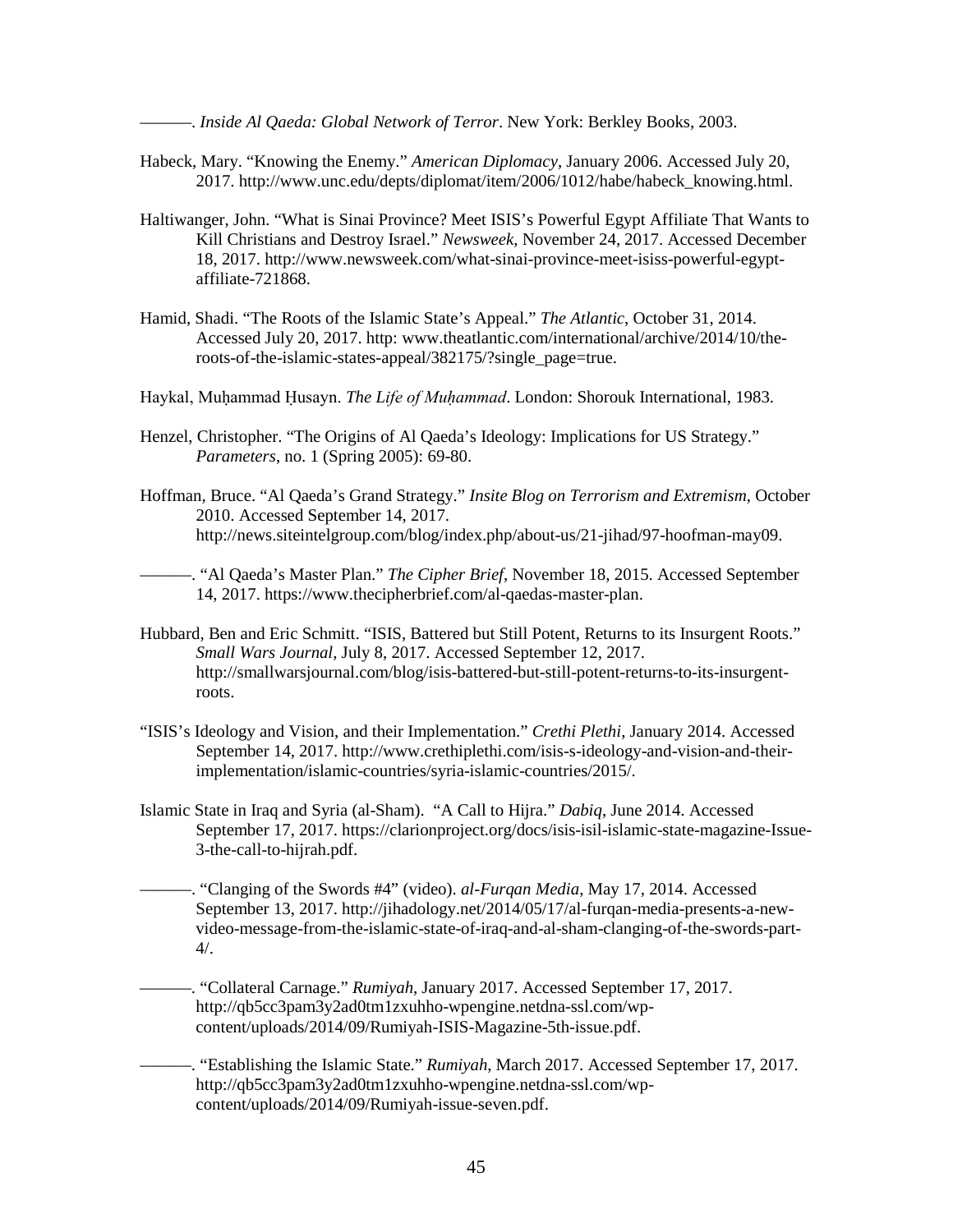———. *Inside Al Qaeda: Global Network of Terror*. New York: Berkley Books, 2003.

Habeck, Mary. "Knowing the Enemy." *American Diplomacy*, January 2006. Accessed July 20, 2017. http://www.unc.edu/depts/diplomat/item/2006/1012/habe/habeck_knowing.html.

Haltiwanger, John. "What is Sinai Province? Meet ISIS's Powerful Egypt Affiliate That Wants to Kill Christians and Destroy Israel." *Newsweek*, November 24, 2017. Accessed December 18, 2017. http://www.newsweek.com/what-sinai-province-meet-isiss-powerful-egypt-affiliate-721868.

Hamid, Shadi. "The Roots of the Islamic State's Appeal." *The Atlantic*, October 31, 2014. Accessed July 20, 2017. http: www.theatlantic.com/international/archive/2014/10/the-roots-of-the-islamic-states-appeal/382175/?single_page=true.

Haykal, Muḥammad Ḥusayn. *The Life of Muḥammad*. London: Shorouk International, 1983.

Henzel, Christopher. "The Origins of Al Qaeda's Ideology: Implications for US Strategy." *Parameters*, no. 1 (Spring 2005): 69-80.

Hoffman, Bruce. "Al Qaeda's Grand Strategy." *Insite Blog on Terrorism and Extremism*, October 2010. Accessed September 14, 2017. http://news.siteintelgroup.com/blog/index.php/about-us/21-jihad/97-hoofman-may09.

———. "Al Qaeda's Master Plan." *The Cipher Brief*, November 18, 2015. Accessed September 14, 2017. https://www.thecipherbrief.com/al-qaedas-master-plan.

Hubbard, Ben and Eric Schmitt. "ISIS, Battered but Still Potent, Returns to its Insurgent Roots." *Small Wars Journal*, July 8, 2017. Accessed September 12, 2017. http://smallwarsjournal.com/blog/isis-battered-but-still-potent-returns-to-its-insurgent-roots.

"ISIS's Ideology and Vision, and their Implementation." *Crethi Plethi*, January 2014. Accessed September 14, 2017. http://www.crethiplethi.com/isis-s-ideology-and-vision-and-their-implementation/islamic-countries/syria-islamic-countries/2015/.

Islamic State in Iraq and Syria (al-Sham). "A Call to Hijra." *Dabiq*, June 2014. Accessed September 17, 2017. https://clarionproject.org/docs/isis-isil-islamic-state-magazine-Issue-3-the-call-to-hijrah.pdf.

———. "Clanging of the Swords #4" (video). *al-Furqan Media*, May 17, 2014. Accessed September 13, 2017. http://jihadology.net/2014/05/17/al-furqan-media-presents-a-new-video-message-from-the-islamic-state-of-iraq-and-al-sham-clanging-of-the-swords-part-4/.

———. "Collateral Carnage." *Rumiyah*, January 2017. Accessed September 17, 2017. http://qb5cc3pam3y2ad0tm1zxuhho-wpengine.netdna-ssl.com/wp-content/uploads/2014/09/Rumiyah-ISIS-Magazine-5th-issue.pdf.

———. "Establishing the Islamic State." *Rumiyah*, March 2017. Accessed September 17, 2017. http://qb5cc3pam3y2ad0tm1zxuhho-wpengine.netdna-ssl.com/wp-content/uploads/2014/09/Rumiyah-issue-seven.pdf.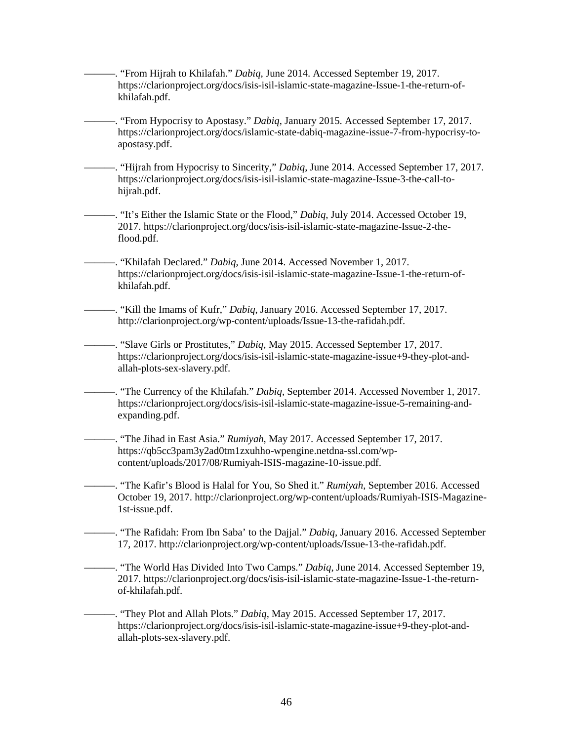———. “From Hijrah to Khilafah.” *Dabiq*, June 2014. Accessed September 19, 2017. https://clarionproject.org/docs/isis-isil-islamic-state-magazine-Issue-1-the-return-of-khilafah.pdf.

———. “From Hypocrisy to Apostasy.” *Dabiq*, January 2015. Accessed September 17, 2017. https://clarionproject.org/docs/islamic-state-dabiq-magazine-issue-7-from-hypocrisy-to-apostasy.pdf.

———. “Hijrah from Hypocrisy to Sincerity,” *Dabiq*, June 2014. Accessed September 17, 2017. https://clarionproject.org/docs/isis-isil-islamic-state-magazine-Issue-3-the-call-to-hijrah.pdf.

———. “It’s Either the Islamic State or the Flood,” *Dabiq*, July 2014. Accessed October 19, 2017. https://clarionproject.org/docs/isis-isil-islamic-state-magazine-Issue-2-the-flood.pdf.

———. “Khilafah Declared.” *Dabiq*, June 2014. Accessed November 1, 2017. https://clarionproject.org/docs/isis-isil-islamic-state-magazine-Issue-1-the-return-of-khilafah.pdf.

———. “Kill the Imams of Kufr,” *Dabiq*, January 2016. Accessed September 17, 2017. http://clarionproject.org/wp-content/uploads/Issue-13-the-rafidah.pdf.

———. “Slave Girls or Prostitutes,” *Dabiq*, May 2015. Accessed September 17, 2017. https://clarionproject.org/docs/isis-isil-islamic-state-magazine-issue+9-they-plot-and-allah-plots-sex-slavery.pdf.

———. “The Currency of the Khilafah.” *Dabiq*, September 2014. Accessed November 1, 2017. https://clarionproject.org/docs/isis-isil-islamic-state-magazine-issue-5-remaining-and-expanding.pdf.

———. “The Jihad in East Asia.” *Rumiyah*, May 2017. Accessed September 17, 2017. https://qb5cc3pam3y2ad0tm1zxuhho-wpengine.netdna-ssl.com/wp-content/uploads/2017/08/Rumiyah-ISIS-magazine-10-issue.pdf.

———. “The Kafir’s Blood is Halal for You, So Shed it.” *Rumiyah*, September 2016. Accessed October 19, 2017. http://clarionproject.org/wp-content/uploads/Rumiyah-ISIS-Magazine-1st-issue.pdf.

———. “The Rafidah: From Ibn Saba’ to the Dajjal.” *Dabiq*, January 2016. Accessed September 17, 2017. http://clarionproject.org/wp-content/uploads/Issue-13-the-rafidah.pdf.

———. “The World Has Divided Into Two Camps.” *Dabiq*, June 2014. Accessed September 19, 2017. https://clarionproject.org/docs/isis-isil-islamic-state-magazine-Issue-1-the-return-of-khilafah.pdf.

———. “They Plot and Allah Plots.” *Dabiq*, May 2015. Accessed September 17, 2017. https://clarionproject.org/docs/isis-isil-islamic-state-magazine-issue+9-they-plot-and-allah-plots-sex-slavery.pdf.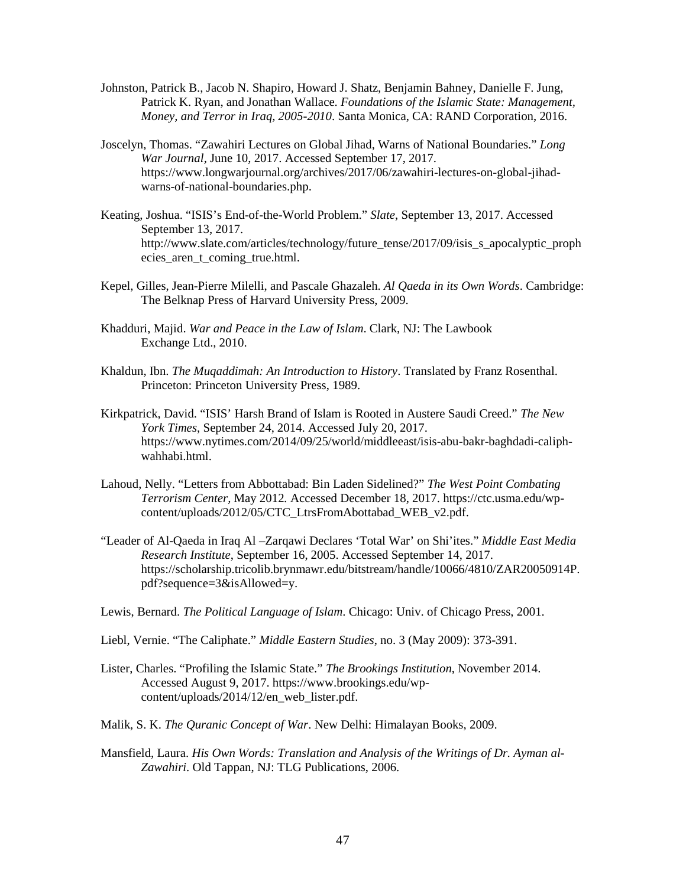Johnston, Patrick B., Jacob N. Shapiro, Howard J. Shatz, Benjamin Bahney, Danielle F. Jung, Patrick K. Ryan, and Jonathan Wallace. *Foundations of the Islamic State: Management, Money, and Terror in Iraq, 2005-2010*. Santa Monica, CA: RAND Corporation, 2016.

Joscelyn, Thomas. "Zawahiri Lectures on Global Jihad, Warns of National Boundaries." *Long War Journal*, June 10, 2017. Accessed September 17, 2017. https://www.longwarjournal.org/archives/2017/06/zawahiri-lectures-on-global-jihad-warns-of-national-boundaries.php.

Keating, Joshua. "ISIS's End-of-the-World Problem." *Slate*, September 13, 2017. Accessed September 13, 2017. http://www.slate.com/articles/technology/future_tense/2017/09/isis_s_apocalyptic_prophecies_aren_t_coming_true.html.

Kepel, Gilles, Jean-Pierre Milelli, and Pascale Ghazaleh. *Al Qaeda in its Own Words*. Cambridge: The Belknap Press of Harvard University Press, 2009.

Khadduri, Majid. *War and Peace in the Law of Islam*. Clark, NJ: The Lawbook Exchange Ltd., 2010.

Khaldun, Ibn. *The Muqaddimah: An Introduction to History*. Translated by Franz Rosenthal. Princeton: Princeton University Press, 1989.

Kirkpatrick, David. "ISIS' Harsh Brand of Islam is Rooted in Austere Saudi Creed." *The New York Times*, September 24, 2014. Accessed July 20, 2017. https://www.nytimes.com/2014/09/25/world/middleeast/isis-abu-bakr-baghdadi-caliph-wahhabi.html.

Lahoud, Nelly. "Letters from Abbottabad: Bin Laden Sidelined?" *The West Point Combating Terrorism Center,* May 2012*.* Accessed December 18, 2017. https://ctc.usma.edu/wp-content/uploads/2012/05/CTC_LtrsFromAbottabad_WEB_v2.pdf.

"Leader of Al-Qaeda in Iraq Al –Zarqawi Declares 'Total War' on Shi'ites." *Middle East Media Research Institute*, September 16, 2005. Accessed September 14, 2017. https://scholarship.tricolib.brynmawr.edu/bitstream/handle/10066/4810/ZAR20050914P.pdf?sequence=3&isAllowed=y.

Lewis, Bernard. *The Political Language of Islam*. Chicago: Univ. of Chicago Press, 2001.

Liebl, Vernie. "The Caliphate." *Middle Eastern Studies*, no. 3 (May 2009): 373-391.

Lister, Charles. "Profiling the Islamic State." *The Brookings Institution*, November 2014. Accessed August 9, 2017. https://www.brookings.edu/wp-content/uploads/2014/12/en_web_lister.pdf.

Malik, S. K. *The Quranic Concept of War*. New Delhi: Himalayan Books, 2009.

Mansfield, Laura. *His Own Words: Translation and Analysis of the Writings of Dr. Ayman al-Zawahiri*. Old Tappan, NJ: TLG Publications, 2006.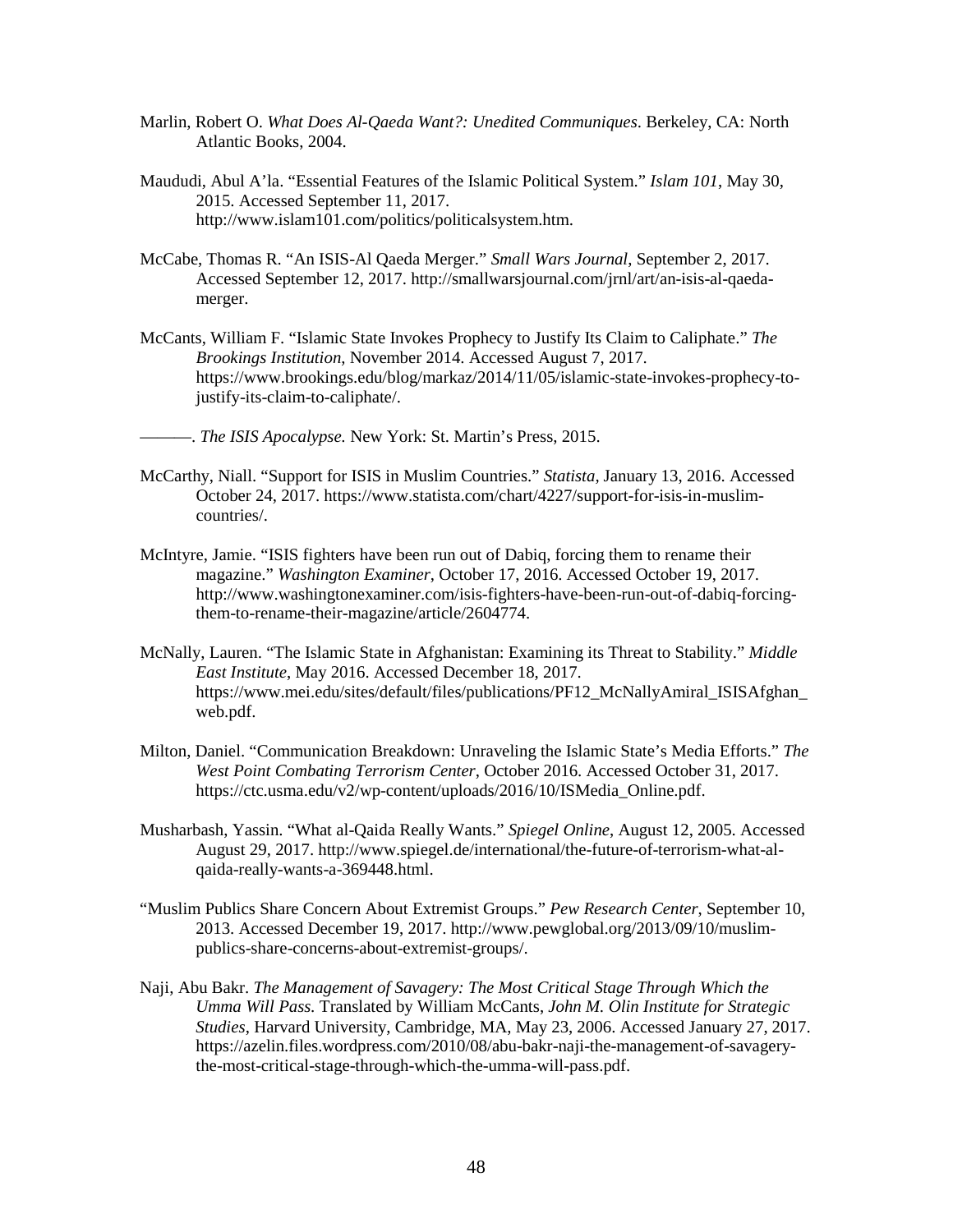Marlin, Robert O. *What Does Al-Qaeda Want?: Unedited Communiques*. Berkeley, CA: North Atlantic Books, 2004.

Maududi, Abul A'la. "Essential Features of the Islamic Political System." *Islam 101*, May 30, 2015. Accessed September 11, 2017. http://www.islam101.com/politics/politicalsystem.htm.

McCabe, Thomas R. "An ISIS-Al Qaeda Merger." *Small Wars Journal*, September 2, 2017. Accessed September 12, 2017. http://smallwarsjournal.com/jrnl/art/an-isis-al-qaeda-merger.

McCants, William F. "Islamic State Invokes Prophecy to Justify Its Claim to Caliphate." *The Brookings Institution*, November 2014. Accessed August 7, 2017. https://www.brookings.edu/blog/markaz/2014/11/05/islamic-state-invokes-prophecy-to-justify-its-claim-to-caliphate/.

———. *The ISIS Apocalypse.* New York: St. Martin's Press, 2015.

McCarthy, Niall. "Support for ISIS in Muslim Countries." *Statista*, January 13, 2016. Accessed October 24, 2017. https://www.statista.com/chart/4227/support-for-isis-in-muslim-countries/.

McIntyre, Jamie. "ISIS fighters have been run out of Dabiq, forcing them to rename their magazine." *Washington Examiner*, October 17, 2016. Accessed October 19, 2017. http://www.washingtonexaminer.com/isis-fighters-have-been-run-out-of-dabiq-forcing-them-to-rename-their-magazine/article/2604774.

McNally, Lauren. "The Islamic State in Afghanistan: Examining its Threat to Stability." *Middle East Institute*, May 2016. Accessed December 18, 2017. https://www.mei.edu/sites/default/files/publications/PF12_McNallyAmiral_ISISAfghan_web.pdf.

Milton, Daniel. "Communication Breakdown: Unraveling the Islamic State's Media Efforts." *The West Point Combating Terrorism Center*, October 2016. Accessed October 31, 2017. https://ctc.usma.edu/v2/wp-content/uploads/2016/10/ISMedia_Online.pdf.

Musharbash, Yassin. "What al-Qaida Really Wants." *Spiegel Online*, August 12, 2005. Accessed August 29, 2017. http://www.spiegel.de/international/the-future-of-terrorism-what-al-qaida-really-wants-a-369448.html.

"Muslim Publics Share Concern About Extremist Groups." *Pew Research Center*, September 10, 2013. Accessed December 19, 2017. http://www.pewglobal.org/2013/09/10/muslim-publics-share-concerns-about-extremist-groups/.

Naji, Abu Bakr. *The Management of Savagery: The Most Critical Stage Through Which the Umma Will Pass*. Translated by William McCants, *John M. Olin Institute for Strategic Studies*, Harvard University, Cambridge, MA, May 23, 2006. Accessed January 27, 2017. https://azelin.files.wordpress.com/2010/08/abu-bakr-naji-the-management-of-savagery-the-most-critical-stage-through-which-the-umma-will-pass.pdf.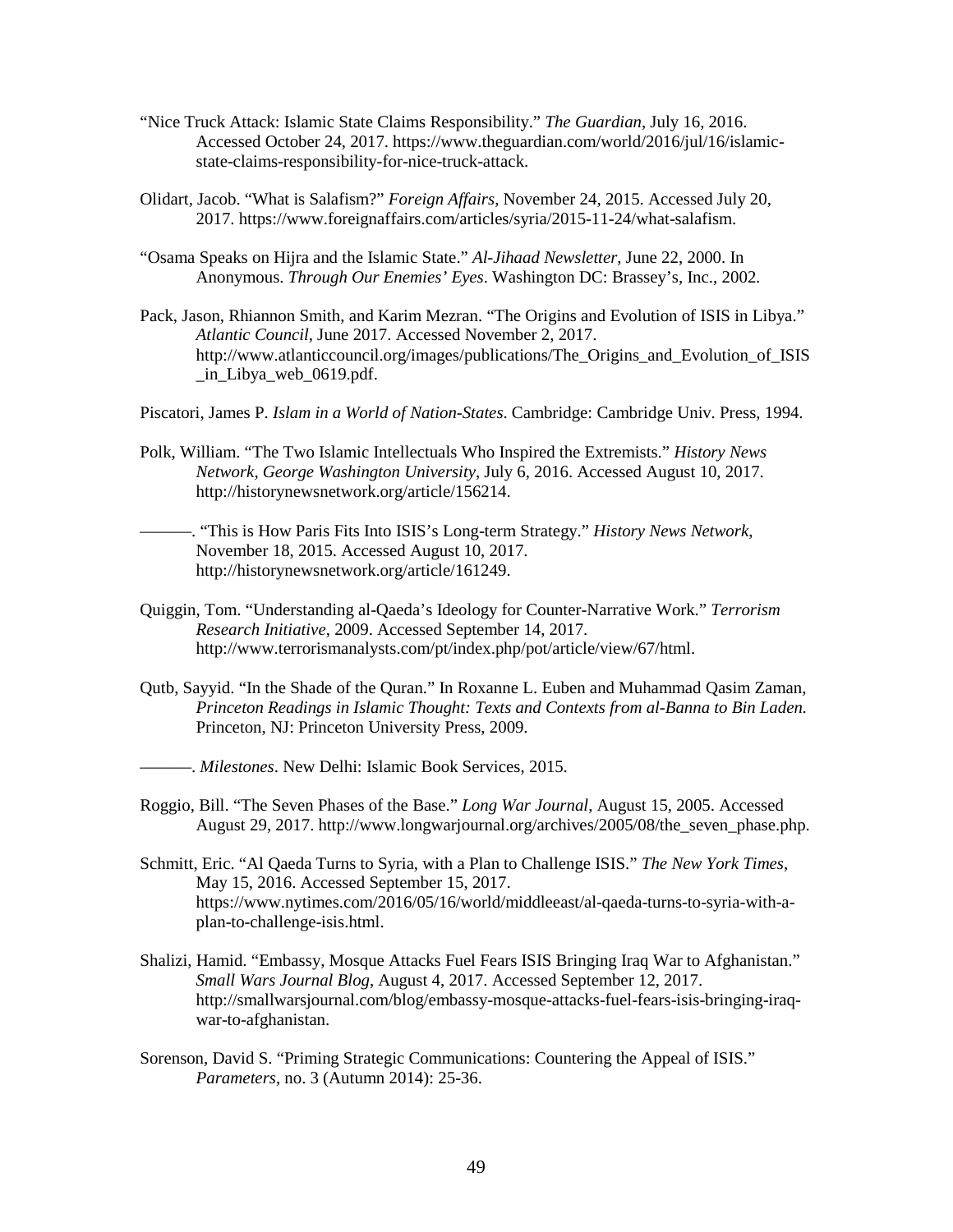"Nice Truck Attack: Islamic State Claims Responsibility." *The Guardian*, July 16, 2016. Accessed October 24, 2017. https://www.theguardian.com/world/2016/jul/16/islamic-state-claims-responsibility-for-nice-truck-attack.

Olidart, Jacob. "What is Salafism?" *Foreign Affairs*, November 24, 2015. Accessed July 20, 2017. https://www.foreignaffairs.com/articles/syria/2015-11-24/what-salafism.

"Osama Speaks on Hijra and the Islamic State." *Al-Jihaad Newsletter*, June 22, 2000. In Anonymous. *Through Our Enemies' Eyes*. Washington DC: Brassey's, Inc., 2002.

Pack, Jason, Rhiannon Smith, and Karim Mezran. "The Origins and Evolution of ISIS in Libya." *Atlantic Council*, June 2017. Accessed November 2, 2017. http://www.atlanticcouncil.org/images/publications/The_Origins_and_Evolution_of_ISIS_in_Libya_web_0619.pdf.

Piscatori, James P. *Islam in a World of Nation-States*. Cambridge: Cambridge Univ. Press, 1994.

Polk, William. "The Two Islamic Intellectuals Who Inspired the Extremists." *History News Network, George Washington University*, July 6, 2016. Accessed August 10, 2017. http://historynewsnetwork.org/article/156214.

———. "This is How Paris Fits Into ISIS's Long-term Strategy." *History News Network*, November 18, 2015. Accessed August 10, 2017. http://historynewsnetwork.org/article/161249.

Quiggin, Tom. "Understanding al-Qaeda's Ideology for Counter-Narrative Work." *Terrorism Research Initiative*, 2009. Accessed September 14, 2017. http://www.terrorismanalysts.com/pt/index.php/pot/article/view/67/html.

Qutb, Sayyid. "In the Shade of the Quran." In Roxanne L. Euben and Muhammad Qasim Zaman, *Princeton Readings in Islamic Thought: Texts and Contexts from al-Banna to Bin Laden.* Princeton, NJ: Princeton University Press, 2009.

———. *Milestones*. New Delhi: Islamic Book Services, 2015.

Roggio, Bill. "The Seven Phases of the Base." *Long War Journal*, August 15, 2005. Accessed August 29, 2017. http://www.longwarjournal.org/archives/2005/08/the_seven_phase.php.

Schmitt, Eric. "Al Qaeda Turns to Syria, with a Plan to Challenge ISIS." *The New York Times*, May 15, 2016. Accessed September 15, 2017. https://www.nytimes.com/2016/05/16/world/middleeast/al-qaeda-turns-to-syria-with-a-plan-to-challenge-isis.html.

Shalizi, Hamid. "Embassy, Mosque Attacks Fuel Fears ISIS Bringing Iraq War to Afghanistan." *Small Wars Journal Blog*, August 4, 2017. Accessed September 12, 2017. http://smallwarsjournal.com/blog/embassy-mosque-attacks-fuel-fears-isis-bringing-iraq-war-to-afghanistan.

Sorenson, David S. "Priming Strategic Communications: Countering the Appeal of ISIS." *Parameters*, no. 3 (Autumn 2014): 25-36.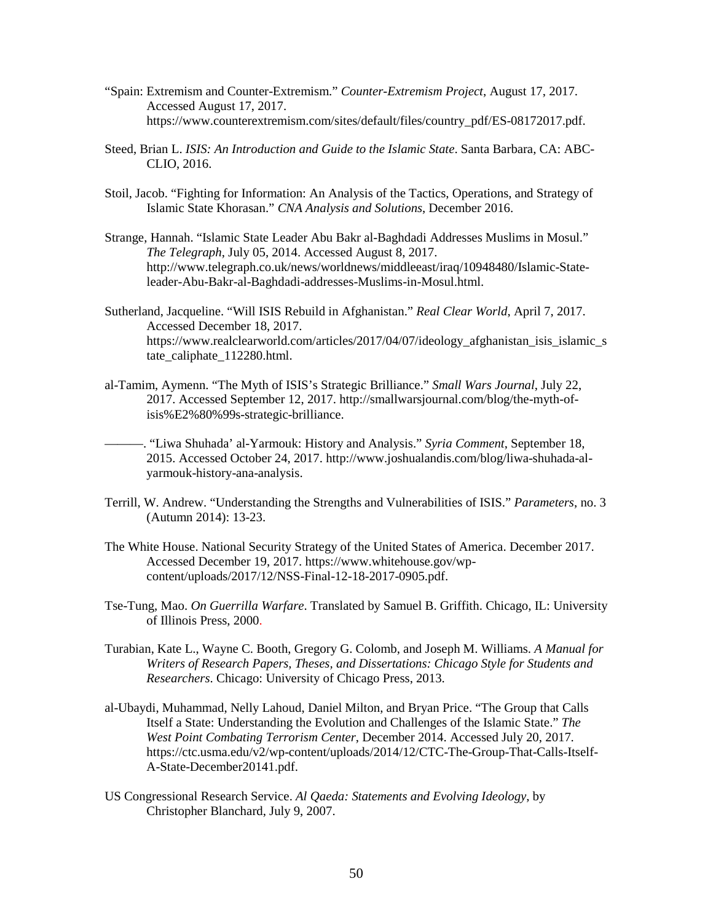"Spain: Extremism and Counter-Extremism." *Counter-Extremism Project*, August 17, 2017. Accessed August 17, 2017. https://www.counterextremism.com/sites/default/files/country_pdf/ES-08172017.pdf.

Steed, Brian L. *ISIS: An Introduction and Guide to the Islamic State*. Santa Barbara, CA: ABC-CLIO, 2016.

Stoil, Jacob. "Fighting for Information: An Analysis of the Tactics, Operations, and Strategy of Islamic State Khorasan." *CNA Analysis and Solutions*, December 2016.

Strange, Hannah. "Islamic State Leader Abu Bakr al-Baghdadi Addresses Muslims in Mosul." *The Telegraph*, July 05, 2014. Accessed August 8, 2017. http://www.telegraph.co.uk/news/worldnews/middleeast/iraq/10948480/Islamic-State-leader-Abu-Bakr-al-Baghdadi-addresses-Muslims-in-Mosul.html.

Sutherland, Jacqueline. "Will ISIS Rebuild in Afghanistan." *Real Clear World*, April 7, 2017. Accessed December 18, 2017. https://www.realclearworld.com/articles/2017/04/07/ideology_afghanistan_isis_islamic_state_caliphate_112280.html.

al-Tamim, Aymenn. "The Myth of ISIS's Strategic Brilliance." *Small Wars Journal*, July 22, 2017. Accessed September 12, 2017. http://smallwarsjournal.com/blog/the-myth-of-isis%E2%80%99s-strategic-brilliance.

———. "Liwa Shuhada' al-Yarmouk: History and Analysis." *Syria Comment*, September 18, 2015. Accessed October 24, 2017. http://www.joshualandis.com/blog/liwa-shuhada-al-yarmouk-history-ana-analysis.

Terrill, W. Andrew. "Understanding the Strengths and Vulnerabilities of ISIS." *Parameters*, no. 3 (Autumn 2014): 13-23.

The White House. National Security Strategy of the United States of America. December 2017. Accessed December 19, 2017. https://www.whitehouse.gov/wp-content/uploads/2017/12/NSS-Final-12-18-2017-0905.pdf.

Tse-Tung, Mao. *On Guerrilla Warfare*. Translated by Samuel B. Griffith. Chicago, IL: University of Illinois Press, 2000.

Turabian, Kate L., Wayne C. Booth, Gregory G. Colomb, and Joseph M. Williams. *A Manual for Writers of Research Papers, Theses, and Dissertations: Chicago Style for Students and Researchers*. Chicago: University of Chicago Press, 2013.

al-Ubaydi, Muhammad, Nelly Lahoud, Daniel Milton, and Bryan Price. "The Group that Calls Itself a State: Understanding the Evolution and Challenges of the Islamic State." *The West Point Combating Terrorism Center*, December 2014. Accessed July 20, 2017. https://ctc.usma.edu/v2/wp-content/uploads/2014/12/CTC-The-Group-That-Calls-Itself-A-State-December20141.pdf.

US Congressional Research Service. *Al Qaeda: Statements and Evolving Ideology*, by Christopher Blanchard, July 9, 2007.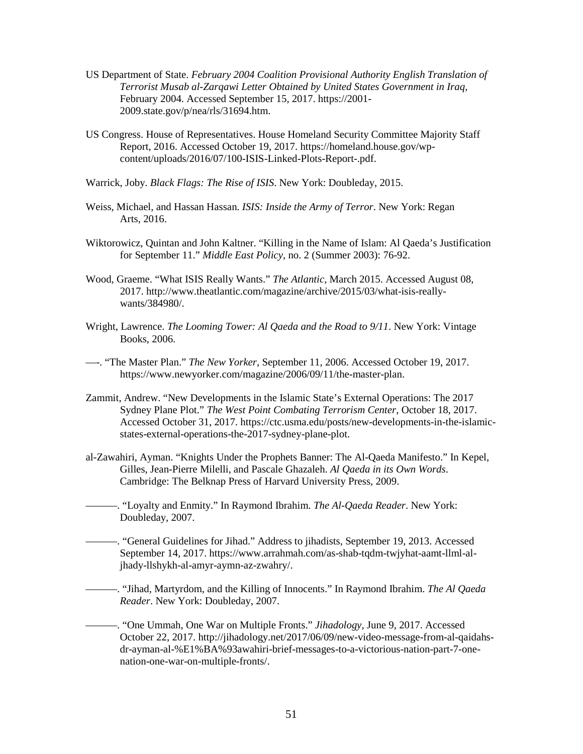US Department of State. *February 2004 Coalition Provisional Authority English Translation of Terrorist Musab al-Zarqawi Letter Obtained by United States Government in Iraq*, February 2004. Accessed September 15, 2017. https://2001-2009.state.gov/p/nea/rls/31694.htm.

US Congress. House of Representatives. House Homeland Security Committee Majority Staff Report, 2016. Accessed October 19, 2017. https://homeland.house.gov/wp-content/uploads/2016/07/100-ISIS-Linked-Plots-Report-.pdf.

Warrick, Joby. *Black Flags: The Rise of ISIS*. New York: Doubleday, 2015.

Weiss, Michael, and Hassan Hassan. *ISIS: Inside the Army of Terror*. New York: Regan Arts, 2016.

Wiktorowicz, Quintan and John Kaltner. "Killing in the Name of Islam: Al Qaeda's Justification for September 11." *Middle East Policy*, no. 2 (Summer 2003): 76-92.

Wood, Graeme. "What ISIS Really Wants." *The Atlantic*, March 2015. Accessed August 08, 2017. http://www.theatlantic.com/magazine/archive/2015/03/what-isis-really-wants/384980/.

Wright, Lawrence. *The Looming Tower: Al Qaeda and the Road to 9/11*. New York: Vintage Books, 2006.

—-. "The Master Plan." *The New Yorker*, September 11, 2006. Accessed October 19, 2017. https://www.newyorker.com/magazine/2006/09/11/the-master-plan.

Zammit, Andrew. "New Developments in the Islamic State's External Operations: The 2017 Sydney Plane Plot." *The West Point Combating Terrorism Center*, October 18, 2017. Accessed October 31, 2017. https://ctc.usma.edu/posts/new-developments-in-the-islamic-states-external-operations-the-2017-sydney-plane-plot.

al-Zawahiri, Ayman. "Knights Under the Prophets Banner: The Al-Qaeda Manifesto." In Kepel, Gilles, Jean-Pierre Milelli, and Pascale Ghazaleh. *Al Qaeda in its Own Words*. Cambridge: The Belknap Press of Harvard University Press, 2009.

———. "Loyalty and Enmity." In Raymond Ibrahim. *The Al-Qaeda Reader*. New York: Doubleday, 2007.

———. "General Guidelines for Jihad." Address to jihadists, September 19, 2013. Accessed September 14, 2017. https://www.arrahmah.com/as-shab-tqdm-twjyhat-aamt-llml-al-jhady-llshykh-al-amyr-aymn-az-zwahry/.

———. "Jihad, Martyrdom, and the Killing of Innocents." In Raymond Ibrahim. *The Al Qaeda Reader*. New York: Doubleday, 2007.

———. "One Ummah, One War on Multiple Fronts." *Jihadology*, June 9, 2017. Accessed October 22, 2017. http://jihadology.net/2017/06/09/new-video-message-from-al-qaidahs-dr-ayman-al-%E1%BA%93awahiri-brief-messages-to-a-victorious-nation-part-7-one-nation-one-war-on-multiple-fronts/.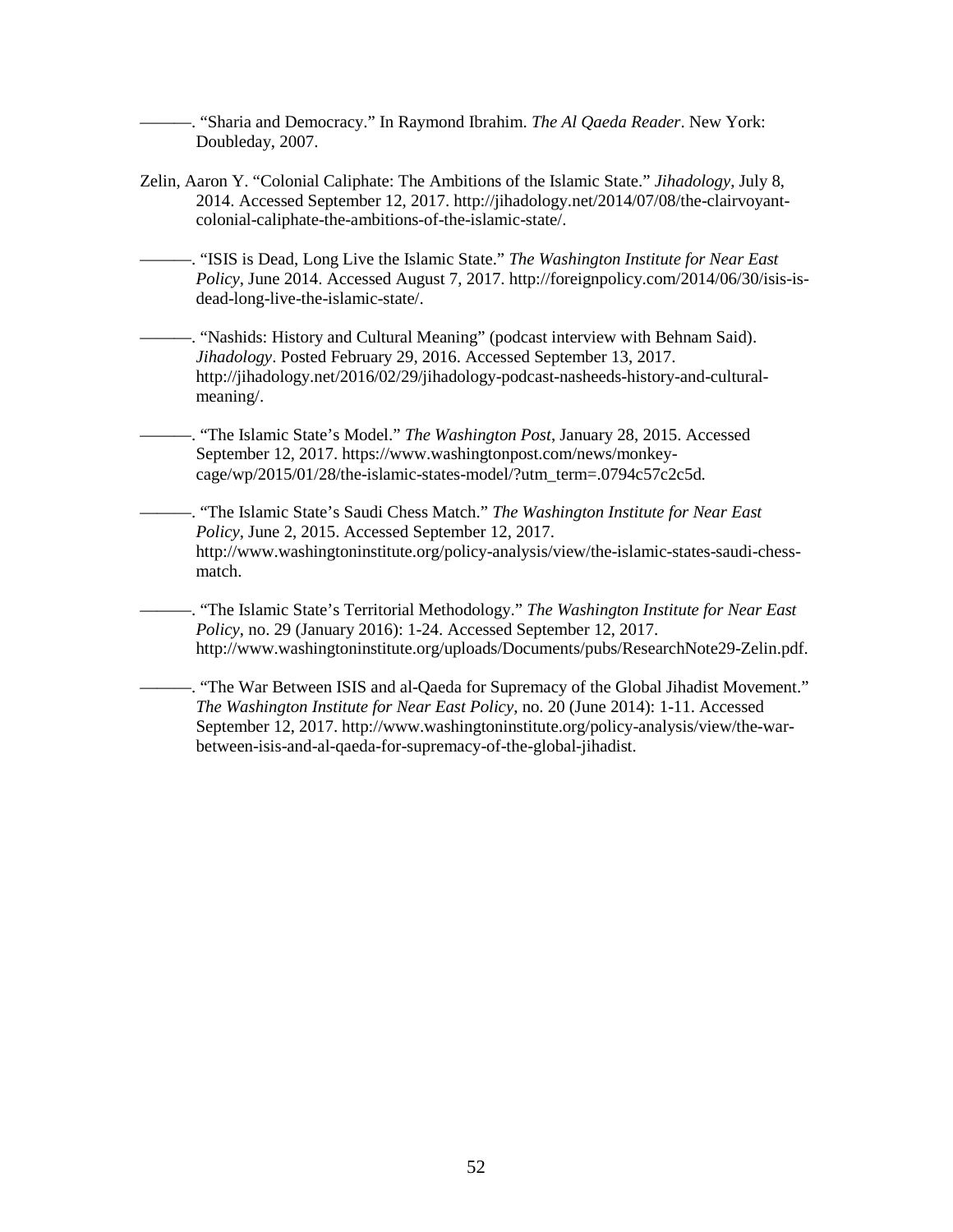———. "Sharia and Democracy." In Raymond Ibrahim. *The Al Qaeda Reader*. New York: Doubleday, 2007.

Zelin, Aaron Y. "Colonial Caliphate: The Ambitions of the Islamic State." *Jihadology*, July 8, 2014. Accessed September 12, 2017. http://jihadology.net/2014/07/08/the-clairvoyant-colonial-caliphate-the-ambitions-of-the-islamic-state/.

———. "ISIS is Dead, Long Live the Islamic State." *The Washington Institute for Near East Policy*, June 2014. Accessed August 7, 2017. http://foreignpolicy.com/2014/06/30/isis-is-dead-long-live-the-islamic-state/.

———. "Nashids: History and Cultural Meaning" (podcast interview with Behnam Said). *Jihadology*. Posted February 29, 2016. Accessed September 13, 2017. http://jihadology.net/2016/02/29/jihadology-podcast-nasheeds-history-and-cultural-meaning/.

———. "The Islamic State's Model." *The Washington Post*, January 28, 2015. Accessed September 12, 2017. https://www.washingtonpost.com/news/monkey-cage/wp/2015/01/28/the-islamic-states-model/?utm_term=.0794c57c2c5d.

———. "The Islamic State's Saudi Chess Match." *The Washington Institute for Near East Policy*, June 2, 2015. Accessed September 12, 2017. http://www.washingtoninstitute.org/policy-analysis/view/the-islamic-states-saudi-chess-match.

———. "The Islamic State's Territorial Methodology." *The Washington Institute for Near East Policy*, no. 29 (January 2016): 1-24. Accessed September 12, 2017. http://www.washingtoninstitute.org/uploads/Documents/pubs/ResearchNote29-Zelin.pdf.

———. "The War Between ISIS and al-Qaeda for Supremacy of the Global Jihadist Movement." *The Washington Institute for Near East Policy*, no. 20 (June 2014): 1-11. Accessed September 12, 2017. http://www.washingtoninstitute.org/policy-analysis/view/the-war-between-isis-and-al-qaeda-for-supremacy-of-the-global-jihadist.